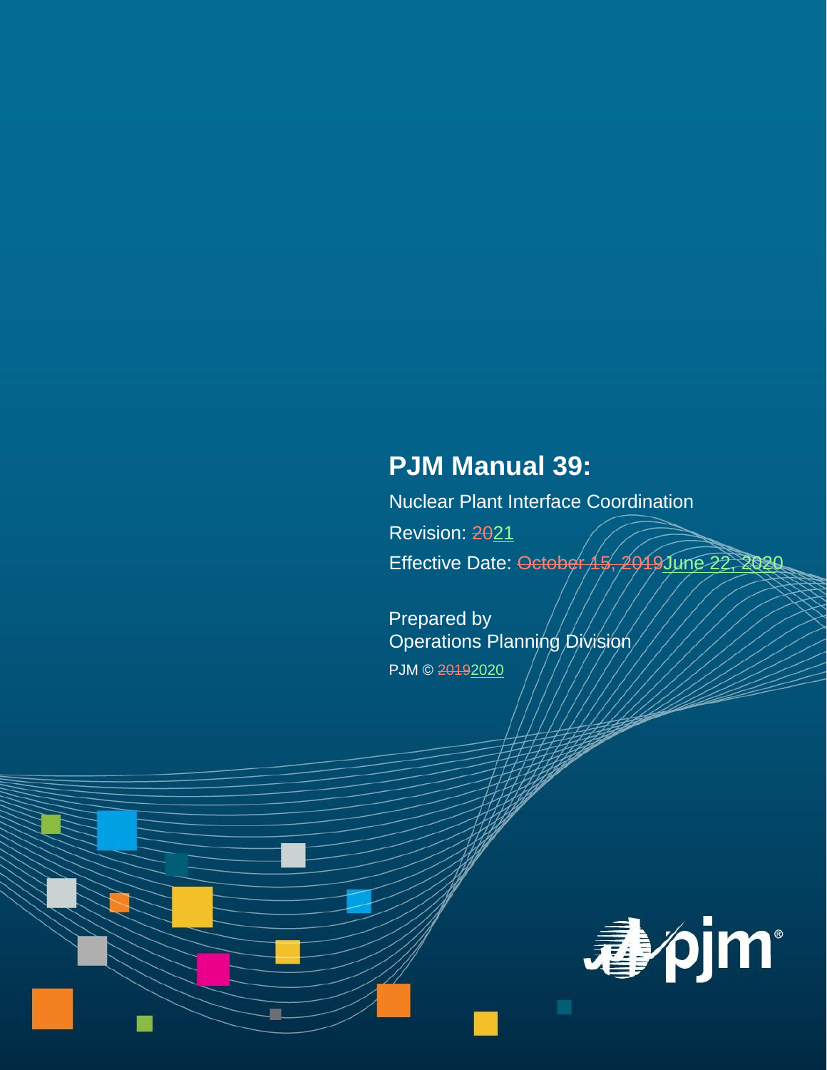# PJM Manual 39:

Nuclear Plant Interface Coordination

Revision: ~~20~~21

Effective Date: ~~October 15, 2019~~June 22, 2020

Prepared by
Operations Planning Division

PJM © ~~2019~~2020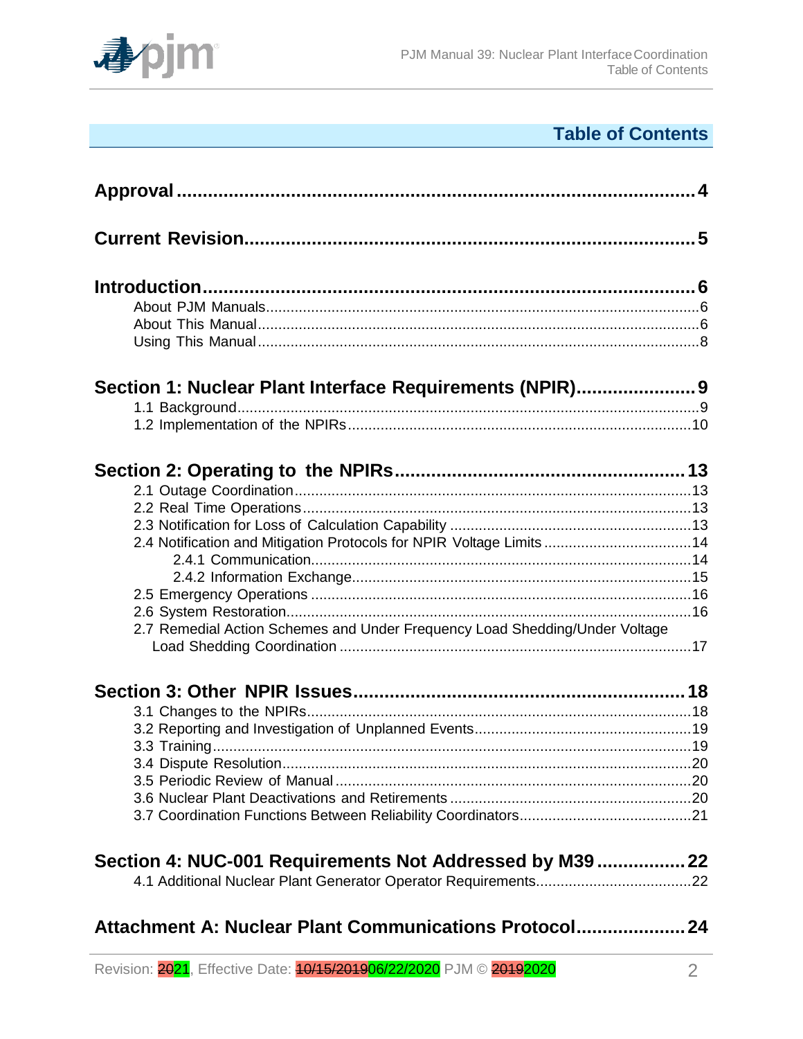# Table of Contents

**Approval** ........................................................................................ 4

**Current Revision** ............................................................................ 5

**Introduction** ................................................................................... 6
- About PJM Manuals ............................................................................ 6
- About This Manual ............................................................................. 6
- Using This Manual .............................................................................. 8

**Section 1: Nuclear Plant Interface Requirements (NPIR)** ...................... 9
- 1.1 Background .................................................................................. 9
- 1.2 Implementation of the NPIRs ......................................................... 10

**Section 2: Operating to the NPIRs** ...................................................... 13
- 2.1 Outage Coordination ..................................................................... 13
- 2.2 Real Time Operations .................................................................... 13
- 2.3 Notification for Loss of Calculation Capability ................................. 13
- 2.4 Notification and Mitigation Protocols for NPIR Voltage Limits ............ 14
  - 2.4.1 Communication ....................................................................... 14
  - 2.4.2 Information Exchange .............................................................. 15
- 2.5 Emergency Operations .................................................................. 16
- 2.6 System Restoration ....................................................................... 16
- 2.7 Remedial Action Schemes and Under Frequency Load Shedding/Under Voltage Load Shedding Coordination ...................................................................... 17

**Section 3: Other NPIR Issues** ............................................................ 18
- 3.1 Changes to the NPIRs .................................................................... 18
- 3.2 Reporting and Investigation of Unplanned Events ............................. 19
- 3.3 Training ........................................................................................ 19
- 3.4 Dispute Resolution ......................................................................... 20
- 3.5 Periodic Review of Manual .............................................................. 20
- 3.6 Nuclear Plant Deactivations and Retirements ................................... 20
- 3.7 Coordination Functions Between Reliability Coordinators ................... 21

**Section 4: NUC-001 Requirements Not Addressed by M39** ..................... 22
- 4.1 Additional Nuclear Plant Generator Operator Requirements ................. 22

**Attachment A: Nuclear Plant Communications Protocol** ........................ 24

Revision: ~~20~~21, Effective Date: ~~10/15/2019~~06/22/2020 PJM © ~~2019~~2020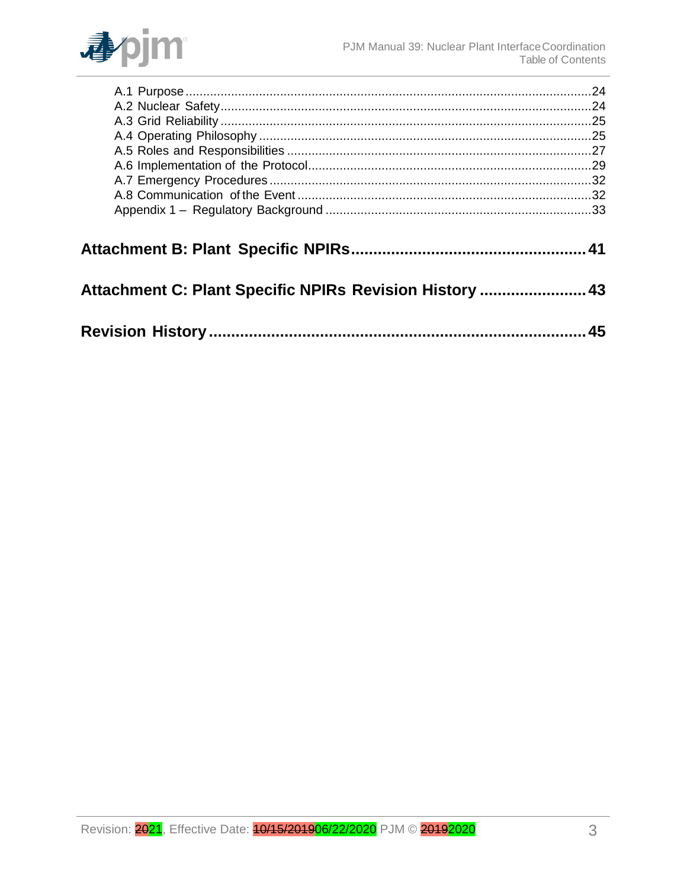A.1 Purpose ........................................................................................................................24
A.2 Nuclear Safety..................................................................................................................24
A.3 Grid Reliability .................................................................................................................25
A.4 Operating Philosophy .......................................................................................................25
A.5 Roles and Responsibilities ..............................................................................................27
A.6 Implementation of the Protocol........................................................................................29
A.7 Emergency Procedures ...................................................................................................32
A.8 Communication of the Event ...........................................................................................32
Appendix 1 – Regulatory Background ..................................................................................33

**Attachment B: Plant Specific NPIRs........................................................ 41**

**Attachment C: Plant Specific NPIRs Revision History ........................ 43**

**Revision History ........................................................................................ 45**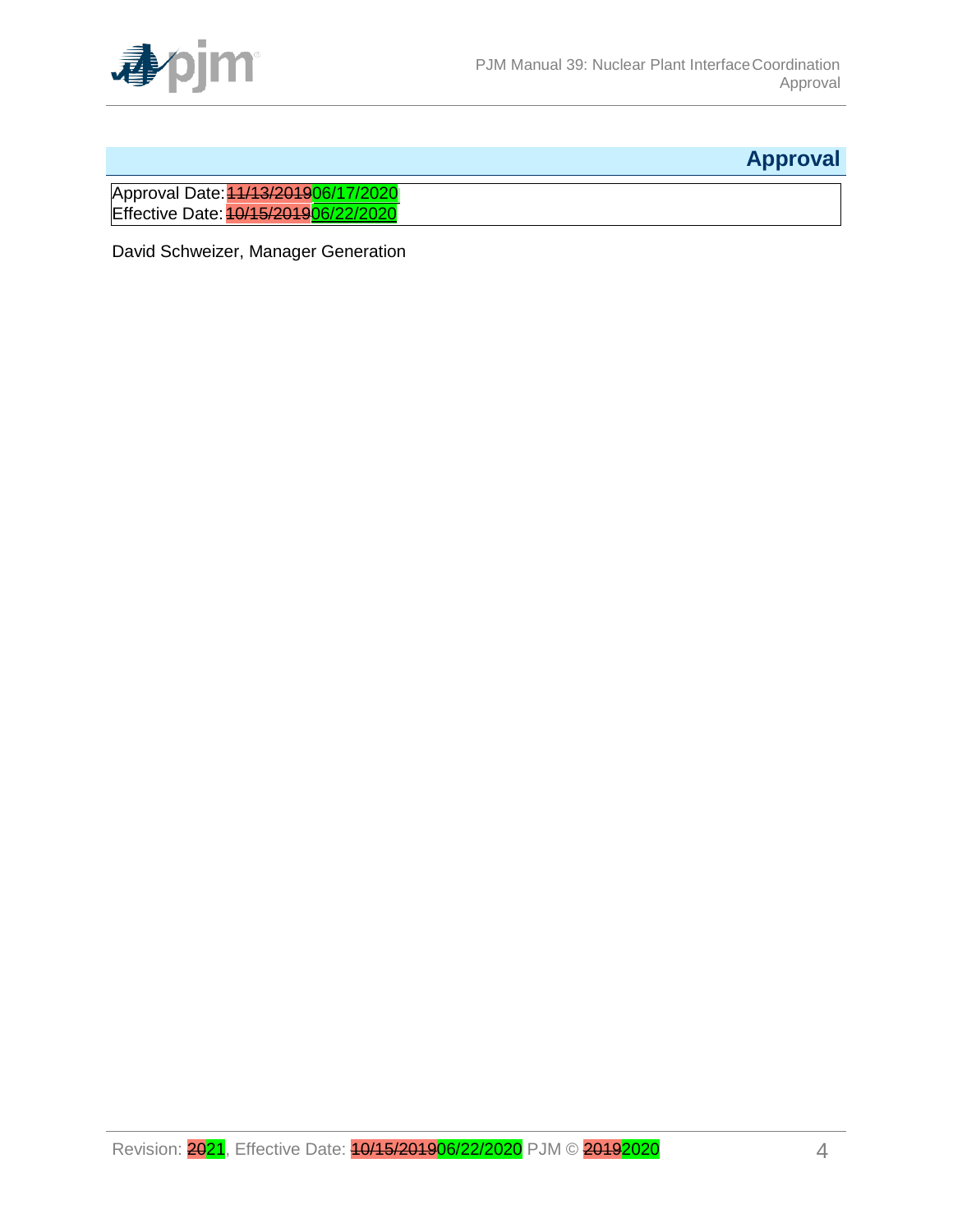## Approval

Approval Date: ~~11/13/2019~~06/17/2020
Effective Date: ~~10/15/2019~~06/22/2020

David Schweizer, Manager Generation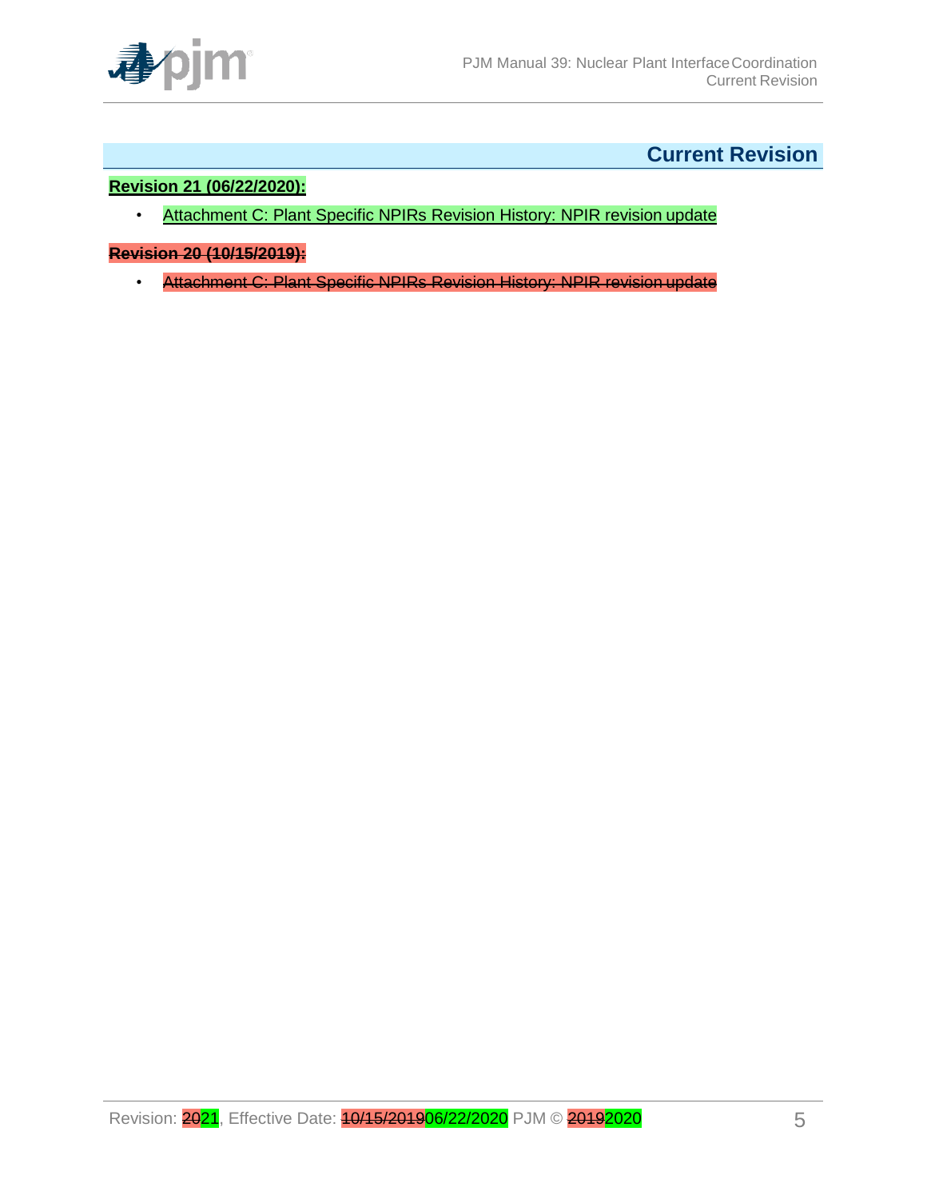# Current Revision

**Revision 21 (06/22/2020):**

- Attachment C: Plant Specific NPIRs Revision History: NPIR revision update

~~**Revision 20 (10/15/2019):**~~

- ~~Attachment C: Plant Specific NPIRs Revision History: NPIR revision update~~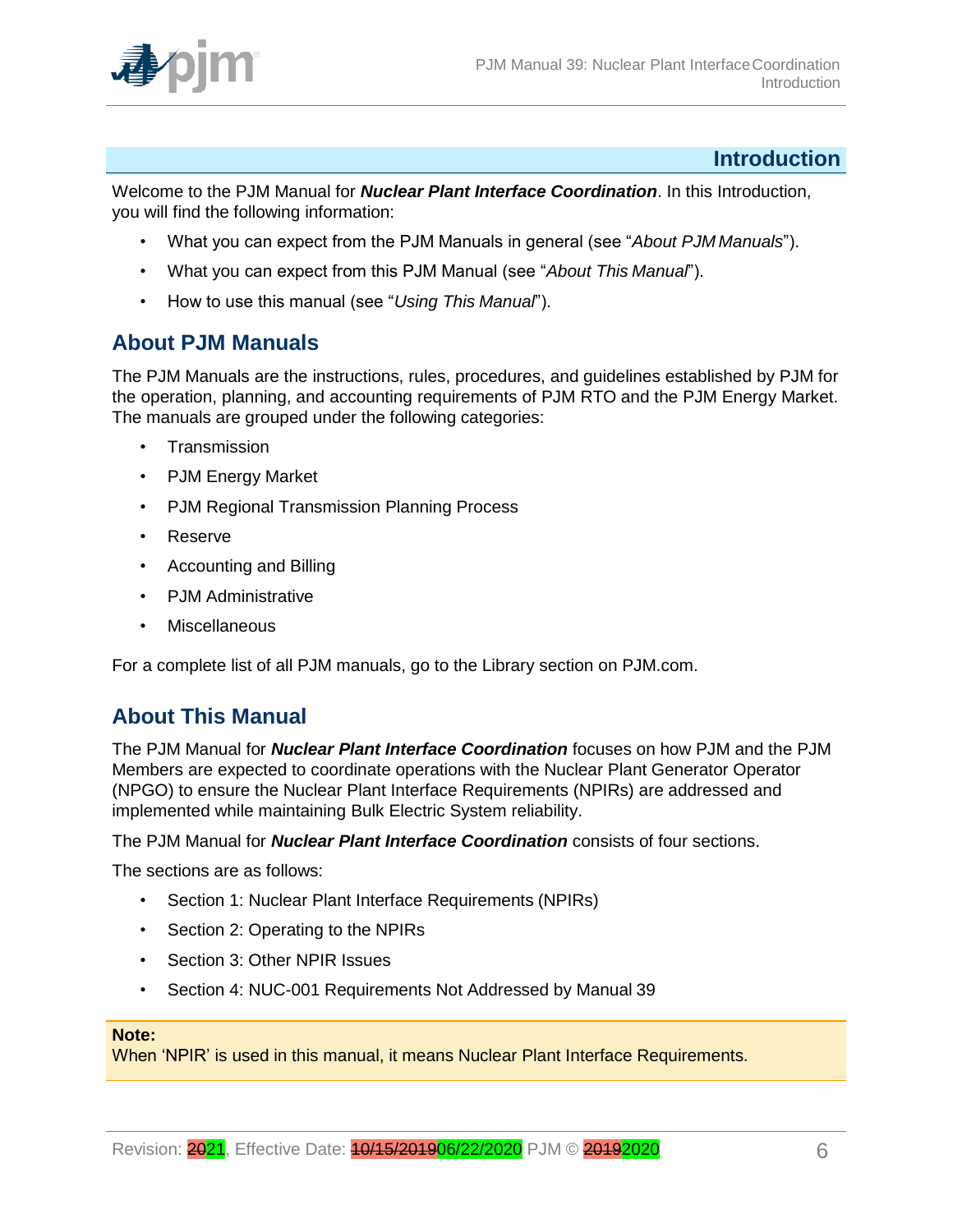# Introduction

Welcome to the PJM Manual for ***Nuclear Plant Interface Coordination***. In this Introduction, you will find the following information:

- What you can expect from the PJM Manuals in general (see "*About PJM Manuals*").
- What you can expect from this PJM Manual (see "*About This Manual*").
- How to use this manual (see "*Using This Manual*").

## About PJM Manuals

The PJM Manuals are the instructions, rules, procedures, and guidelines established by PJM for the operation, planning, and accounting requirements of PJM RTO and the PJM Energy Market. The manuals are grouped under the following categories:

- Transmission
- PJM Energy Market
- PJM Regional Transmission Planning Process
- Reserve
- Accounting and Billing
- PJM Administrative
- Miscellaneous

For a complete list of all PJM manuals, go to the Library section on PJM.com.

## About This Manual

The PJM Manual for ***Nuclear Plant Interface Coordination*** focuses on how PJM and the PJM Members are expected to coordinate operations with the Nuclear Plant Generator Operator (NPGO) to ensure the Nuclear Plant Interface Requirements (NPIRs) are addressed and implemented while maintaining Bulk Electric System reliability.

The PJM Manual for ***Nuclear Plant Interface Coordination*** consists of four sections.

The sections are as follows:

- Section 1: Nuclear Plant Interface Requirements (NPIRs)
- Section 2: Operating to the NPIRs
- Section 3: Other NPIR Issues
- Section 4: NUC-001 Requirements Not Addressed by Manual 39

**Note:**
When 'NPIR' is used in this manual, it means Nuclear Plant Interface Requirements.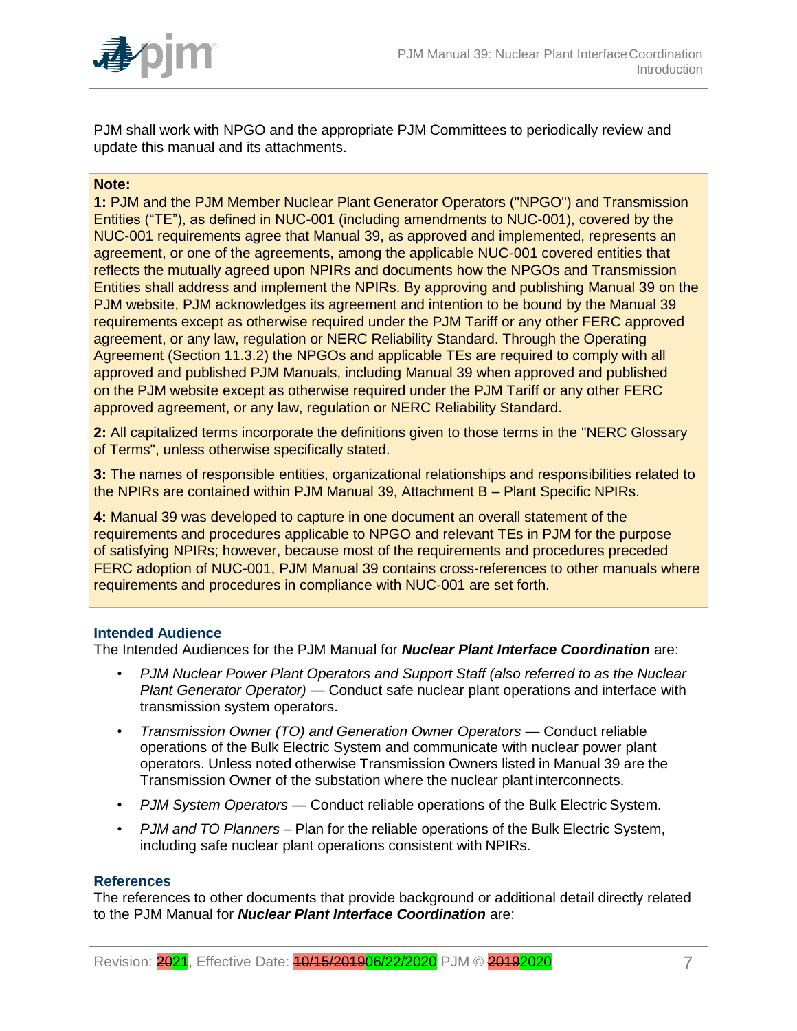PJM shall work with NPGO and the appropriate PJM Committees to periodically review and update this manual and its attachments.

**Note:**

**1:** PJM and the PJM Member Nuclear Plant Generator Operators ("NPGO") and Transmission Entities ("TE"), as defined in NUC-001 (including amendments to NUC-001), covered by the NUC-001 requirements agree that Manual 39, as approved and implemented, represents an agreement, or one of the agreements, among the applicable NUC-001 covered entities that reflects the mutually agreed upon NPIRs and documents how the NPGOs and Transmission Entities shall address and implement the NPIRs. By approving and publishing Manual 39 on the PJM website, PJM acknowledges its agreement and intention to be bound by the Manual 39 requirements except as otherwise required under the PJM Tariff or any other FERC approved agreement, or any law, regulation or NERC Reliability Standard. Through the Operating Agreement (Section 11.3.2) the NPGOs and applicable TEs are required to comply with all approved and published PJM Manuals, including Manual 39 when approved and published on the PJM website except as otherwise required under the PJM Tariff or any other FERC approved agreement, or any law, regulation or NERC Reliability Standard.

**2:** All capitalized terms incorporate the definitions given to those terms in the "NERC Glossary of Terms", unless otherwise specifically stated.

**3:** The names of responsible entities, organizational relationships and responsibilities related to the NPIRs are contained within PJM Manual 39, Attachment B – Plant Specific NPIRs.

**4:** Manual 39 was developed to capture in one document an overall statement of the requirements and procedures applicable to NPGO and relevant TEs in PJM for the purpose of satisfying NPIRs; however, because most of the requirements and procedures preceded FERC adoption of NUC-001, PJM Manual 39 contains cross-references to other manuals where requirements and procedures in compliance with NUC-001 are set forth.

### Intended Audience

The Intended Audiences for the PJM Manual for ***Nuclear Plant Interface Coordination*** are:

- *PJM Nuclear Power Plant Operators and Support Staff (also referred to as the Nuclear Plant Generator Operator)* — Conduct safe nuclear plant operations and interface with transmission system operators.
- *Transmission Owner (TO) and Generation Owner Operators* — Conduct reliable operations of the Bulk Electric System and communicate with nuclear power plant operators. Unless noted otherwise Transmission Owners listed in Manual 39 are the Transmission Owner of the substation where the nuclear plant interconnects.
- *PJM System Operators* — Conduct reliable operations of the Bulk Electric System.
- *PJM and TO Planners* – Plan for the reliable operations of the Bulk Electric System, including safe nuclear plant operations consistent with NPIRs.

### References

The references to other documents that provide background or additional detail directly related to the PJM Manual for ***Nuclear Plant Interface Coordination*** are: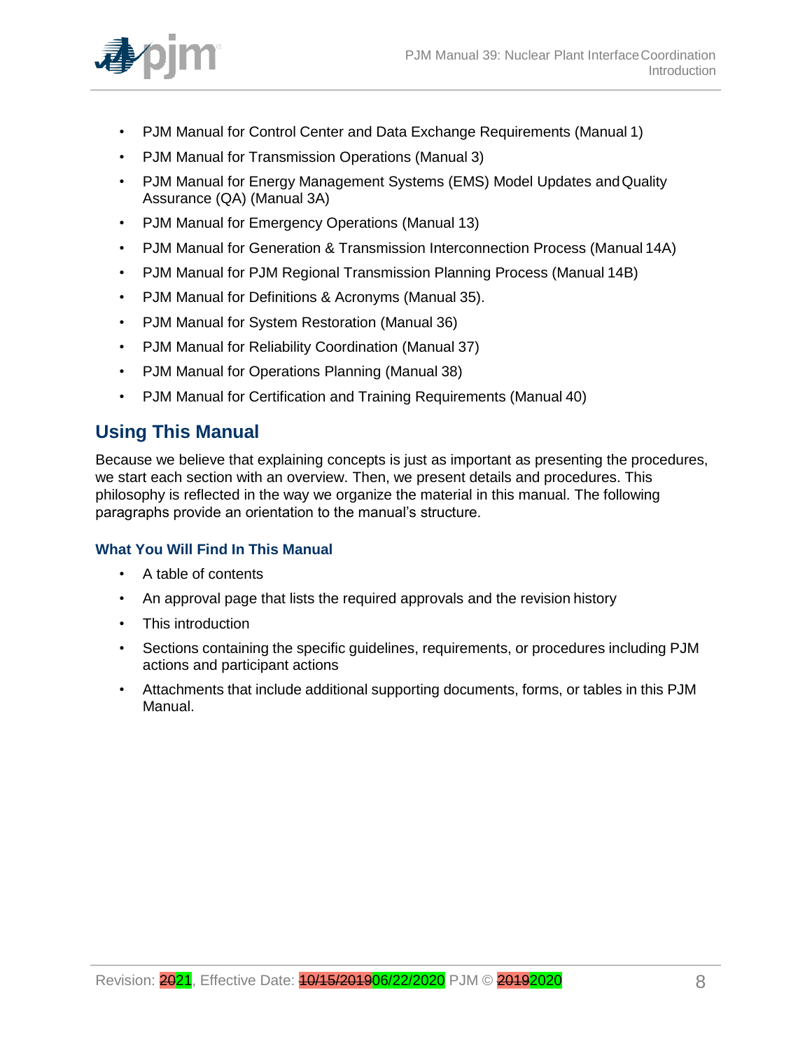- PJM Manual for Control Center and Data Exchange Requirements (Manual 1)
- PJM Manual for Transmission Operations (Manual 3)
- PJM Manual for Energy Management Systems (EMS) Model Updates and Quality Assurance (QA) (Manual 3A)
- PJM Manual for Emergency Operations (Manual 13)
- PJM Manual for Generation & Transmission Interconnection Process (Manual 14A)
- PJM Manual for PJM Regional Transmission Planning Process (Manual 14B)
- PJM Manual for Definitions & Acronyms (Manual 35).
- PJM Manual for System Restoration (Manual 36)
- PJM Manual for Reliability Coordination (Manual 37)
- PJM Manual for Operations Planning (Manual 38)
- PJM Manual for Certification and Training Requirements (Manual 40)

## Using This Manual

Because we believe that explaining concepts is just as important as presenting the procedures, we start each section with an overview. Then, we present details and procedures. This philosophy is reflected in the way we organize the material in this manual. The following paragraphs provide an orientation to the manual's structure.

### What You Will Find In This Manual

- A table of contents
- An approval page that lists the required approvals and the revision history
- This introduction
- Sections containing the specific guidelines, requirements, or procedures including PJM actions and participant actions
- Attachments that include additional supporting documents, forms, or tables in this PJM Manual.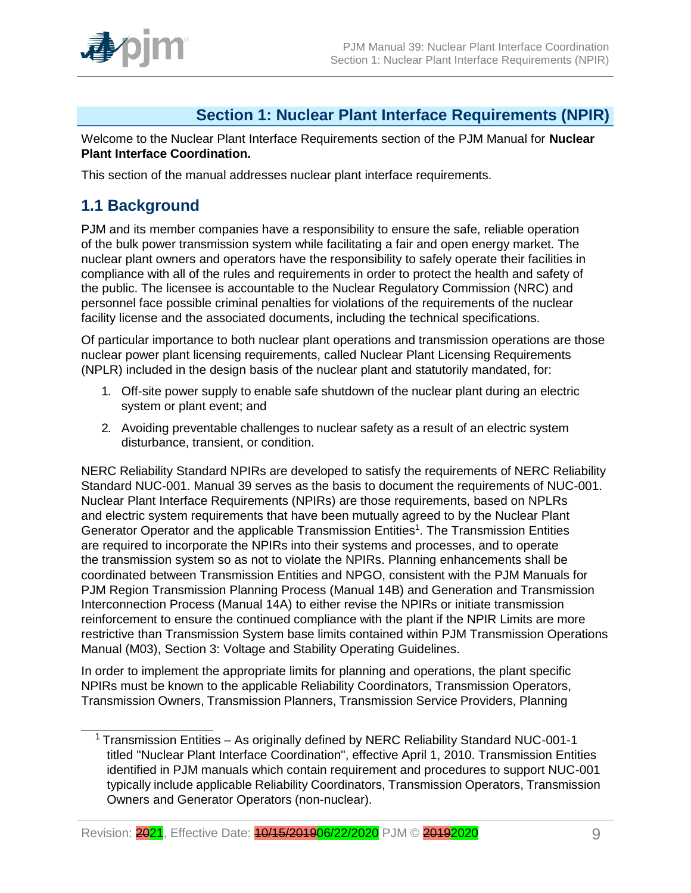# Section 1: Nuclear Plant Interface Requirements (NPIR)

Welcome to the Nuclear Plant Interface Requirements section of the PJM Manual for **Nuclear Plant Interface Coordination.**

This section of the manual addresses nuclear plant interface requirements.

## 1.1 Background

PJM and its member companies have a responsibility to ensure the safe, reliable operation of the bulk power transmission system while facilitating a fair and open energy market. The nuclear plant owners and operators have the responsibility to safely operate their facilities in compliance with all of the rules and requirements in order to protect the health and safety of the public. The licensee is accountable to the Nuclear Regulatory Commission (NRC) and personnel face possible criminal penalties for violations of the requirements of the nuclear facility license and the associated documents, including the technical specifications.

Of particular importance to both nuclear plant operations and transmission operations are those nuclear power plant licensing requirements, called Nuclear Plant Licensing Requirements (NPLR) included in the design basis of the nuclear plant and statutorily mandated, for:

1. Off-site power supply to enable safe shutdown of the nuclear plant during an electric system or plant event; and
2. Avoiding preventable challenges to nuclear safety as a result of an electric system disturbance, transient, or condition.

NERC Reliability Standard NPIRs are developed to satisfy the requirements of NERC Reliability Standard NUC-001. Manual 39 serves as the basis to document the requirements of NUC-001. Nuclear Plant Interface Requirements (NPIRs) are those requirements, based on NPLRs and electric system requirements that have been mutually agreed to by the Nuclear Plant Generator Operator and the applicable Transmission Entities[1]. The Transmission Entities are required to incorporate the NPIRs into their systems and processes, and to operate the transmission system so as not to violate the NPIRs. Planning enhancements shall be coordinated between Transmission Entities and NPGO, consistent with the PJM Manuals for PJM Region Transmission Planning Process (Manual 14B) and Generation and Transmission Interconnection Process (Manual 14A) to either revise the NPIRs or initiate transmission reinforcement to ensure the continued compliance with the plant if the NPIR Limits are more restrictive than Transmission System base limits contained within PJM Transmission Operations Manual (M03), Section 3: Voltage and Stability Operating Guidelines.

In order to implement the appropriate limits for planning and operations, the plant specific NPIRs must be known to the applicable Reliability Coordinators, Transmission Operators, Transmission Owners, Transmission Planners, Transmission Service Providers, Planning

[1] Transmission Entities – As originally defined by NERC Reliability Standard NUC-001-1 titled "Nuclear Plant Interface Coordination", effective April 1, 2010. Transmission Entities identified in PJM manuals which contain requirement and procedures to support NUC-001 typically include applicable Reliability Coordinators, Transmission Operators, Transmission Owners and Generator Operators (non-nuclear).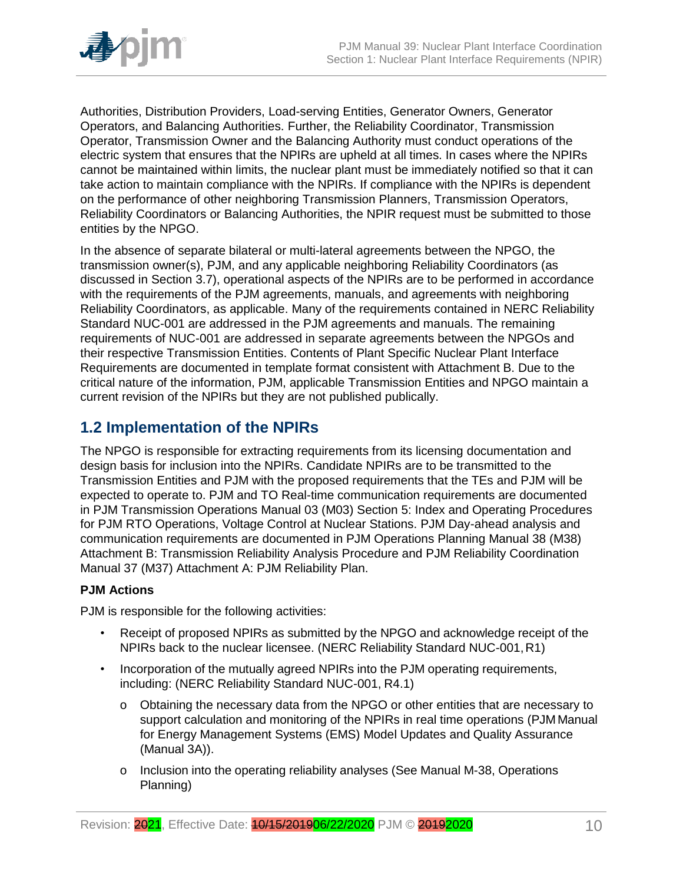Authorities, Distribution Providers, Load-serving Entities, Generator Owners, Generator Operators, and Balancing Authorities. Further, the Reliability Coordinator, Transmission Operator, Transmission Owner and the Balancing Authority must conduct operations of the electric system that ensures that the NPIRs are upheld at all times. In cases where the NPIRs cannot be maintained within limits, the nuclear plant must be immediately notified so that it can take action to maintain compliance with the NPIRs. If compliance with the NPIRs is dependent on the performance of other neighboring Transmission Planners, Transmission Operators, Reliability Coordinators or Balancing Authorities, the NPIR request must be submitted to those entities by the NPGO.

In the absence of separate bilateral or multi-lateral agreements between the NPGO, the transmission owner(s), PJM, and any applicable neighboring Reliability Coordinators (as discussed in Section 3.7), operational aspects of the NPIRs are to be performed in accordance with the requirements of the PJM agreements, manuals, and agreements with neighboring Reliability Coordinators, as applicable. Many of the requirements contained in NERC Reliability Standard NUC-001 are addressed in the PJM agreements and manuals. The remaining requirements of NUC-001 are addressed in separate agreements between the NPGOs and their respective Transmission Entities. Contents of Plant Specific Nuclear Plant Interface Requirements are documented in template format consistent with Attachment B. Due to the critical nature of the information, PJM, applicable Transmission Entities and NPGO maintain a current revision of the NPIRs but they are not published publically.

## 1.2 Implementation of the NPIRs

The NPGO is responsible for extracting requirements from its licensing documentation and design basis for inclusion into the NPIRs. Candidate NPIRs are to be transmitted to the Transmission Entities and PJM with the proposed requirements that the TEs and PJM will be expected to operate to. PJM and TO Real-time communication requirements are documented in PJM Transmission Operations Manual 03 (M03) Section 5: Index and Operating Procedures for PJM RTO Operations, Voltage Control at Nuclear Stations. PJM Day-ahead analysis and communication requirements are documented in PJM Operations Planning Manual 38 (M38) Attachment B: Transmission Reliability Analysis Procedure and PJM Reliability Coordination Manual 37 (M37) Attachment A: PJM Reliability Plan.

**PJM Actions**

PJM is responsible for the following activities:

- Receipt of proposed NPIRs as submitted by the NPGO and acknowledge receipt of the NPIRs back to the nuclear licensee. (NERC Reliability Standard NUC-001, R1)
- Incorporation of the mutually agreed NPIRs into the PJM operating requirements, including: (NERC Reliability Standard NUC-001, R4.1)
  - Obtaining the necessary data from the NPGO or other entities that are necessary to support calculation and monitoring of the NPIRs in real time operations (PJM Manual for Energy Management Systems (EMS) Model Updates and Quality Assurance (Manual 3A)).
  - Inclusion into the operating reliability analyses (See Manual M-38, Operations Planning)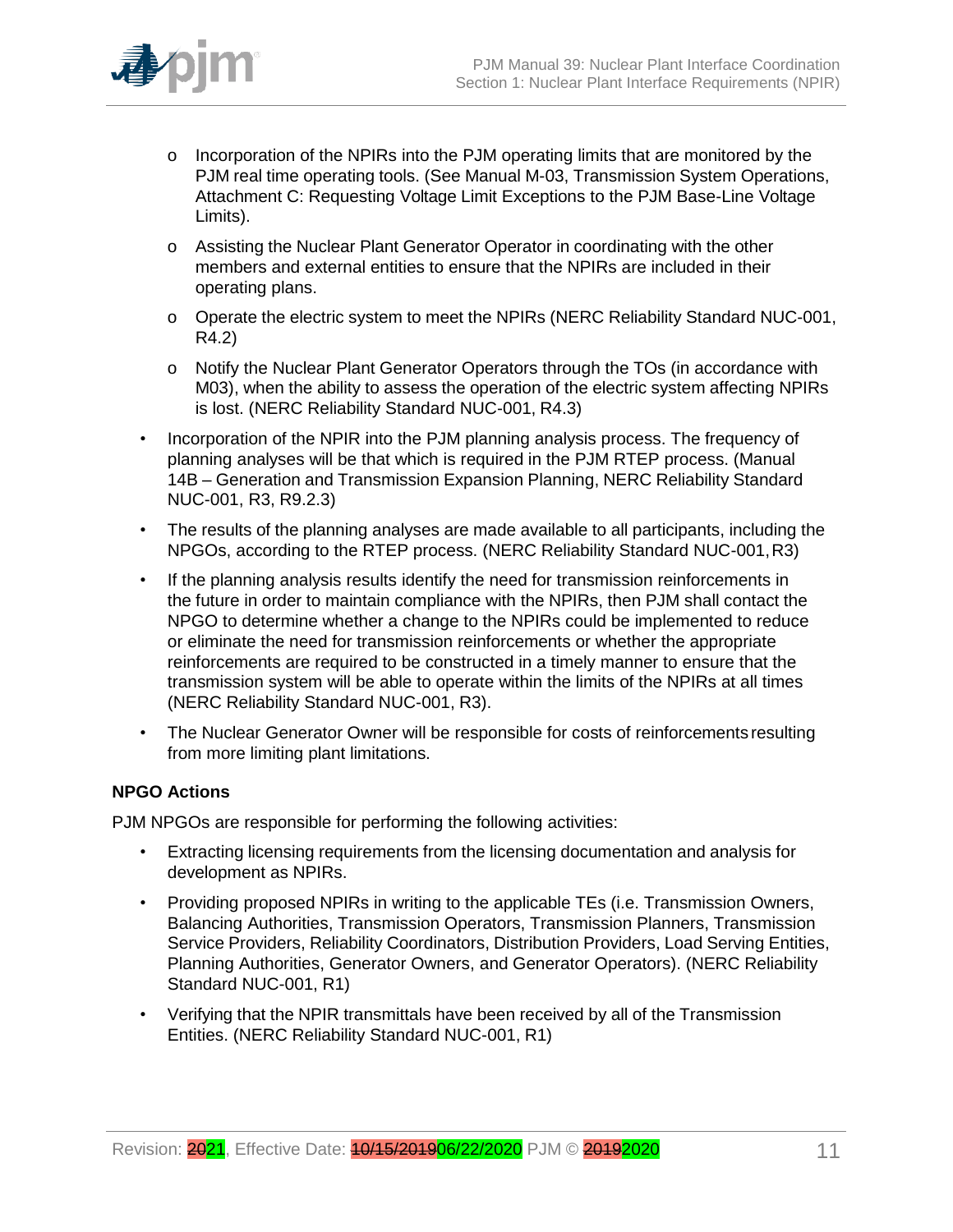- Incorporation of the NPIRs into the PJM operating limits that are monitored by the PJM real time operating tools. (See Manual M-03, Transmission System Operations, Attachment C: Requesting Voltage Limit Exceptions to the PJM Base-Line Voltage Limits).
  - Assisting the Nuclear Plant Generator Operator in coordinating with the other members and external entities to ensure that the NPIRs are included in their operating plans.
  - Operate the electric system to meet the NPIRs (NERC Reliability Standard NUC-001, R4.2)
  - Notify the Nuclear Plant Generator Operators through the TOs (in accordance with M03), when the ability to assess the operation of the electric system affecting NPIRs is lost. (NERC Reliability Standard NUC-001, R4.3)
- Incorporation of the NPIR into the PJM planning analysis process. The frequency of planning analyses will be that which is required in the PJM RTEP process. (Manual 14B – Generation and Transmission Expansion Planning, NERC Reliability Standard NUC-001, R3, R9.2.3)
- The results of the planning analyses are made available to all participants, including the NPGOs, according to the RTEP process. (NERC Reliability Standard NUC-001, R3)
- If the planning analysis results identify the need for transmission reinforcements in the future in order to maintain compliance with the NPIRs, then PJM shall contact the NPGO to determine whether a change to the NPIRs could be implemented to reduce or eliminate the need for transmission reinforcements or whether the appropriate reinforcements are required to be constructed in a timely manner to ensure that the transmission system will be able to operate within the limits of the NPIRs at all times (NERC Reliability Standard NUC-001, R3).
- The Nuclear Generator Owner will be responsible for costs of reinforcements resulting from more limiting plant limitations.

**NPGO Actions**

PJM NPGOs are responsible for performing the following activities:

- Extracting licensing requirements from the licensing documentation and analysis for development as NPIRs.
- Providing proposed NPIRs in writing to the applicable TEs (i.e. Transmission Owners, Balancing Authorities, Transmission Operators, Transmission Planners, Transmission Service Providers, Reliability Coordinators, Distribution Providers, Load Serving Entities, Planning Authorities, Generator Owners, and Generator Operators). (NERC Reliability Standard NUC-001, R1)
- Verifying that the NPIR transmittals have been received by all of the Transmission Entities. (NERC Reliability Standard NUC-001, R1)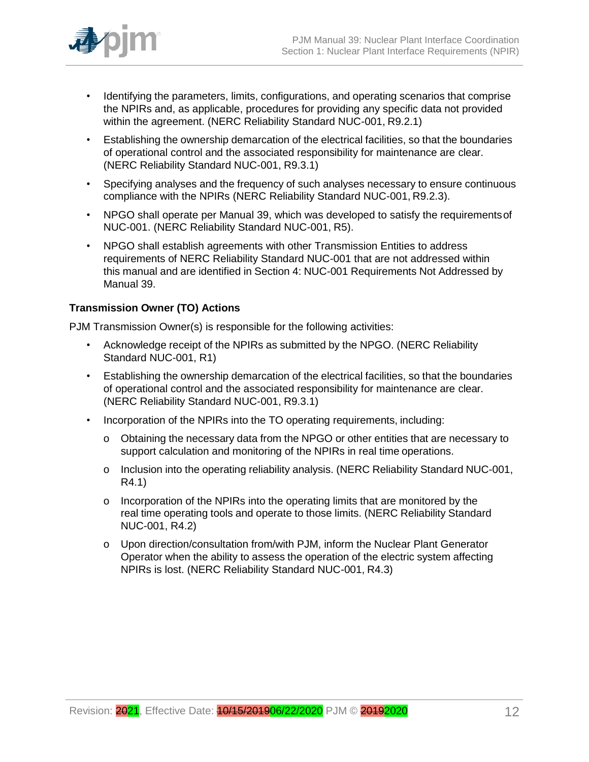- Identifying the parameters, limits, configurations, and operating scenarios that comprise the NPIRs and, as applicable, procedures for providing any specific data not provided within the agreement. (NERC Reliability Standard NUC-001, R9.2.1)
- Establishing the ownership demarcation of the electrical facilities, so that the boundaries of operational control and the associated responsibility for maintenance are clear. (NERC Reliability Standard NUC-001, R9.3.1)
- Specifying analyses and the frequency of such analyses necessary to ensure continuous compliance with the NPIRs (NERC Reliability Standard NUC-001, R9.2.3).
- NPGO shall operate per Manual 39, which was developed to satisfy the requirements of NUC-001. (NERC Reliability Standard NUC-001, R5).
- NPGO shall establish agreements with other Transmission Entities to address requirements of NERC Reliability Standard NUC-001 that are not addressed within this manual and are identified in Section 4: NUC-001 Requirements Not Addressed by Manual 39.

**Transmission Owner (TO) Actions**

PJM Transmission Owner(s) is responsible for the following activities:

- Acknowledge receipt of the NPIRs as submitted by the NPGO. (NERC Reliability Standard NUC-001, R1)
- Establishing the ownership demarcation of the electrical facilities, so that the boundaries of operational control and the associated responsibility for maintenance are clear. (NERC Reliability Standard NUC-001, R9.3.1)
- Incorporation of the NPIRs into the TO operating requirements, including:
  - Obtaining the necessary data from the NPGO or other entities that are necessary to support calculation and monitoring of the NPIRs in real time operations.
  - Inclusion into the operating reliability analysis. (NERC Reliability Standard NUC-001, R4.1)
  - Incorporation of the NPIRs into the operating limits that are monitored by the real time operating tools and operate to those limits. (NERC Reliability Standard NUC-001, R4.2)
  - Upon direction/consultation from/with PJM, inform the Nuclear Plant Generator Operator when the ability to assess the operation of the electric system affecting NPIRs is lost. (NERC Reliability Standard NUC-001, R4.3)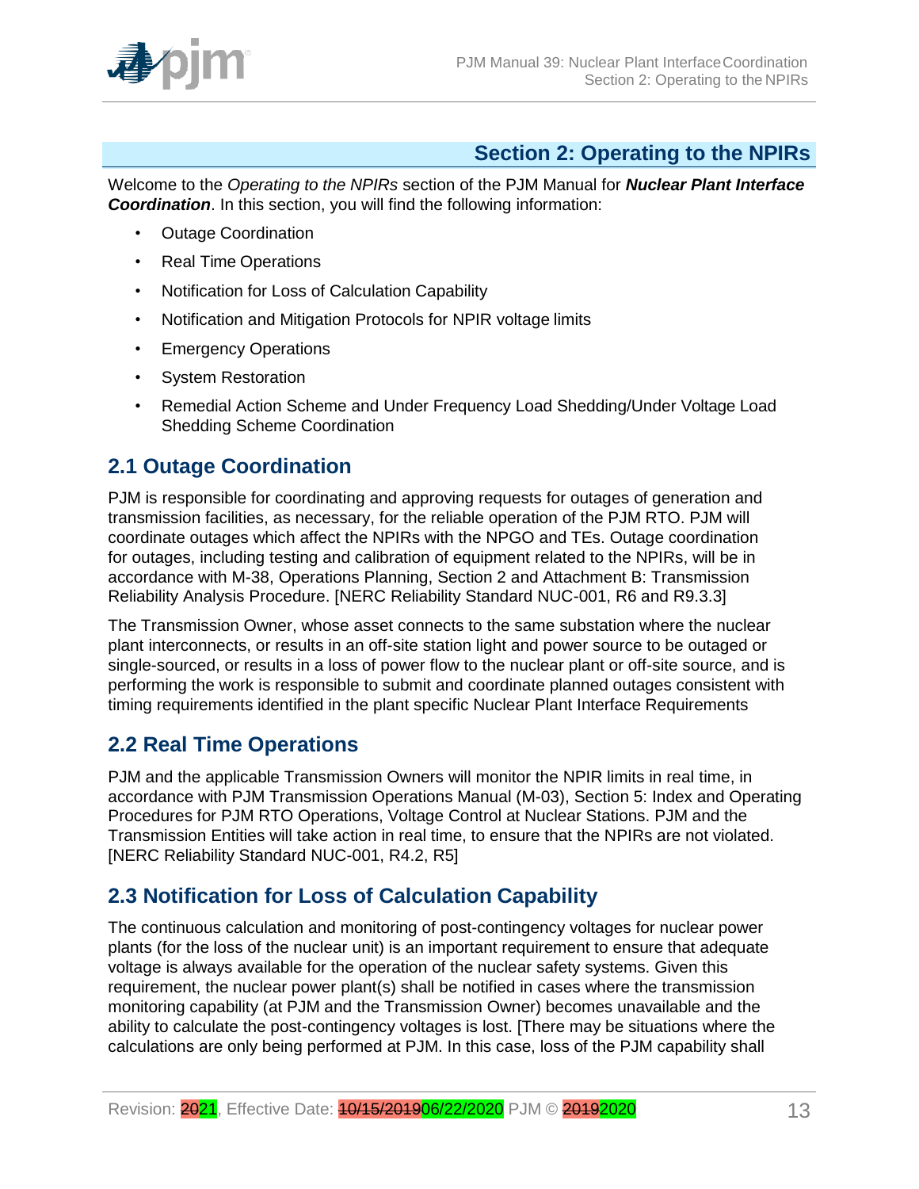# Section 2: Operating to the NPIRs

Welcome to the *Operating to the NPIRs* section of the PJM Manual for ***Nuclear Plant Interface Coordination***. In this section, you will find the following information:

- Outage Coordination
- Real Time Operations
- Notification for Loss of Calculation Capability
- Notification and Mitigation Protocols for NPIR voltage limits
- Emergency Operations
- System Restoration
- Remedial Action Scheme and Under Frequency Load Shedding/Under Voltage Load Shedding Scheme Coordination

## 2.1 Outage Coordination

PJM is responsible for coordinating and approving requests for outages of generation and transmission facilities, as necessary, for the reliable operation of the PJM RTO. PJM will coordinate outages which affect the NPIRs with the NPGO and TEs. Outage coordination for outages, including testing and calibration of equipment related to the NPIRs, will be in accordance with M-38, Operations Planning, Section 2 and Attachment B: Transmission Reliability Analysis Procedure. [NERC Reliability Standard NUC-001, R6 and R9.3.3]

The Transmission Owner, whose asset connects to the same substation where the nuclear plant interconnects, or results in an off-site station light and power source to be outaged or single-sourced, or results in a loss of power flow to the nuclear plant or off-site source, and is performing the work is responsible to submit and coordinate planned outages consistent with timing requirements identified in the plant specific Nuclear Plant Interface Requirements

## 2.2 Real Time Operations

PJM and the applicable Transmission Owners will monitor the NPIR limits in real time, in accordance with PJM Transmission Operations Manual (M-03), Section 5: Index and Operating Procedures for PJM RTO Operations, Voltage Control at Nuclear Stations. PJM and the Transmission Entities will take action in real time, to ensure that the NPIRs are not violated. [NERC Reliability Standard NUC-001, R4.2, R5]

## 2.3 Notification for Loss of Calculation Capability

The continuous calculation and monitoring of post-contingency voltages for nuclear power plants (for the loss of the nuclear unit) is an important requirement to ensure that adequate voltage is always available for the operation of the nuclear safety systems. Given this requirement, the nuclear power plant(s) shall be notified in cases where the transmission monitoring capability (at PJM and the Transmission Owner) becomes unavailable and the ability to calculate the post-contingency voltages is lost. [There may be situations where the calculations are only being performed at PJM. In this case, loss of the PJM capability shall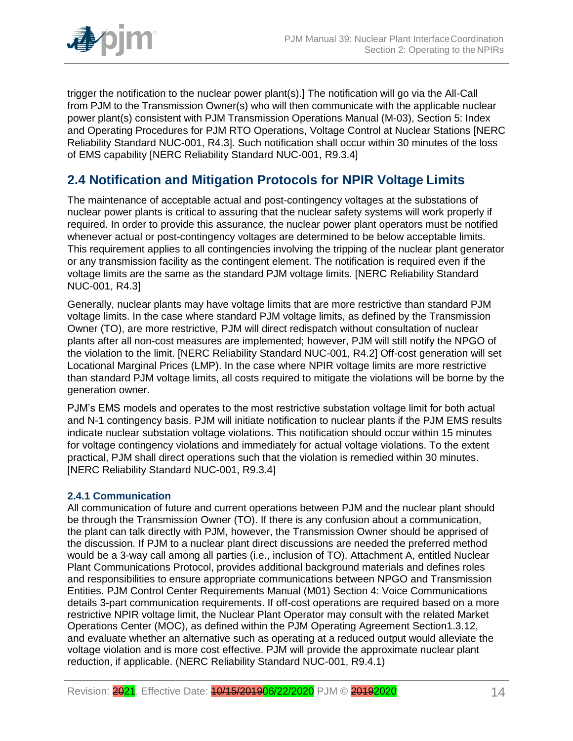trigger the notification to the nuclear power plant(s).] The notification will go via the All-Call from PJM to the Transmission Owner(s) who will then communicate with the applicable nuclear power plant(s) consistent with PJM Transmission Operations Manual (M-03), Section 5: Index and Operating Procedures for PJM RTO Operations, Voltage Control at Nuclear Stations [NERC Reliability Standard NUC-001, R4.3]. Such notification shall occur within 30 minutes of the loss of EMS capability [NERC Reliability Standard NUC-001, R9.3.4]

## 2.4 Notification and Mitigation Protocols for NPIR Voltage Limits

The maintenance of acceptable actual and post-contingency voltages at the substations of nuclear power plants is critical to assuring that the nuclear safety systems will work properly if required. In order to provide this assurance, the nuclear power plant operators must be notified whenever actual or post-contingency voltages are determined to be below acceptable limits. This requirement applies to all contingencies involving the tripping of the nuclear plant generator or any transmission facility as the contingent element. The notification is required even if the voltage limits are the same as the standard PJM voltage limits. [NERC Reliability Standard NUC-001, R4.3]

Generally, nuclear plants may have voltage limits that are more restrictive than standard PJM voltage limits. In the case where standard PJM voltage limits, as defined by the Transmission Owner (TO), are more restrictive, PJM will direct redispatch without consultation of nuclear plants after all non-cost measures are implemented; however, PJM will still notify the NPGO of the violation to the limit. [NERC Reliability Standard NUC-001, R4.2] Off-cost generation will set Locational Marginal Prices (LMP). In the case where NPIR voltage limits are more restrictive than standard PJM voltage limits, all costs required to mitigate the violations will be borne by the generation owner.

PJM's EMS models and operates to the most restrictive substation voltage limit for both actual and N-1 contingency basis. PJM will initiate notification to nuclear plants if the PJM EMS results indicate nuclear substation voltage violations. This notification should occur within 15 minutes for voltage contingency violations and immediately for actual voltage violations. To the extent practical, PJM shall direct operations such that the violation is remedied within 30 minutes. [NERC Reliability Standard NUC-001, R9.3.4]

### 2.4.1 Communication

All communication of future and current operations between PJM and the nuclear plant should be through the Transmission Owner (TO). If there is any confusion about a communication, the plant can talk directly with PJM, however, the Transmission Owner should be apprised of the discussion. If PJM to a nuclear plant direct discussions are needed the preferred method would be a 3-way call among all parties (i.e., inclusion of TO). Attachment A, entitled Nuclear Plant Communications Protocol, provides additional background materials and defines roles and responsibilities to ensure appropriate communications between NPGO and Transmission Entities. PJM Control Center Requirements Manual (M01) Section 4: Voice Communications details 3-part communication requirements. If off-cost operations are required based on a more restrictive NPIR voltage limit, the Nuclear Plant Operator may consult with the related Market Operations Center (MOC), as defined within the PJM Operating Agreement Section1.3.12, and evaluate whether an alternative such as operating at a reduced output would alleviate the voltage violation and is more cost effective. PJM will provide the approximate nuclear plant reduction, if applicable. (NERC Reliability Standard NUC-001, R9.4.1)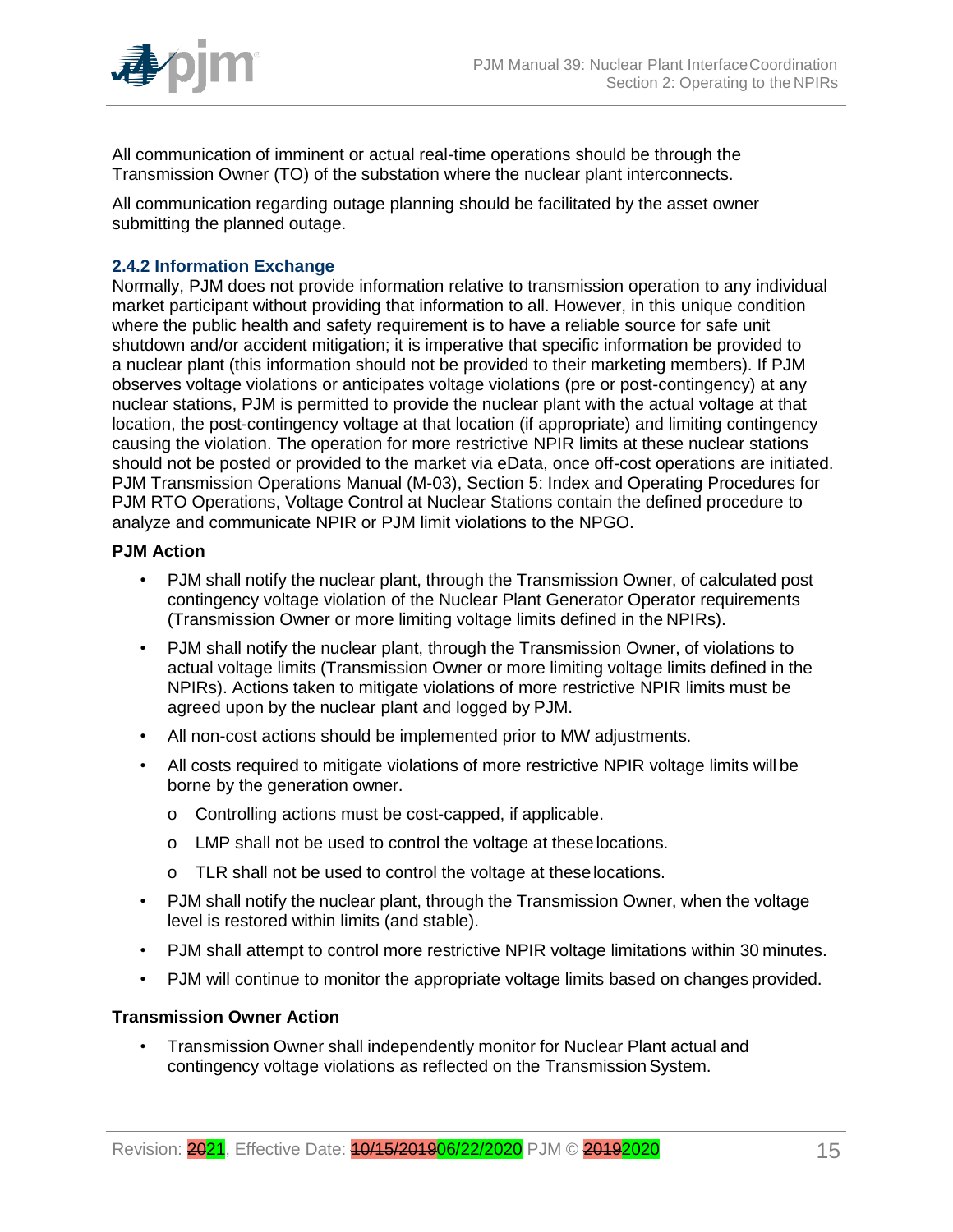All communication of imminent or actual real-time operations should be through the Transmission Owner (TO) of the substation where the nuclear plant interconnects.

All communication regarding outage planning should be facilitated by the asset owner submitting the planned outage.

### 2.4.2 Information Exchange

Normally, PJM does not provide information relative to transmission operation to any individual market participant without providing that information to all. However, in this unique condition where the public health and safety requirement is to have a reliable source for safe unit shutdown and/or accident mitigation; it is imperative that specific information be provided to a nuclear plant (this information should not be provided to their marketing members). If PJM observes voltage violations or anticipates voltage violations (pre or post-contingency) at any nuclear stations, PJM is permitted to provide the nuclear plant with the actual voltage at that location, the post-contingency voltage at that location (if appropriate) and limiting contingency causing the violation. The operation for more restrictive NPIR limits at these nuclear stations should not be posted or provided to the market via eData, once off-cost operations are initiated. PJM Transmission Operations Manual (M-03), Section 5: Index and Operating Procedures for PJM RTO Operations, Voltage Control at Nuclear Stations contain the defined procedure to analyze and communicate NPIR or PJM limit violations to the NPGO.

**PJM Action**

- PJM shall notify the nuclear plant, through the Transmission Owner, of calculated post contingency voltage violation of the Nuclear Plant Generator Operator requirements (Transmission Owner or more limiting voltage limits defined in the NPIRs).
- PJM shall notify the nuclear plant, through the Transmission Owner, of violations to actual voltage limits (Transmission Owner or more limiting voltage limits defined in the NPIRs). Actions taken to mitigate violations of more restrictive NPIR limits must be agreed upon by the nuclear plant and logged by PJM.
- All non-cost actions should be implemented prior to MW adjustments.
- All costs required to mitigate violations of more restrictive NPIR voltage limits will be borne by the generation owner.
    - Controlling actions must be cost-capped, if applicable.
    - LMP shall not be used to control the voltage at these locations.
    - TLR shall not be used to control the voltage at these locations.
- PJM shall notify the nuclear plant, through the Transmission Owner, when the voltage level is restored within limits (and stable).
- PJM shall attempt to control more restrictive NPIR voltage limitations within 30 minutes.
- PJM will continue to monitor the appropriate voltage limits based on changes provided.

**Transmission Owner Action**

- Transmission Owner shall independently monitor for Nuclear Plant actual and contingency voltage violations as reflected on the Transmission System.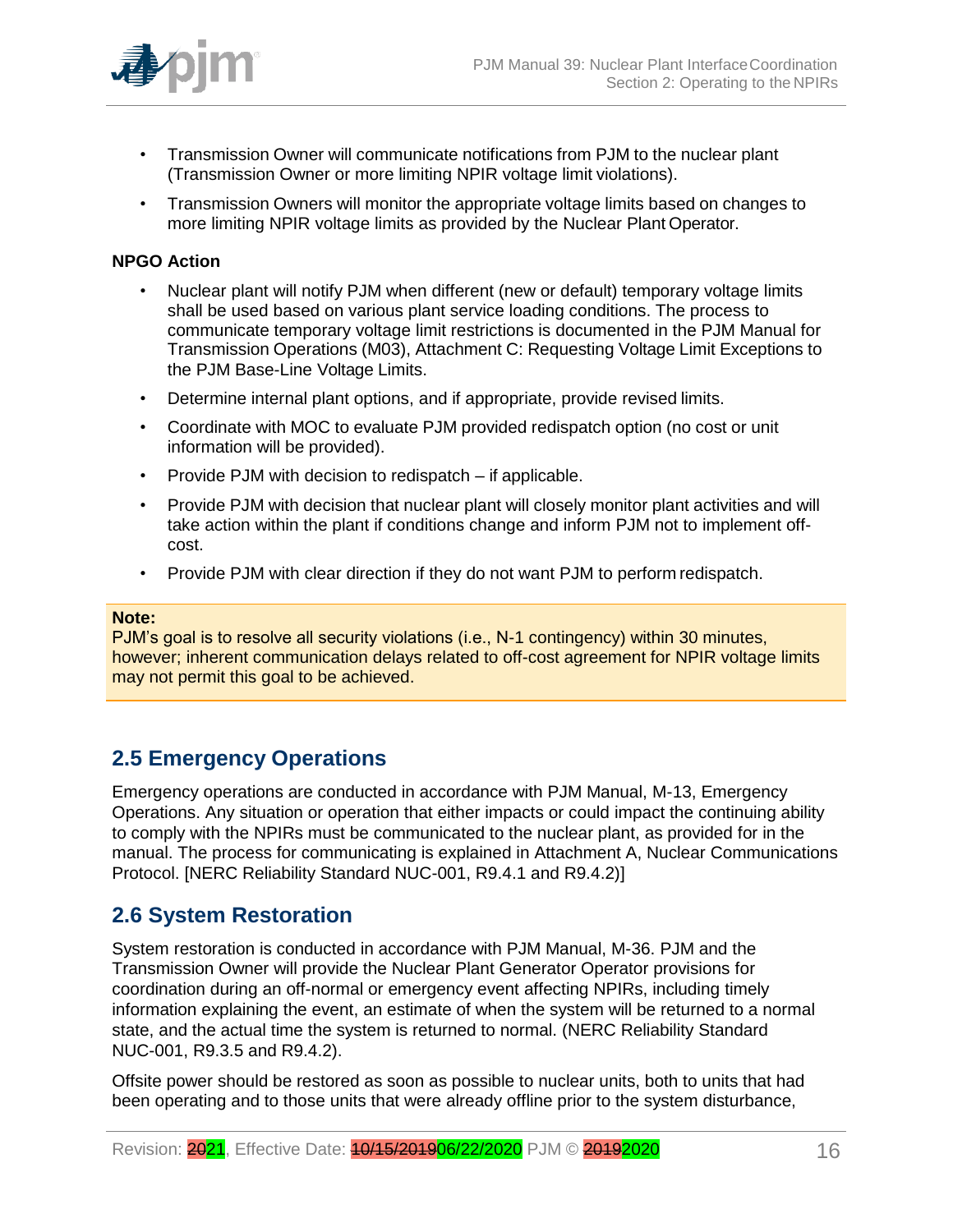- Transmission Owner will communicate notifications from PJM to the nuclear plant (Transmission Owner or more limiting NPIR voltage limit violations).
- Transmission Owners will monitor the appropriate voltage limits based on changes to more limiting NPIR voltage limits as provided by the Nuclear Plant Operator.

**NPGO Action**

- Nuclear plant will notify PJM when different (new or default) temporary voltage limits shall be used based on various plant service loading conditions. The process to communicate temporary voltage limit restrictions is documented in the PJM Manual for Transmission Operations (M03), Attachment C: Requesting Voltage Limit Exceptions to the PJM Base-Line Voltage Limits.
- Determine internal plant options, and if appropriate, provide revised limits.
- Coordinate with MOC to evaluate PJM provided redispatch option (no cost or unit information will be provided).
- Provide PJM with decision to redispatch – if applicable.
- Provide PJM with decision that nuclear plant will closely monitor plant activities and will take action within the plant if conditions change and inform PJM not to implement off-cost.
- Provide PJM with clear direction if they do not want PJM to perform redispatch.

> **Note:**
> PJM's goal is to resolve all security violations (i.e., N-1 contingency) within 30 minutes, however; inherent communication delays related to off-cost agreement for NPIR voltage limits may not permit this goal to be achieved.

## 2.5 Emergency Operations

Emergency operations are conducted in accordance with PJM Manual, M-13, Emergency Operations. Any situation or operation that either impacts or could impact the continuing ability to comply with the NPIRs must be communicated to the nuclear plant, as provided for in the manual. The process for communicating is explained in Attachment A, Nuclear Communications Protocol. [NERC Reliability Standard NUC-001, R9.4.1 and R9.4.2)]

## 2.6 System Restoration

System restoration is conducted in accordance with PJM Manual, M-36. PJM and the Transmission Owner will provide the Nuclear Plant Generator Operator provisions for coordination during an off-normal or emergency event affecting NPIRs, including timely information explaining the event, an estimate of when the system will be returned to a normal state, and the actual time the system is returned to normal. (NERC Reliability Standard NUC-001, R9.3.5 and R9.4.2).

Offsite power should be restored as soon as possible to nuclear units, both to units that had been operating and to those units that were already offline prior to the system disturbance,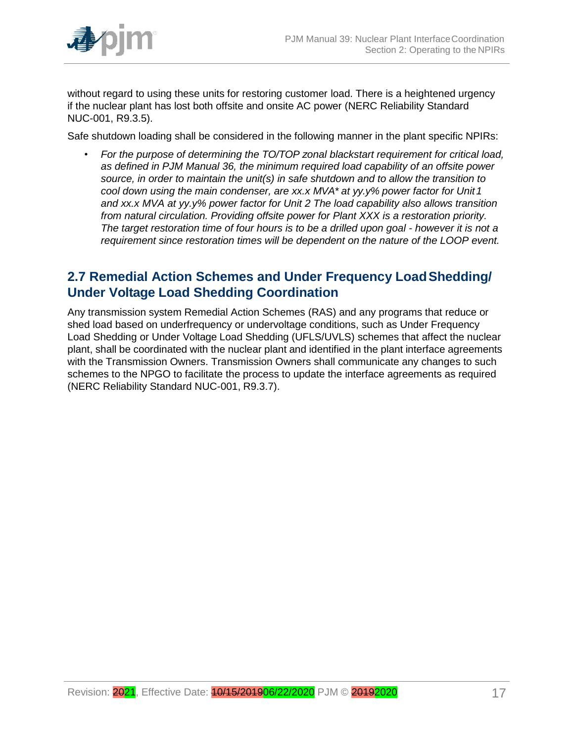without regard to using these units for restoring customer load. There is a heightened urgency if the nuclear plant has lost both offsite and onsite AC power (NERC Reliability Standard NUC-001, R9.3.5).

Safe shutdown loading shall be considered in the following manner in the plant specific NPIRs:

- *For the purpose of determining the TO/TOP zonal blackstart requirement for critical load, as defined in PJM Manual 36, the minimum required load capability of an offsite power source, in order to maintain the unit(s) in safe shutdown and to allow the transition to cool down using the main condenser, are xx.x MVA* at yy.y% power factor for Unit 1 and xx.x MVA at yy.y% power factor for Unit 2 The load capability also allows transition from natural circulation. Providing offsite power for Plant XXX is a restoration priority. The target restoration time of four hours is to be a drilled upon goal - however it is not a requirement since restoration times will be dependent on the nature of the LOOP event.*

## 2.7 Remedial Action Schemes and Under Frequency Load Shedding/ Under Voltage Load Shedding Coordination

Any transmission system Remedial Action Schemes (RAS) and any programs that reduce or shed load based on underfrequency or undervoltage conditions, such as Under Frequency Load Shedding or Under Voltage Load Shedding (UFLS/UVLS) schemes that affect the nuclear plant, shall be coordinated with the nuclear plant and identified in the plant interface agreements with the Transmission Owners. Transmission Owners shall communicate any changes to such schemes to the NPGO to facilitate the process to update the interface agreements as required (NERC Reliability Standard NUC-001, R9.3.7).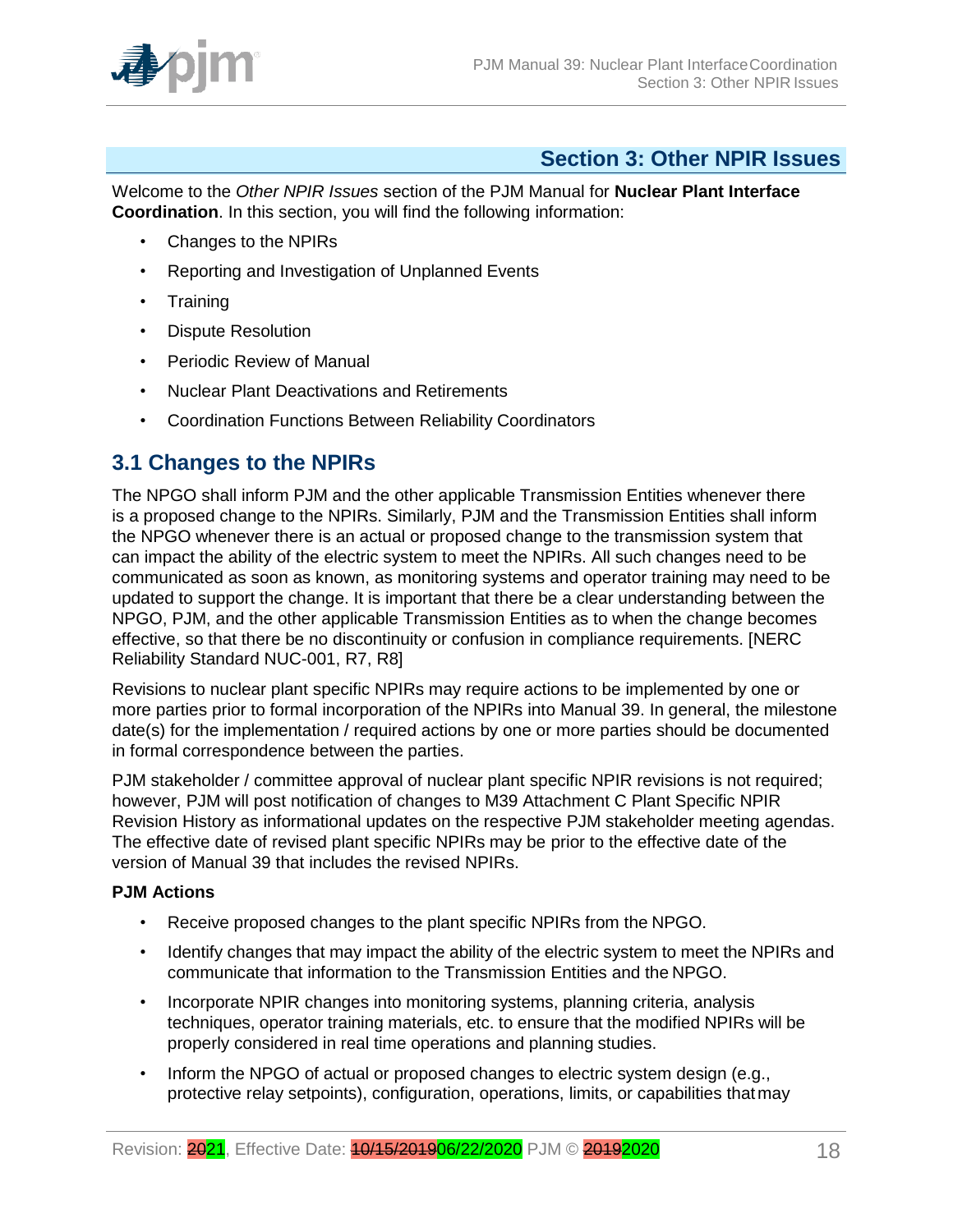# Section 3: Other NPIR Issues

Welcome to the *Other NPIR Issues* section of the PJM Manual for **Nuclear Plant Interface Coordination**. In this section, you will find the following information:

- Changes to the NPIRs
- Reporting and Investigation of Unplanned Events
- Training
- Dispute Resolution
- Periodic Review of Manual
- Nuclear Plant Deactivations and Retirements
- Coordination Functions Between Reliability Coordinators

## 3.1 Changes to the NPIRs

The NPGO shall inform PJM and the other applicable Transmission Entities whenever there is a proposed change to the NPIRs. Similarly, PJM and the Transmission Entities shall inform the NPGO whenever there is an actual or proposed change to the transmission system that can impact the ability of the electric system to meet the NPIRs. All such changes need to be communicated as soon as known, as monitoring systems and operator training may need to be updated to support the change. It is important that there be a clear understanding between the NPGO, PJM, and the other applicable Transmission Entities as to when the change becomes effective, so that there be no discontinuity or confusion in compliance requirements. [NERC Reliability Standard NUC-001, R7, R8]

Revisions to nuclear plant specific NPIRs may require actions to be implemented by one or more parties prior to formal incorporation of the NPIRs into Manual 39. In general, the milestone date(s) for the implementation / required actions by one or more parties should be documented in formal correspondence between the parties.

PJM stakeholder / committee approval of nuclear plant specific NPIR revisions is not required; however, PJM will post notification of changes to M39 Attachment C Plant Specific NPIR Revision History as informational updates on the respective PJM stakeholder meeting agendas. The effective date of revised plant specific NPIRs may be prior to the effective date of the version of Manual 39 that includes the revised NPIRs.

**PJM Actions**

- Receive proposed changes to the plant specific NPIRs from the NPGO.
- Identify changes that may impact the ability of the electric system to meet the NPIRs and communicate that information to the Transmission Entities and the NPGO.
- Incorporate NPIR changes into monitoring systems, planning criteria, analysis techniques, operator training materials, etc. to ensure that the modified NPIRs will be properly considered in real time operations and planning studies.
- Inform the NPGO of actual or proposed changes to electric system design (e.g., protective relay setpoints), configuration, operations, limits, or capabilities that may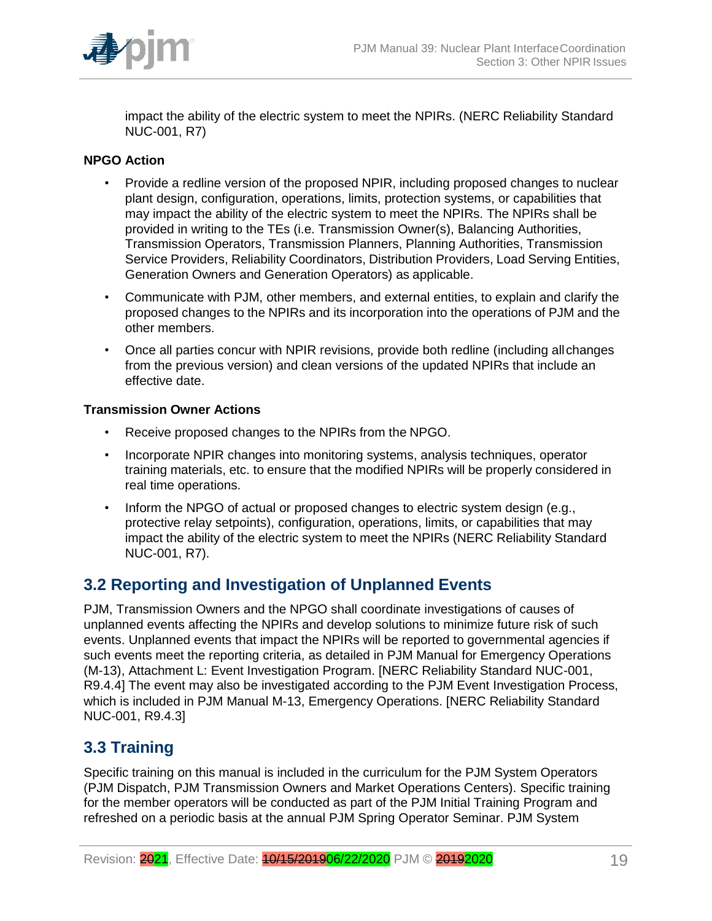impact the ability of the electric system to meet the NPIRs. (NERC Reliability Standard NUC-001, R7)

**NPGO Action**

- Provide a redline version of the proposed NPIR, including proposed changes to nuclear plant design, configuration, operations, limits, protection systems, or capabilities that may impact the ability of the electric system to meet the NPIRs. The NPIRs shall be provided in writing to the TEs (i.e. Transmission Owner(s), Balancing Authorities, Transmission Operators, Transmission Planners, Planning Authorities, Transmission Service Providers, Reliability Coordinators, Distribution Providers, Load Serving Entities, Generation Owners and Generation Operators) as applicable.
- Communicate with PJM, other members, and external entities, to explain and clarify the proposed changes to the NPIRs and its incorporation into the operations of PJM and the other members.
- Once all parties concur with NPIR revisions, provide both redline (including all changes from the previous version) and clean versions of the updated NPIRs that include an effective date.

**Transmission Owner Actions**

- Receive proposed changes to the NPIRs from the NPGO.
- Incorporate NPIR changes into monitoring systems, analysis techniques, operator training materials, etc. to ensure that the modified NPIRs will be properly considered in real time operations.
- Inform the NPGO of actual or proposed changes to electric system design (e.g., protective relay setpoints), configuration, operations, limits, or capabilities that may impact the ability of the electric system to meet the NPIRs (NERC Reliability Standard NUC-001, R7).

## 3.2 Reporting and Investigation of Unplanned Events

PJM, Transmission Owners and the NPGO shall coordinate investigations of causes of unplanned events affecting the NPIRs and develop solutions to minimize future risk of such events. Unplanned events that impact the NPIRs will be reported to governmental agencies if such events meet the reporting criteria, as detailed in PJM Manual for Emergency Operations (M-13), Attachment L: Event Investigation Program. [NERC Reliability Standard NUC-001, R9.4.4] The event may also be investigated according to the PJM Event Investigation Process, which is included in PJM Manual M-13, Emergency Operations. [NERC Reliability Standard NUC-001, R9.4.3]

## 3.3 Training

Specific training on this manual is included in the curriculum for the PJM System Operators (PJM Dispatch, PJM Transmission Owners and Market Operations Centers). Specific training for the member operators will be conducted as part of the PJM Initial Training Program and refreshed on a periodic basis at the annual PJM Spring Operator Seminar. PJM System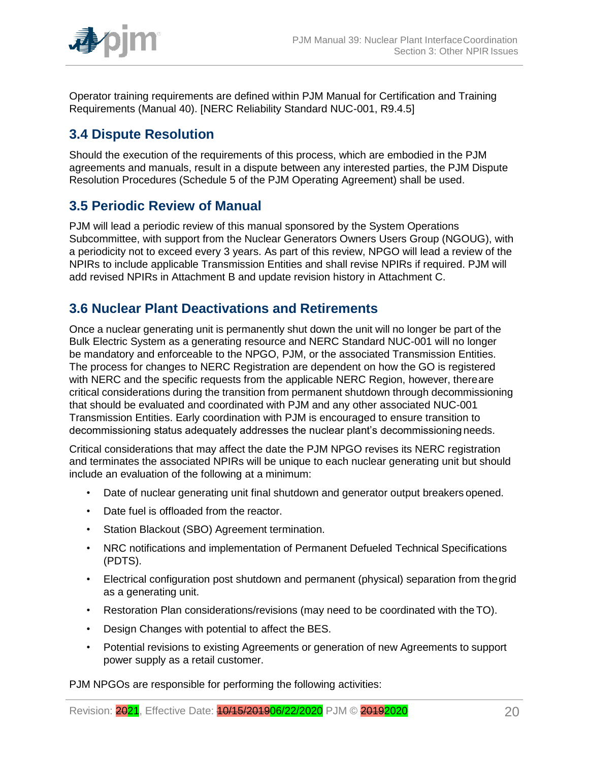Operator training requirements are defined within PJM Manual for Certification and Training Requirements (Manual 40). [NERC Reliability Standard NUC-001, R9.4.5]

## 3.4 Dispute Resolution

Should the execution of the requirements of this process, which are embodied in the PJM agreements and manuals, result in a dispute between any interested parties, the PJM Dispute Resolution Procedures (Schedule 5 of the PJM Operating Agreement) shall be used.

## 3.5 Periodic Review of Manual

PJM will lead a periodic review of this manual sponsored by the System Operations Subcommittee, with support from the Nuclear Generators Owners Users Group (NGOUG), with a periodicity not to exceed every 3 years. As part of this review, NPGO will lead a review of the NPIRs to include applicable Transmission Entities and shall revise NPIRs if required. PJM will add revised NPIRs in Attachment B and update revision history in Attachment C.

## 3.6 Nuclear Plant Deactivations and Retirements

Once a nuclear generating unit is permanently shut down the unit will no longer be part of the Bulk Electric System as a generating resource and NERC Standard NUC-001 will no longer be mandatory and enforceable to the NPGO, PJM, or the associated Transmission Entities. The process for changes to NERC Registration are dependent on how the GO is registered with NERC and the specific requests from the applicable NERC Region, however, there are critical considerations during the transition from permanent shutdown through decommissioning that should be evaluated and coordinated with PJM and any other associated NUC-001 Transmission Entities. Early coordination with PJM is encouraged to ensure transition to decommissioning status adequately addresses the nuclear plant's decommissioning needs.

Critical considerations that may affect the date the PJM NPGO revises its NERC registration and terminates the associated NPIRs will be unique to each nuclear generating unit but should include an evaluation of the following at a minimum:

- Date of nuclear generating unit final shutdown and generator output breakers opened.
- Date fuel is offloaded from the reactor.
- Station Blackout (SBO) Agreement termination.
- NRC notifications and implementation of Permanent Defueled Technical Specifications (PDTS).
- Electrical configuration post shutdown and permanent (physical) separation from the grid as a generating unit.
- Restoration Plan considerations/revisions (may need to be coordinated with the TO).
- Design Changes with potential to affect the BES.
- Potential revisions to existing Agreements or generation of new Agreements to support power supply as a retail customer.

PJM NPGOs are responsible for performing the following activities: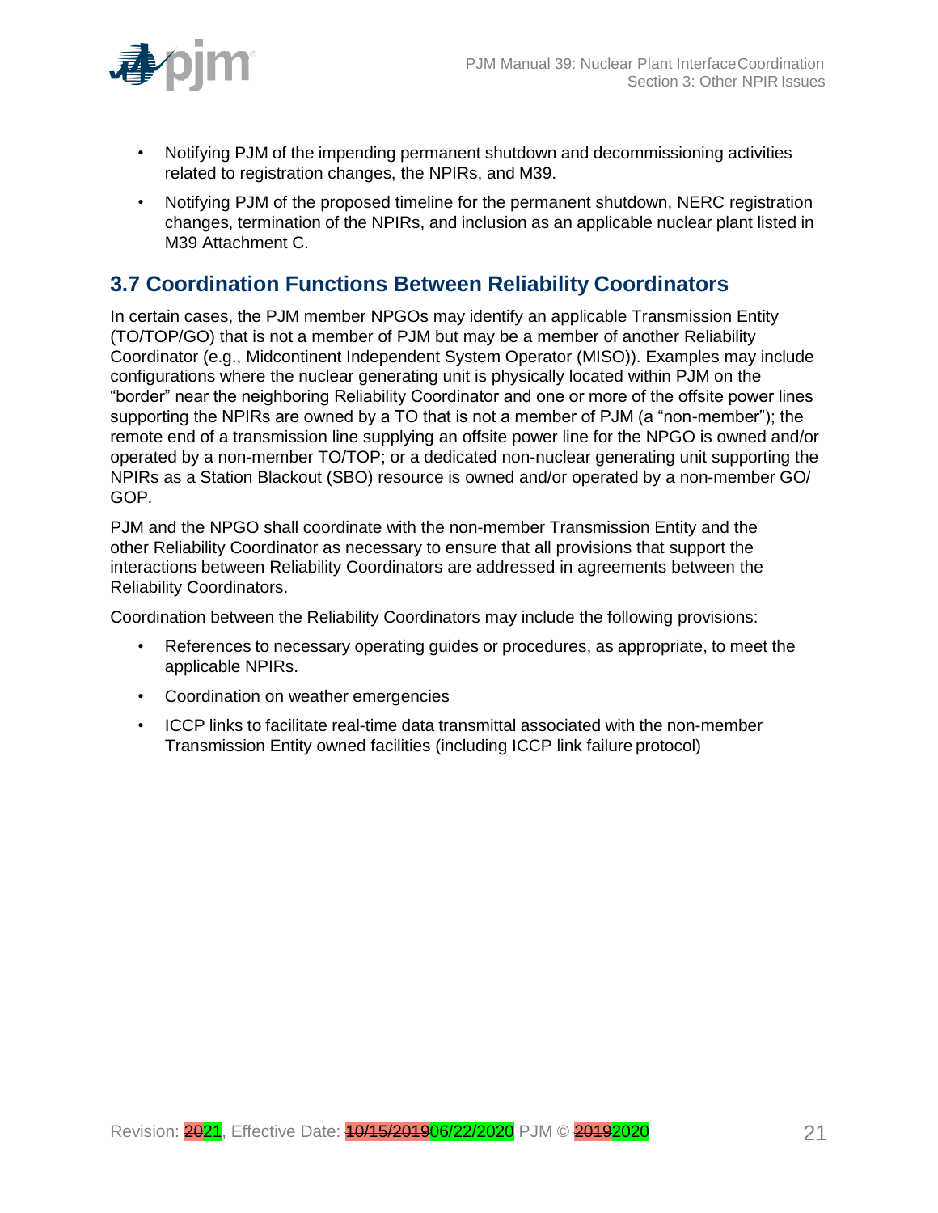- Notifying PJM of the impending permanent shutdown and decommissioning activities related to registration changes, the NPIRs, and M39.
- Notifying PJM of the proposed timeline for the permanent shutdown, NERC registration changes, termination of the NPIRs, and inclusion as an applicable nuclear plant listed in M39 Attachment C.

## 3.7 Coordination Functions Between Reliability Coordinators

In certain cases, the PJM member NPGOs may identify an applicable Transmission Entity (TO/TOP/GO) that is not a member of PJM but may be a member of another Reliability Coordinator (e.g., Midcontinent Independent System Operator (MISO)). Examples may include configurations where the nuclear generating unit is physically located within PJM on the "border" near the neighboring Reliability Coordinator and one or more of the offsite power lines supporting the NPIRs are owned by a TO that is not a member of PJM (a "non-member"); the remote end of a transmission line supplying an offsite power line for the NPGO is owned and/or operated by a non-member TO/TOP; or a dedicated non-nuclear generating unit supporting the NPIRs as a Station Blackout (SBO) resource is owned and/or operated by a non-member GO/ GOP.

PJM and the NPGO shall coordinate with the non-member Transmission Entity and the other Reliability Coordinator as necessary to ensure that all provisions that support the interactions between Reliability Coordinators are addressed in agreements between the Reliability Coordinators.

Coordination between the Reliability Coordinators may include the following provisions:

- References to necessary operating guides or procedures, as appropriate, to meet the applicable NPIRs.
- Coordination on weather emergencies
- ICCP links to facilitate real-time data transmittal associated with the non-member Transmission Entity owned facilities (including ICCP link failure protocol)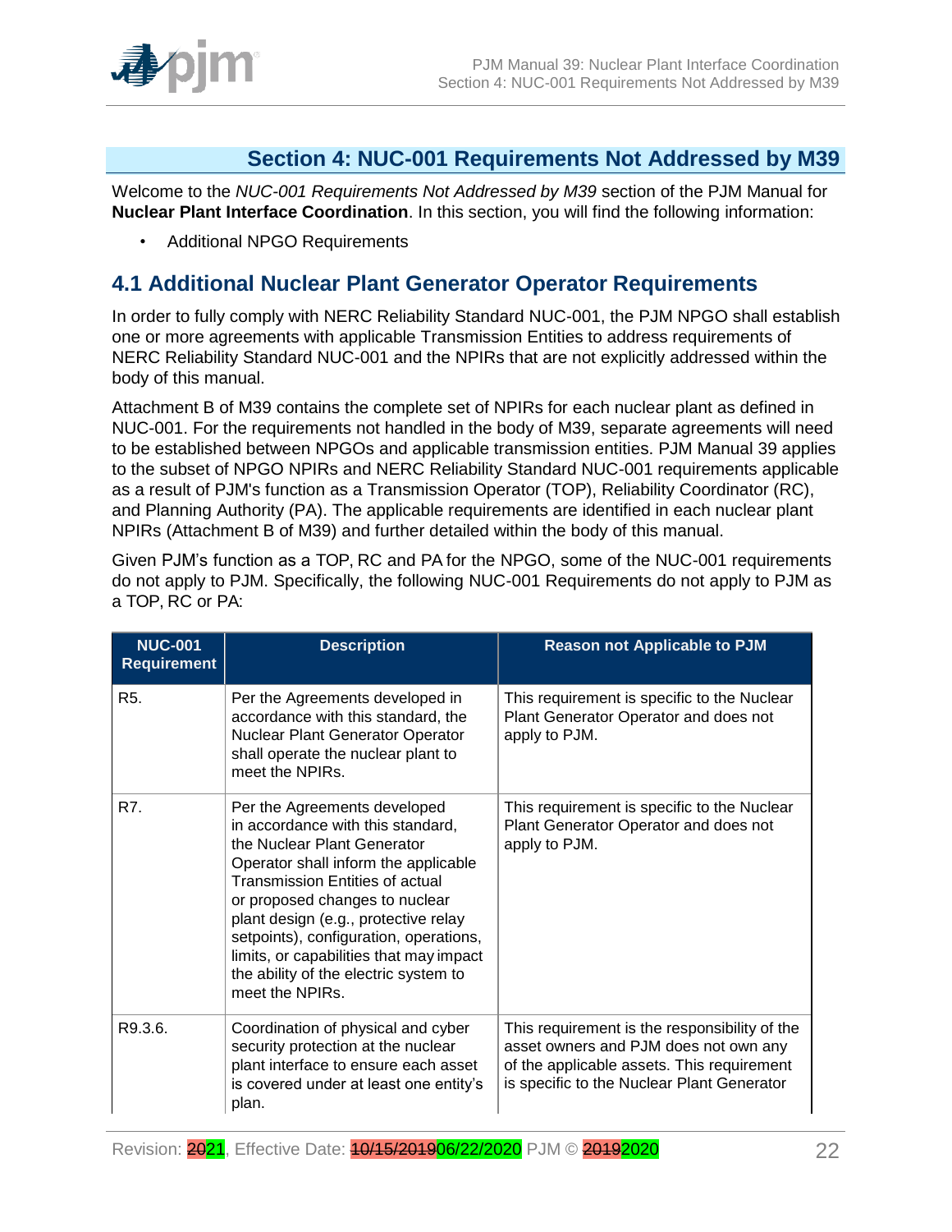# Section 4: NUC-001 Requirements Not Addressed by M39

Welcome to the *NUC-001 Requirements Not Addressed by M39* section of the PJM Manual for **Nuclear Plant Interface Coordination**. In this section, you will find the following information:

- Additional NPGO Requirements

## 4.1 Additional Nuclear Plant Generator Operator Requirements

In order to fully comply with NERC Reliability Standard NUC-001, the PJM NPGO shall establish one or more agreements with applicable Transmission Entities to address requirements of NERC Reliability Standard NUC-001 and the NPIRs that are not explicitly addressed within the body of this manual.

Attachment B of M39 contains the complete set of NPIRs for each nuclear plant as defined in NUC-001. For the requirements not handled in the body of M39, separate agreements will need to be established between NPGOs and applicable transmission entities. PJM Manual 39 applies to the subset of NPGO NPIRs and NERC Reliability Standard NUC-001 requirements applicable as a result of PJM's function as a Transmission Operator (TOP), Reliability Coordinator (RC), and Planning Authority (PA). The applicable requirements are identified in each nuclear plant NPIRs (Attachment B of M39) and further detailed within the body of this manual.

Given PJM's function as a TOP, RC and PA for the NPGO, some of the NUC-001 requirements do not apply to PJM. Specifically, the following NUC-001 Requirements do not apply to PJM as a TOP, RC or PA:

| NUC-001 Requirement | Description | Reason not Applicable to PJM |
|---|---|---|
| R5. | Per the Agreements developed in accordance with this standard, the Nuclear Plant Generator Operator shall operate the nuclear plant to meet the NPIRs. | This requirement is specific to the Nuclear Plant Generator Operator and does not apply to PJM. |
| R7. | Per the Agreements developed in accordance with this standard, the Nuclear Plant Generator Operator shall inform the applicable Transmission Entities of actual or proposed changes to nuclear plant design (e.g., protective relay setpoints), configuration, operations, limits, or capabilities that may impact the ability of the electric system to meet the NPIRs. | This requirement is specific to the Nuclear Plant Generator Operator and does not apply to PJM. |
| R9.3.6. | Coordination of physical and cyber security protection at the nuclear plant interface to ensure each asset is covered under at least one entity's plan. | This requirement is the responsibility of the asset owners and PJM does not own any of the applicable assets. This requirement is specific to the Nuclear Plant Generator |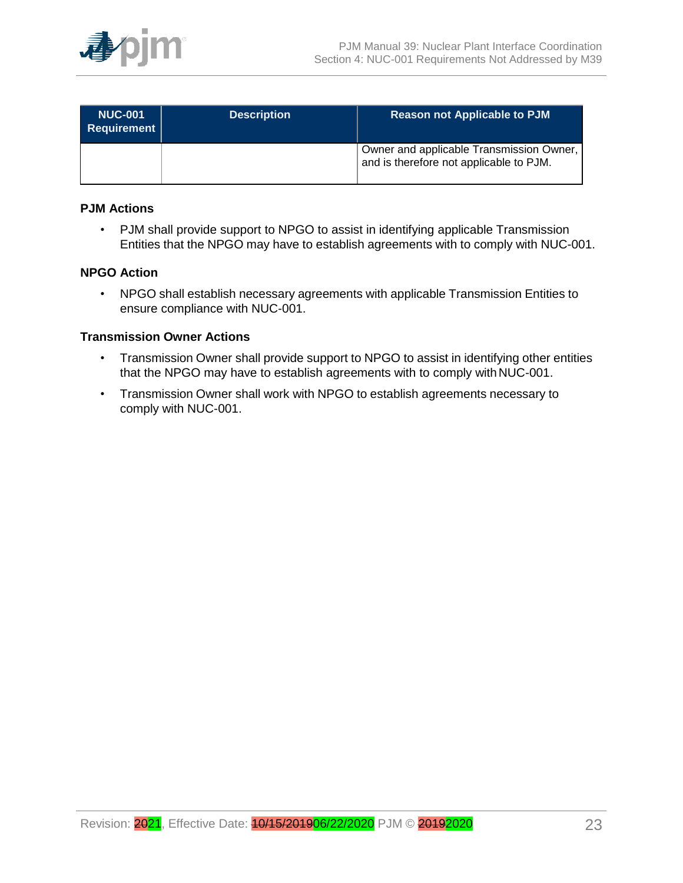| NUC-001 Requirement | Description | Reason not Applicable to PJM |
| --- | --- | --- |
| | | Owner and applicable Transmission Owner, and is therefore not applicable to PJM. |

**PJM Actions**

- PJM shall provide support to NPGO to assist in identifying applicable Transmission Entities that the NPGO may have to establish agreements with to comply with NUC-001.

**NPGO Action**

- NPGO shall establish necessary agreements with applicable Transmission Entities to ensure compliance with NUC-001.

**Transmission Owner Actions**

- Transmission Owner shall provide support to NPGO to assist in identifying other entities that the NPGO may have to establish agreements with to comply with NUC-001.
- Transmission Owner shall work with NPGO to establish agreements necessary to comply with NUC-001.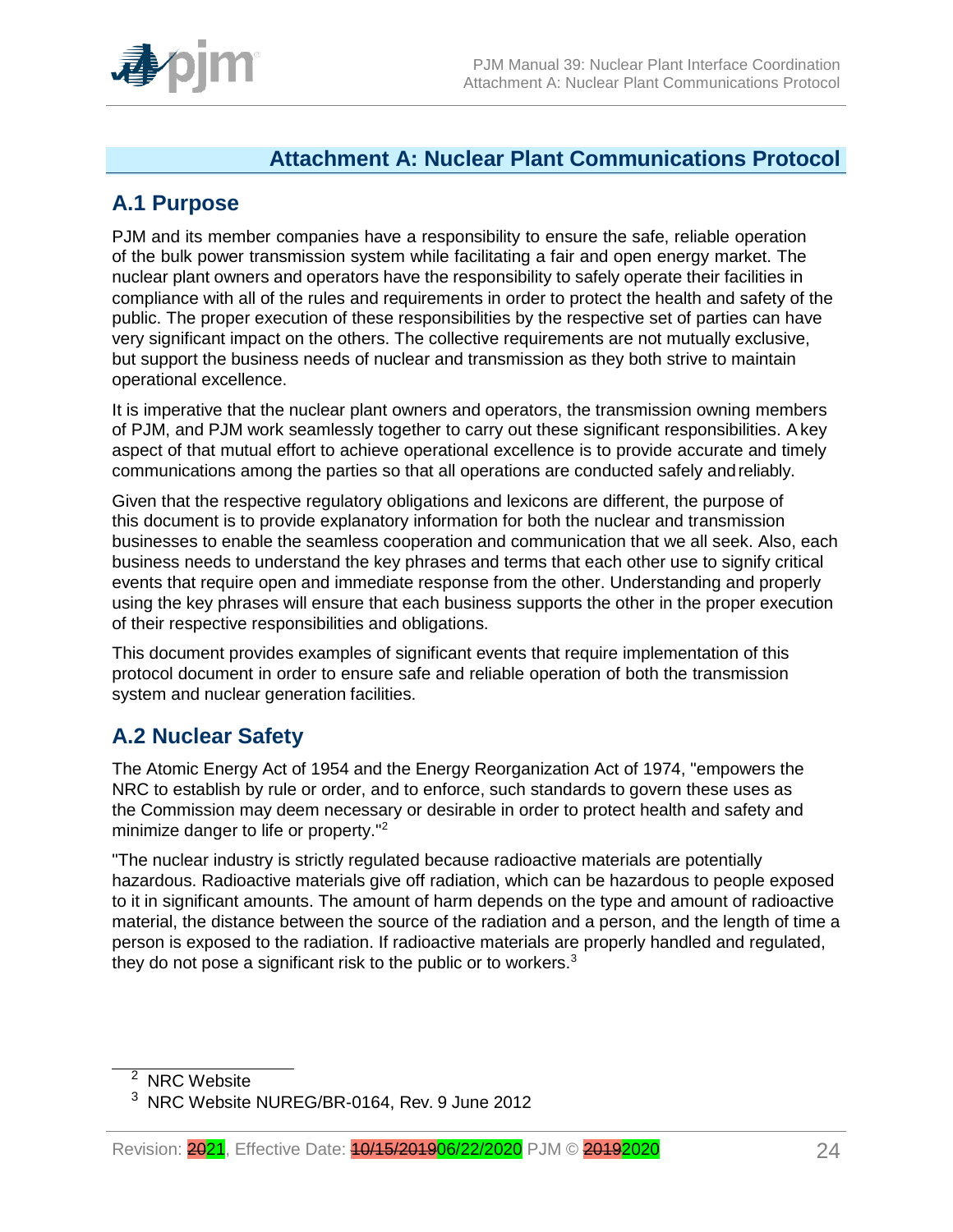# Attachment A: Nuclear Plant Communications Protocol

## A.1 Purpose

PJM and its member companies have a responsibility to ensure the safe, reliable operation of the bulk power transmission system while facilitating a fair and open energy market. The nuclear plant owners and operators have the responsibility to safely operate their facilities in compliance with all of the rules and requirements in order to protect the health and safety of the public. The proper execution of these responsibilities by the respective set of parties can have very significant impact on the others. The collective requirements are not mutually exclusive, but support the business needs of nuclear and transmission as they both strive to maintain operational excellence.

It is imperative that the nuclear plant owners and operators, the transmission owning members of PJM, and PJM work seamlessly together to carry out these significant responsibilities. A key aspect of that mutual effort to achieve operational excellence is to provide accurate and timely communications among the parties so that all operations are conducted safely and reliably.

Given that the respective regulatory obligations and lexicons are different, the purpose of this document is to provide explanatory information for both the nuclear and transmission businesses to enable the seamless cooperation and communication that we all seek. Also, each business needs to understand the key phrases and terms that each other use to signify critical events that require open and immediate response from the other. Understanding and properly using the key phrases will ensure that each business supports the other in the proper execution of their respective responsibilities and obligations.

This document provides examples of significant events that require implementation of this protocol document in order to ensure safe and reliable operation of both the transmission system and nuclear generation facilities.

## A.2 Nuclear Safety

The Atomic Energy Act of 1954 and the Energy Reorganization Act of 1974, "empowers the NRC to establish by rule or order, and to enforce, such standards to govern these uses as the Commission may deem necessary or desirable in order to protect health and safety and minimize danger to life or property."[2]

"The nuclear industry is strictly regulated because radioactive materials are potentially hazardous. Radioactive materials give off radiation, which can be hazardous to people exposed to it in significant amounts. The amount of harm depends on the type and amount of radioactive material, the distance between the source of the radiation and a person, and the length of time a person is exposed to the radiation. If radioactive materials are properly handled and regulated, they do not pose a significant risk to the public or to workers.[3]

[2] NRC Website

[3] NRC Website NUREG/BR-0164, Rev. 9 June 2012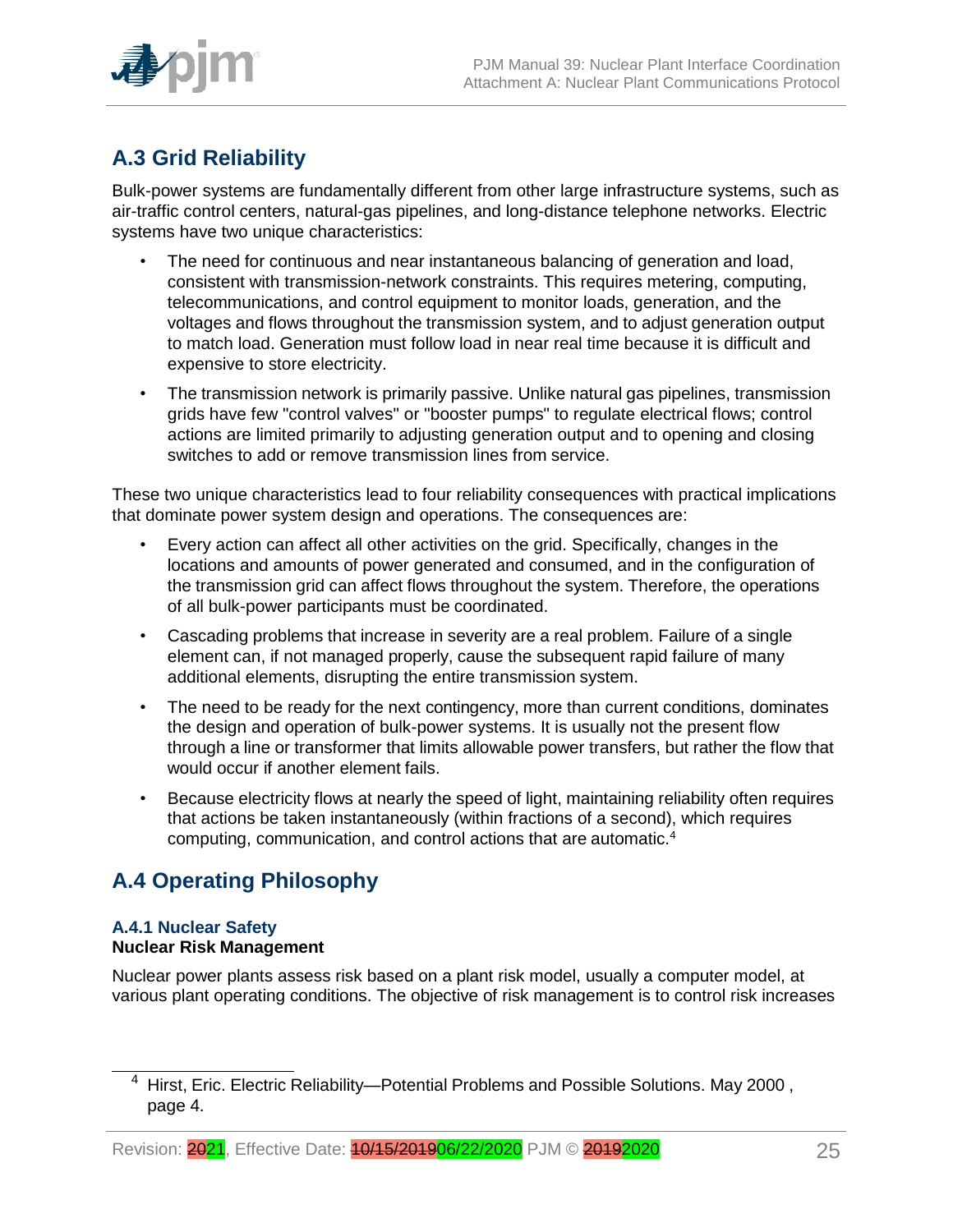## A.3 Grid Reliability

Bulk-power systems are fundamentally different from other large infrastructure systems, such as air-traffic control centers, natural-gas pipelines, and long-distance telephone networks. Electric systems have two unique characteristics:

- The need for continuous and near instantaneous balancing of generation and load, consistent with transmission-network constraints. This requires metering, computing, telecommunications, and control equipment to monitor loads, generation, and the voltages and flows throughout the transmission system, and to adjust generation output to match load. Generation must follow load in near real time because it is difficult and expensive to store electricity.
- The transmission network is primarily passive. Unlike natural gas pipelines, transmission grids have few "control valves" or "booster pumps" to regulate electrical flows; control actions are limited primarily to adjusting generation output and to opening and closing switches to add or remove transmission lines from service.

These two unique characteristics lead to four reliability consequences with practical implications that dominate power system design and operations. The consequences are:

- Every action can affect all other activities on the grid. Specifically, changes in the locations and amounts of power generated and consumed, and in the configuration of the transmission grid can affect flows throughout the system. Therefore, the operations of all bulk-power participants must be coordinated.
- Cascading problems that increase in severity are a real problem. Failure of a single element can, if not managed properly, cause the subsequent rapid failure of many additional elements, disrupting the entire transmission system.
- The need to be ready for the next contingency, more than current conditions, dominates the design and operation of bulk-power systems. It is usually not the present flow through a line or transformer that limits allowable power transfers, but rather the flow that would occur if another element fails.
- Because electricity flows at nearly the speed of light, maintaining reliability often requires that actions be taken instantaneously (within fractions of a second), which requires computing, communication, and control actions that are automatic.[4]

## A.4 Operating Philosophy

### A.4.1 Nuclear Safety

**Nuclear Risk Management**

Nuclear power plants assess risk based on a plant risk model, usually a computer model, at various plant operating conditions. The objective of risk management is to control risk increases

[4] Hirst, Eric. Electric Reliability—Potential Problems and Possible Solutions. May 2000 , page 4.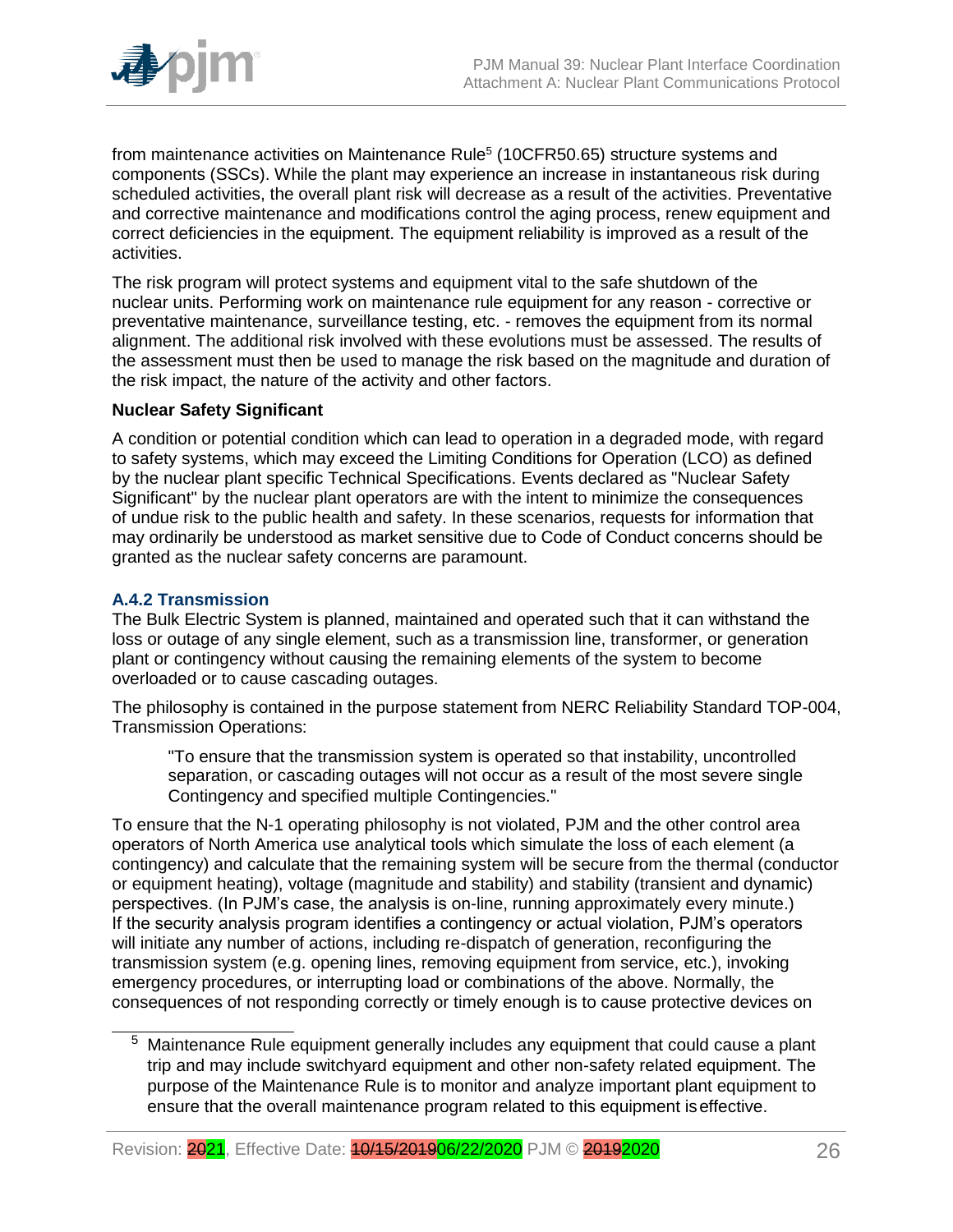from maintenance activities on Maintenance Rule[5] (10CFR50.65) structure systems and components (SSCs). While the plant may experience an increase in instantaneous risk during scheduled activities, the overall plant risk will decrease as a result of the activities. Preventative and corrective maintenance and modifications control the aging process, renew equipment and correct deficiencies in the equipment. The equipment reliability is improved as a result of the activities.

The risk program will protect systems and equipment vital to the safe shutdown of the nuclear units. Performing work on maintenance rule equipment for any reason - corrective or preventative maintenance, surveillance testing, etc. - removes the equipment from its normal alignment. The additional risk involved with these evolutions must be assessed. The results of the assessment must then be used to manage the risk based on the magnitude and duration of the risk impact, the nature of the activity and other factors.

**Nuclear Safety Significant**

A condition or potential condition which can lead to operation in a degraded mode, with regard to safety systems, which may exceed the Limiting Conditions for Operation (LCO) as defined by the nuclear plant specific Technical Specifications. Events declared as "Nuclear Safety Significant" by the nuclear plant operators are with the intent to minimize the consequences of undue risk to the public health and safety. In these scenarios, requests for information that may ordinarily be understood as market sensitive due to Code of Conduct concerns should be granted as the nuclear safety concerns are paramount.

### A.4.2 Transmission

The Bulk Electric System is planned, maintained and operated such that it can withstand the loss or outage of any single element, such as a transmission line, transformer, or generation plant or contingency without causing the remaining elements of the system to become overloaded or to cause cascading outages.

The philosophy is contained in the purpose statement from NERC Reliability Standard TOP-004, Transmission Operations:

> "To ensure that the transmission system is operated so that instability, uncontrolled separation, or cascading outages will not occur as a result of the most severe single Contingency and specified multiple Contingencies."

To ensure that the N-1 operating philosophy is not violated, PJM and the other control area operators of North America use analytical tools which simulate the loss of each element (a contingency) and calculate that the remaining system will be secure from the thermal (conductor or equipment heating), voltage (magnitude and stability) and stability (transient and dynamic) perspectives. (In PJM's case, the analysis is on-line, running approximately every minute.) If the security analysis program identifies a contingency or actual violation, PJM's operators will initiate any number of actions, including re-dispatch of generation, reconfiguring the transmission system (e.g. opening lines, removing equipment from service, etc.), invoking emergency procedures, or interrupting load or combinations of the above. Normally, the consequences of not responding correctly or timely enough is to cause protective devices on

[5] Maintenance Rule equipment generally includes any equipment that could cause a plant trip and may include switchyard equipment and other non-safety related equipment. The purpose of the Maintenance Rule is to monitor and analyze important plant equipment to ensure that the overall maintenance program related to this equipment is effective.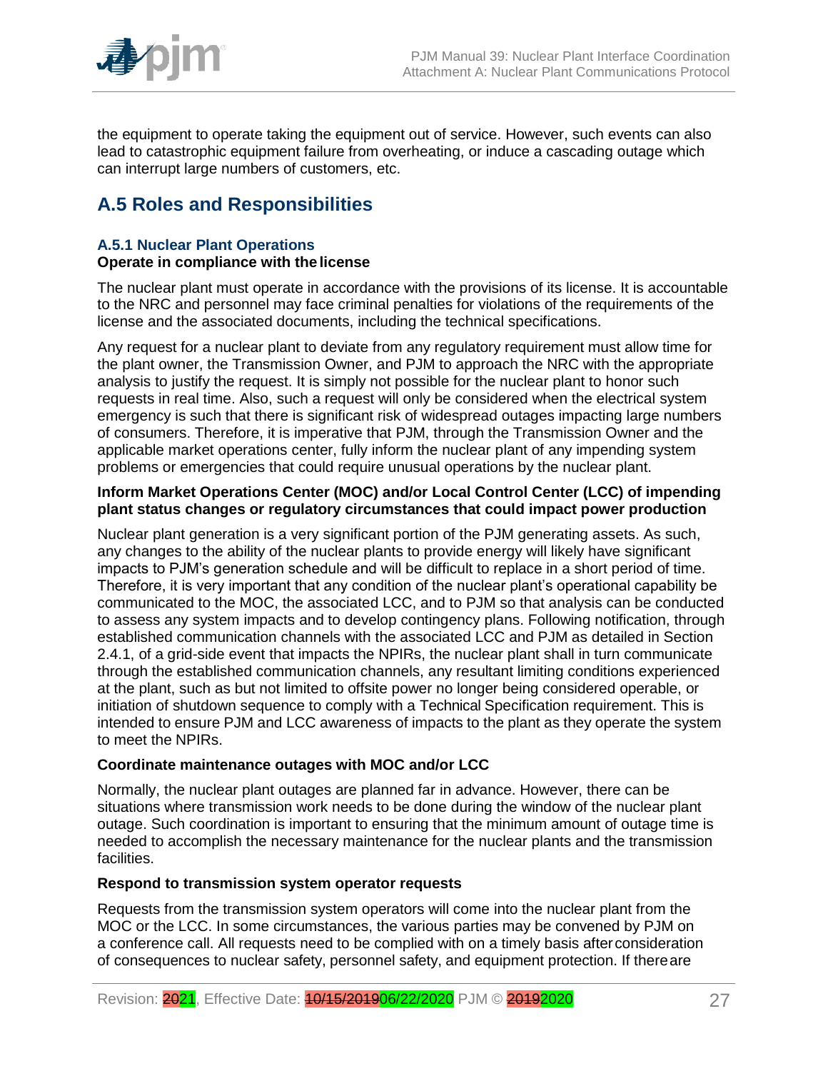the equipment to operate taking the equipment out of service. However, such events can also lead to catastrophic equipment failure from overheating, or induce a cascading outage which can interrupt large numbers of customers, etc.

## A.5 Roles and Responsibilities

### A.5.1 Nuclear Plant Operations

**Operate in compliance with the license**

The nuclear plant must operate in accordance with the provisions of its license. It is accountable to the NRC and personnel may face criminal penalties for violations of the requirements of the license and the associated documents, including the technical specifications.

Any request for a nuclear plant to deviate from any regulatory requirement must allow time for the plant owner, the Transmission Owner, and PJM to approach the NRC with the appropriate analysis to justify the request. It is simply not possible for the nuclear plant to honor such requests in real time. Also, such a request will only be considered when the electrical system emergency is such that there is significant risk of widespread outages impacting large numbers of consumers. Therefore, it is imperative that PJM, through the Transmission Owner and the applicable market operations center, fully inform the nuclear plant of any impending system problems or emergencies that could require unusual operations by the nuclear plant.

**Inform Market Operations Center (MOC) and/or Local Control Center (LCC) of impending plant status changes or regulatory circumstances that could impact power production**

Nuclear plant generation is a very significant portion of the PJM generating assets. As such, any changes to the ability of the nuclear plants to provide energy will likely have significant impacts to PJM's generation schedule and will be difficult to replace in a short period of time. Therefore, it is very important that any condition of the nuclear plant's operational capability be communicated to the MOC, the associated LCC, and to PJM so that analysis can be conducted to assess any system impacts and to develop contingency plans. Following notification, through established communication channels with the associated LCC and PJM as detailed in Section 2.4.1, of a grid-side event that impacts the NPIRs, the nuclear plant shall in turn communicate through the established communication channels, any resultant limiting conditions experienced at the plant, such as but not limited to offsite power no longer being considered operable, or initiation of shutdown sequence to comply with a Technical Specification requirement. This is intended to ensure PJM and LCC awareness of impacts to the plant as they operate the system to meet the NPIRs.

**Coordinate maintenance outages with MOC and/or LCC**

Normally, the nuclear plant outages are planned far in advance. However, there can be situations where transmission work needs to be done during the window of the nuclear plant outage. Such coordination is important to ensuring that the minimum amount of outage time is needed to accomplish the necessary maintenance for the nuclear plants and the transmission facilities.

**Respond to transmission system operator requests**

Requests from the transmission system operators will come into the nuclear plant from the MOC or the LCC. In some circumstances, the various parties may be convened by PJM on a conference call. All requests need to be complied with on a timely basis after consideration of consequences to nuclear safety, personnel safety, and equipment protection. If there are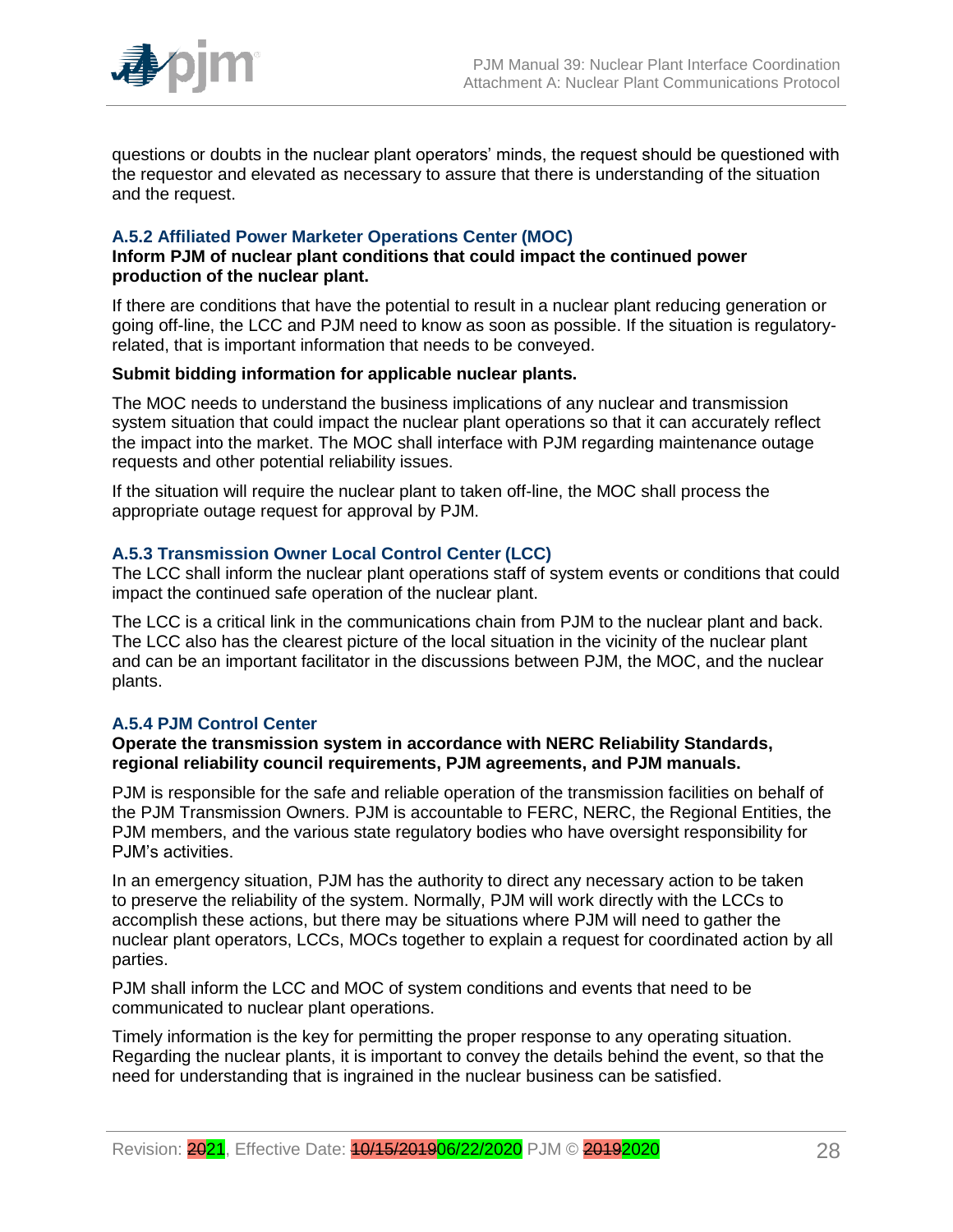questions or doubts in the nuclear plant operators' minds, the request should be questioned with the requestor and elevated as necessary to assure that there is understanding of the situation and the request.

### A.5.2 Affiliated Power Marketer Operations Center (MOC)

**Inform PJM of nuclear plant conditions that could impact the continued power production of the nuclear plant.**

If there are conditions that have the potential to result in a nuclear plant reducing generation or going off-line, the LCC and PJM need to know as soon as possible. If the situation is regulatory-related, that is important information that needs to be conveyed.

**Submit bidding information for applicable nuclear plants.**

The MOC needs to understand the business implications of any nuclear and transmission system situation that could impact the nuclear plant operations so that it can accurately reflect the impact into the market. The MOC shall interface with PJM regarding maintenance outage requests and other potential reliability issues.

If the situation will require the nuclear plant to taken off-line, the MOC shall process the appropriate outage request for approval by PJM.

### A.5.3 Transmission Owner Local Control Center (LCC)

The LCC shall inform the nuclear plant operations staff of system events or conditions that could impact the continued safe operation of the nuclear plant.

The LCC is a critical link in the communications chain from PJM to the nuclear plant and back. The LCC also has the clearest picture of the local situation in the vicinity of the nuclear plant and can be an important facilitator in the discussions between PJM, the MOC, and the nuclear plants.

### A.5.4 PJM Control Center

**Operate the transmission system in accordance with NERC Reliability Standards, regional reliability council requirements, PJM agreements, and PJM manuals.**

PJM is responsible for the safe and reliable operation of the transmission facilities on behalf of the PJM Transmission Owners. PJM is accountable to FERC, NERC, the Regional Entities, the PJM members, and the various state regulatory bodies who have oversight responsibility for PJM's activities.

In an emergency situation, PJM has the authority to direct any necessary action to be taken to preserve the reliability of the system. Normally, PJM will work directly with the LCCs to accomplish these actions, but there may be situations where PJM will need to gather the nuclear plant operators, LCCs, MOCs together to explain a request for coordinated action by all parties.

PJM shall inform the LCC and MOC of system conditions and events that need to be communicated to nuclear plant operations.

Timely information is the key for permitting the proper response to any operating situation. Regarding the nuclear plants, it is important to convey the details behind the event, so that the need for understanding that is ingrained in the nuclear business can be satisfied.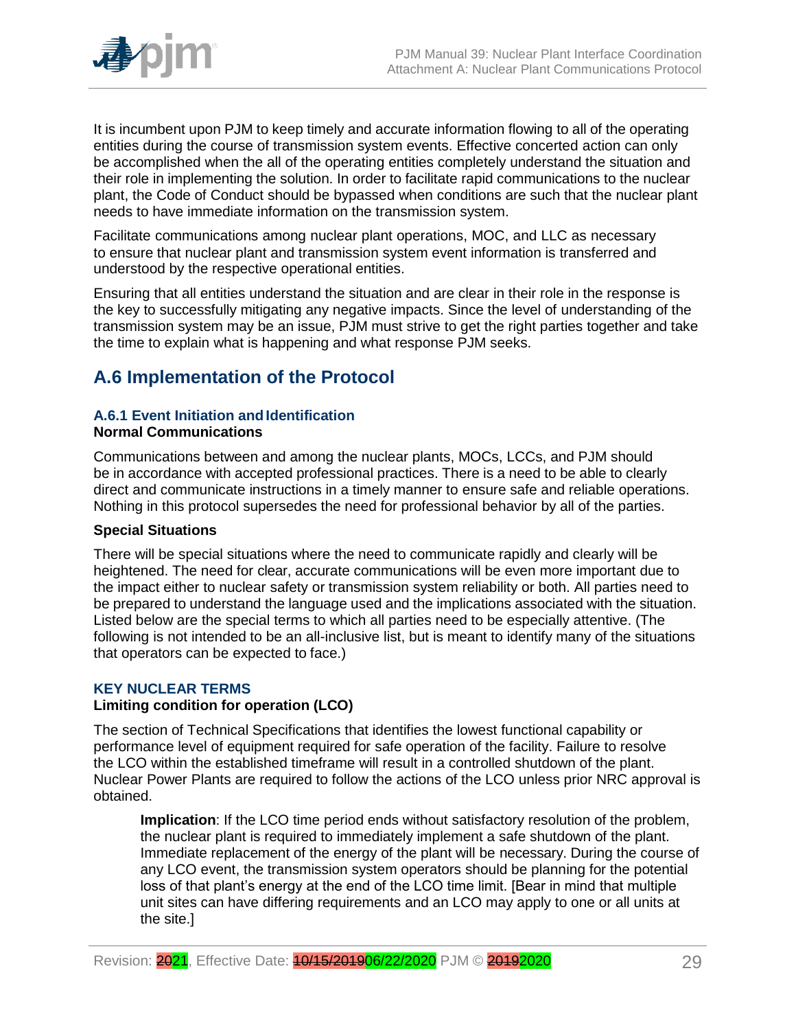It is incumbent upon PJM to keep timely and accurate information flowing to all of the operating entities during the course of transmission system events. Effective concerted action can only be accomplished when the all of the operating entities completely understand the situation and their role in implementing the solution. In order to facilitate rapid communications to the nuclear plant, the Code of Conduct should be bypassed when conditions are such that the nuclear plant needs to have immediate information on the transmission system.

Facilitate communications among nuclear plant operations, MOC, and LLC as necessary to ensure that nuclear plant and transmission system event information is transferred and understood by the respective operational entities.

Ensuring that all entities understand the situation and are clear in their role in the response is the key to successfully mitigating any negative impacts. Since the level of understanding of the transmission system may be an issue, PJM must strive to get the right parties together and take the time to explain what is happening and what response PJM seeks.

## A.6 Implementation of the Protocol

### A.6.1 Event Initiation and Identification

**Normal Communications**

Communications between and among the nuclear plants, MOCs, LCCs, and PJM should be in accordance with accepted professional practices. There is a need to be able to clearly direct and communicate instructions in a timely manner to ensure safe and reliable operations. Nothing in this protocol supersedes the need for professional behavior by all of the parties.

**Special Situations**

There will be special situations where the need to communicate rapidly and clearly will be heightened. The need for clear, accurate communications will be even more important due to the impact either to nuclear safety or transmission system reliability or both. All parties need to be prepared to understand the language used and the implications associated with the situation. Listed below are the special terms to which all parties need to be especially attentive. (The following is not intended to be an all-inclusive list, but is meant to identify many of the situations that operators can be expected to face.)

#### KEY NUCLEAR TERMS

**Limiting condition for operation (LCO)**

The section of Technical Specifications that identifies the lowest functional capability or performance level of equipment required for safe operation of the facility. Failure to resolve the LCO within the established timeframe will result in a controlled shutdown of the plant. Nuclear Power Plants are required to follow the actions of the LCO unless prior NRC approval is obtained.

> **Implication**: If the LCO time period ends without satisfactory resolution of the problem, the nuclear plant is required to immediately implement a safe shutdown of the plant. Immediate replacement of the energy of the plant will be necessary. During the course of any LCO event, the transmission system operators should be planning for the potential loss of that plant's energy at the end of the LCO time limit. [Bear in mind that multiple unit sites can have differing requirements and an LCO may apply to one or all units at the site.]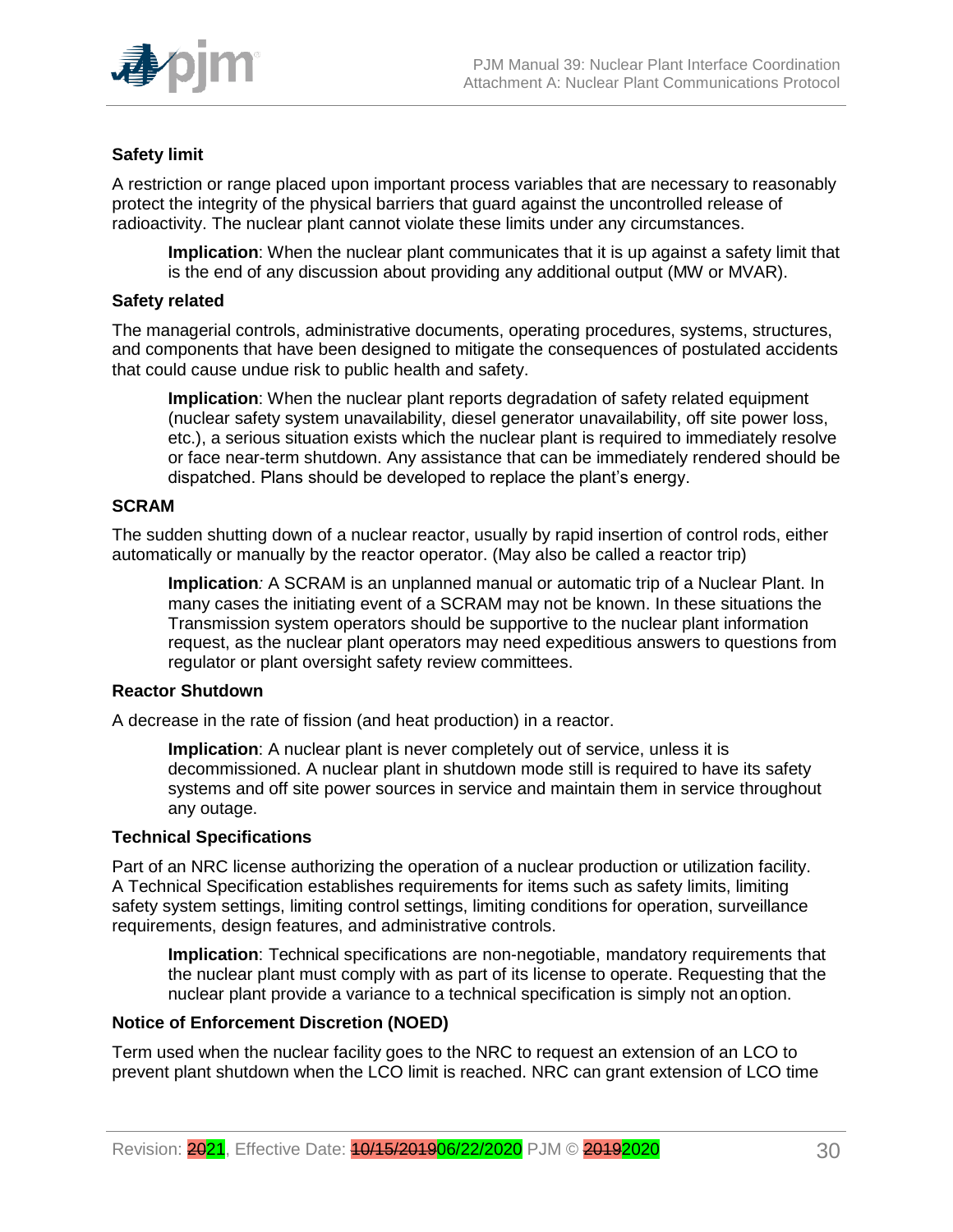### Safety limit

A restriction or range placed upon important process variables that are necessary to reasonably protect the integrity of the physical barriers that guard against the uncontrolled release of radioactivity. The nuclear plant cannot violate these limits under any circumstances.

> **Implication**: When the nuclear plant communicates that it is up against a safety limit that is the end of any discussion about providing any additional output (MW or MVAR).

### Safety related

The managerial controls, administrative documents, operating procedures, systems, structures, and components that have been designed to mitigate the consequences of postulated accidents that could cause undue risk to public health and safety.

> **Implication**: When the nuclear plant reports degradation of safety related equipment (nuclear safety system unavailability, diesel generator unavailability, off site power loss, etc.), a serious situation exists which the nuclear plant is required to immediately resolve or face near-term shutdown. Any assistance that can be immediately rendered should be dispatched. Plans should be developed to replace the plant's energy.

### SCRAM

The sudden shutting down of a nuclear reactor, usually by rapid insertion of control rods, either automatically or manually by the reactor operator. (May also be called a reactor trip)

> **Implication**: A SCRAM is an unplanned manual or automatic trip of a Nuclear Plant. In many cases the initiating event of a SCRAM may not be known. In these situations the Transmission system operators should be supportive to the nuclear plant information request, as the nuclear plant operators may need expeditious answers to questions from regulator or plant oversight safety review committees.

### Reactor Shutdown

A decrease in the rate of fission (and heat production) in a reactor.

> **Implication**: A nuclear plant is never completely out of service, unless it is decommissioned. A nuclear plant in shutdown mode still is required to have its safety systems and off site power sources in service and maintain them in service throughout any outage.

### Technical Specifications

Part of an NRC license authorizing the operation of a nuclear production or utilization facility. A Technical Specification establishes requirements for items such as safety limits, limiting safety system settings, limiting control settings, limiting conditions for operation, surveillance requirements, design features, and administrative controls.

> **Implication**: Technical specifications are non-negotiable, mandatory requirements that the nuclear plant must comply with as part of its license to operate. Requesting that the nuclear plant provide a variance to a technical specification is simply not an option.

### Notice of Enforcement Discretion (NOED)

Term used when the nuclear facility goes to the NRC to request an extension of an LCO to prevent plant shutdown when the LCO limit is reached. NRC can grant extension of LCO time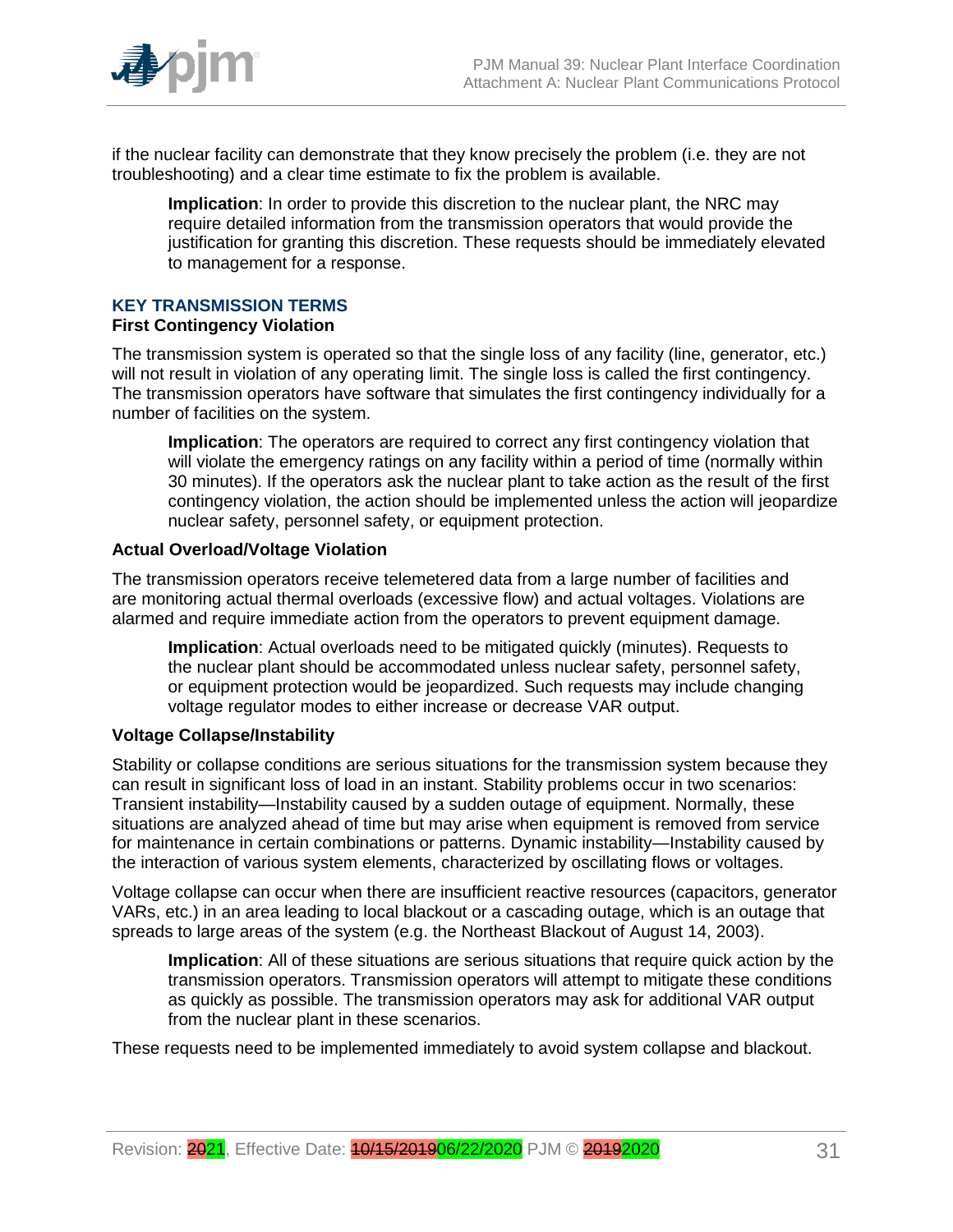if the nuclear facility can demonstrate that they know precisely the problem (i.e. they are not troubleshooting) and a clear time estimate to fix the problem is available.

> **Implication**: In order to provide this discretion to the nuclear plant, the NRC may require detailed information from the transmission operators that would provide the justification for granting this discretion. These requests should be immediately elevated to management for a response.

## KEY TRANSMISSION TERMS

### First Contingency Violation

The transmission system is operated so that the single loss of any facility (line, generator, etc.) will not result in violation of any operating limit. The single loss is called the first contingency. The transmission operators have software that simulates the first contingency individually for a number of facilities on the system.

> **Implication**: The operators are required to correct any first contingency violation that will violate the emergency ratings on any facility within a period of time (normally within 30 minutes). If the operators ask the nuclear plant to take action as the result of the first contingency violation, the action should be implemented unless the action will jeopardize nuclear safety, personnel safety, or equipment protection.

### Actual Overload/Voltage Violation

The transmission operators receive telemetered data from a large number of facilities and are monitoring actual thermal overloads (excessive flow) and actual voltages. Violations are alarmed and require immediate action from the operators to prevent equipment damage.

> **Implication**: Actual overloads need to be mitigated quickly (minutes). Requests to the nuclear plant should be accommodated unless nuclear safety, personnel safety, or equipment protection would be jeopardized. Such requests may include changing voltage regulator modes to either increase or decrease VAR output.

### Voltage Collapse/Instability

Stability or collapse conditions are serious situations for the transmission system because they can result in significant loss of load in an instant. Stability problems occur in two scenarios: Transient instability—Instability caused by a sudden outage of equipment. Normally, these situations are analyzed ahead of time but may arise when equipment is removed from service for maintenance in certain combinations or patterns. Dynamic instability—Instability caused by the interaction of various system elements, characterized by oscillating flows or voltages.

Voltage collapse can occur when there are insufficient reactive resources (capacitors, generator VARs, etc.) in an area leading to local blackout or a cascading outage, which is an outage that spreads to large areas of the system (e.g. the Northeast Blackout of August 14, 2003).

> **Implication**: All of these situations are serious situations that require quick action by the transmission operators. Transmission operators will attempt to mitigate these conditions as quickly as possible. The transmission operators may ask for additional VAR output from the nuclear plant in these scenarios.

These requests need to be implemented immediately to avoid system collapse and blackout.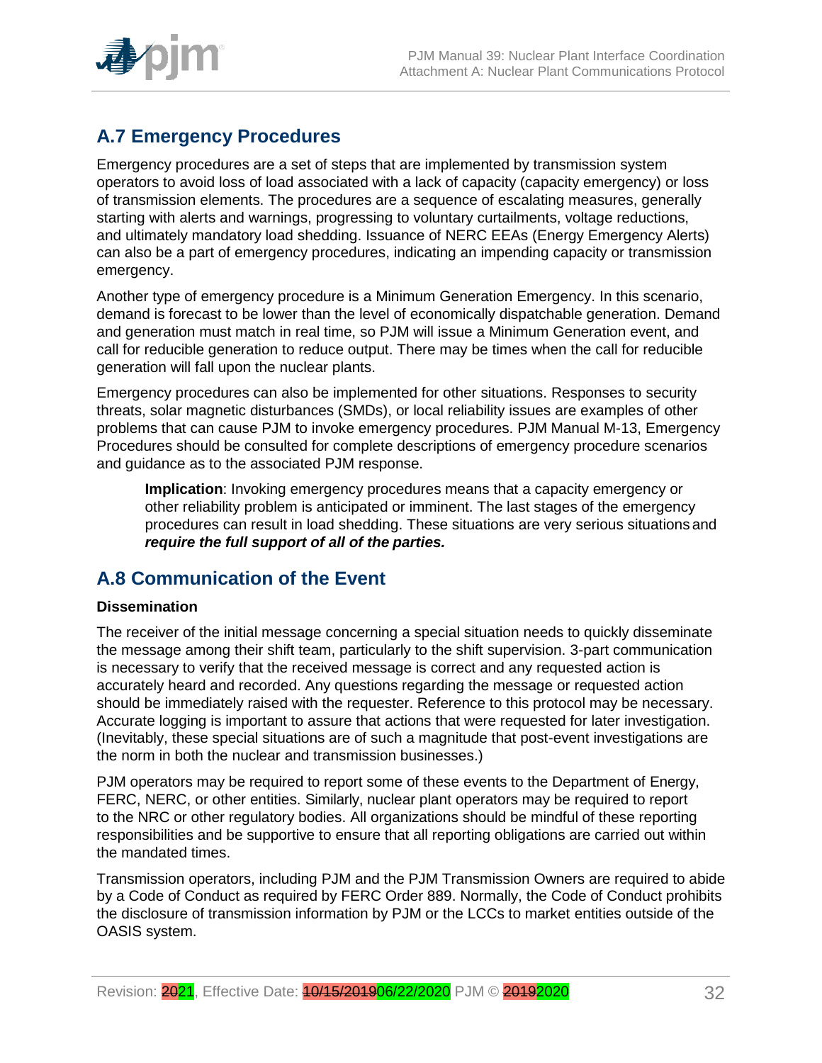## A.7 Emergency Procedures

Emergency procedures are a set of steps that are implemented by transmission system operators to avoid loss of load associated with a lack of capacity (capacity emergency) or loss of transmission elements. The procedures are a sequence of escalating measures, generally starting with alerts and warnings, progressing to voluntary curtailments, voltage reductions, and ultimately mandatory load shedding. Issuance of NERC EEAs (Energy Emergency Alerts) can also be a part of emergency procedures, indicating an impending capacity or transmission emergency.

Another type of emergency procedure is a Minimum Generation Emergency. In this scenario, demand is forecast to be lower than the level of economically dispatchable generation. Demand and generation must match in real time, so PJM will issue a Minimum Generation event, and call for reducible generation to reduce output. There may be times when the call for reducible generation will fall upon the nuclear plants.

Emergency procedures can also be implemented for other situations. Responses to security threats, solar magnetic disturbances (SMDs), or local reliability issues are examples of other problems that can cause PJM to invoke emergency procedures. PJM Manual M-13, Emergency Procedures should be consulted for complete descriptions of emergency procedure scenarios and guidance as to the associated PJM response.

> **Implication**: Invoking emergency procedures means that a capacity emergency or other reliability problem is anticipated or imminent. The last stages of the emergency procedures can result in load shedding. These situations are very serious situations and ***require the full support of all of the parties.***

## A.8 Communication of the Event

**Dissemination**

The receiver of the initial message concerning a special situation needs to quickly disseminate the message among their shift team, particularly to the shift supervision. 3-part communication is necessary to verify that the received message is correct and any requested action is accurately heard and recorded. Any questions regarding the message or requested action should be immediately raised with the requester. Reference to this protocol may be necessary. Accurate logging is important to assure that actions that were requested for later investigation. (Inevitably, these special situations are of such a magnitude that post-event investigations are the norm in both the nuclear and transmission businesses.)

PJM operators may be required to report some of these events to the Department of Energy, FERC, NERC, or other entities. Similarly, nuclear plant operators may be required to report to the NRC or other regulatory bodies. All organizations should be mindful of these reporting responsibilities and be supportive to ensure that all reporting obligations are carried out within the mandated times.

Transmission operators, including PJM and the PJM Transmission Owners are required to abide by a Code of Conduct as required by FERC Order 889. Normally, the Code of Conduct prohibits the disclosure of transmission information by PJM or the LCCs to market entities outside of the OASIS system.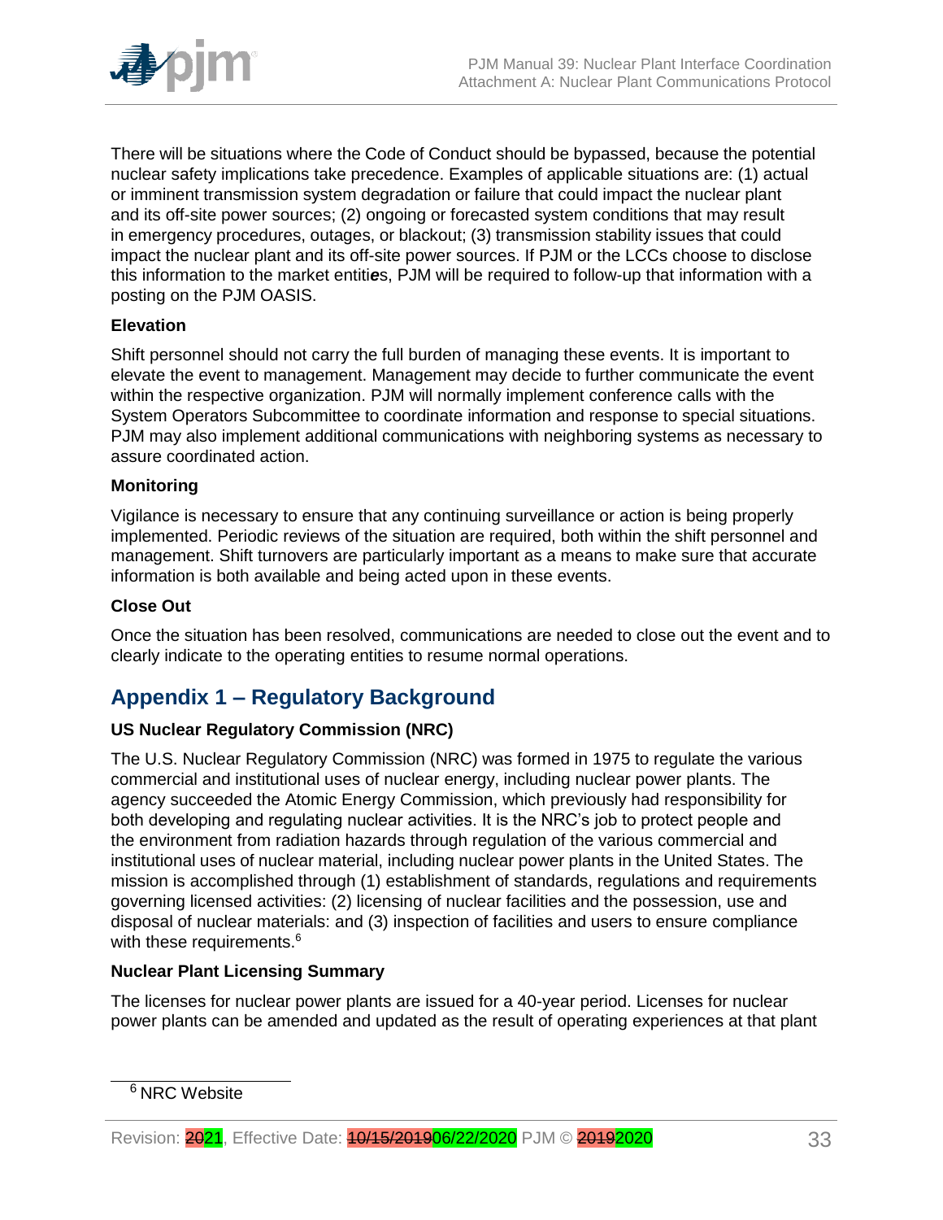There will be situations where the Code of Conduct should be bypassed, because the potential nuclear safety implications take precedence. Examples of applicable situations are: (1) actual or imminent transmission system degradation or failure that could impact the nuclear plant and its off-site power sources; (2) ongoing or forecasted system conditions that may result in emergency procedures, outages, or blackout; (3) transmission stability issues that could impact the nuclear plant and its off-site power sources. If PJM or the LCCs choose to disclose this information to the market entities, PJM will be required to follow-up that information with a posting on the PJM OASIS.

**Elevation**

Shift personnel should not carry the full burden of managing these events. It is important to elevate the event to management. Management may decide to further communicate the event within the respective organization. PJM will normally implement conference calls with the System Operators Subcommittee to coordinate information and response to special situations. PJM may also implement additional communications with neighboring systems as necessary to assure coordinated action.

**Monitoring**

Vigilance is necessary to ensure that any continuing surveillance or action is being properly implemented. Periodic reviews of the situation are required, both within the shift personnel and management. Shift turnovers are particularly important as a means to make sure that accurate information is both available and being acted upon in these events.

**Close Out**

Once the situation has been resolved, communications are needed to close out the event and to clearly indicate to the operating entities to resume normal operations.

## Appendix 1 – Regulatory Background

**US Nuclear Regulatory Commission (NRC)**

The U.S. Nuclear Regulatory Commission (NRC) was formed in 1975 to regulate the various commercial and institutional uses of nuclear energy, including nuclear power plants. The agency succeeded the Atomic Energy Commission, which previously had responsibility for both developing and regulating nuclear activities. It is the NRC's job to protect people and the environment from radiation hazards through regulation of the various commercial and institutional uses of nuclear material, including nuclear power plants in the United States. The mission is accomplished through (1) establishment of standards, regulations and requirements governing licensed activities: (2) licensing of nuclear facilities and the possession, use and disposal of nuclear materials: and (3) inspection of facilities and users to ensure compliance with these requirements.[6]

**Nuclear Plant Licensing Summary**

The licenses for nuclear power plants are issued for a 40-year period. Licenses for nuclear power plants can be amended and updated as the result of operating experiences at that plant

[6] NRC Website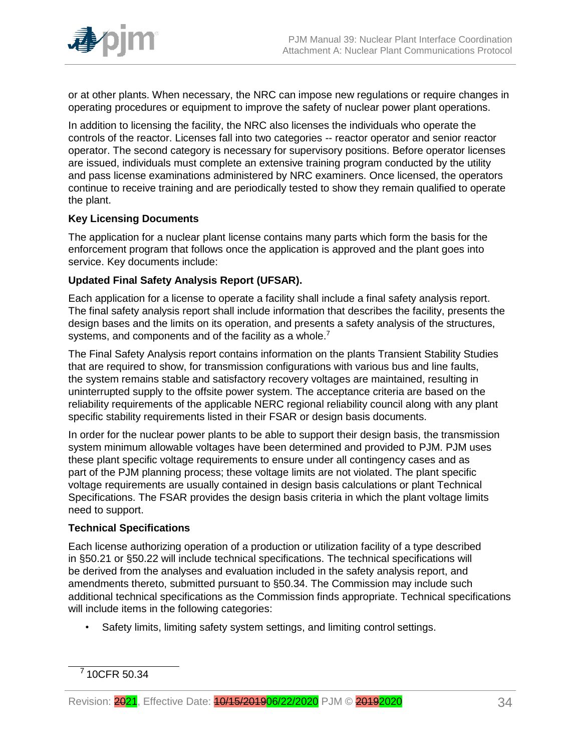or at other plants. When necessary, the NRC can impose new regulations or require changes in operating procedures or equipment to improve the safety of nuclear power plant operations.

In addition to licensing the facility, the NRC also licenses the individuals who operate the controls of the reactor. Licenses fall into two categories -- reactor operator and senior reactor operator. The second category is necessary for supervisory positions. Before operator licenses are issued, individuals must complete an extensive training program conducted by the utility and pass license examinations administered by NRC examiners. Once licensed, the operators continue to receive training and are periodically tested to show they remain qualified to operate the plant.

**Key Licensing Documents**

The application for a nuclear plant license contains many parts which form the basis for the enforcement program that follows once the application is approved and the plant goes into service. Key documents include:

**Updated Final Safety Analysis Report (UFSAR).**

Each application for a license to operate a facility shall include a final safety analysis report. The final safety analysis report shall include information that describes the facility, presents the design bases and the limits on its operation, and presents a safety analysis of the structures, systems, and components and of the facility as a whole.[7]

The Final Safety Analysis report contains information on the plants Transient Stability Studies that are required to show, for transmission configurations with various bus and line faults, the system remains stable and satisfactory recovery voltages are maintained, resulting in uninterrupted supply to the offsite power system. The acceptance criteria are based on the reliability requirements of the applicable NERC regional reliability council along with any plant specific stability requirements listed in their FSAR or design basis documents.

In order for the nuclear power plants to be able to support their design basis, the transmission system minimum allowable voltages have been determined and provided to PJM. PJM uses these plant specific voltage requirements to ensure under all contingency cases and as part of the PJM planning process; these voltage limits are not violated. The plant specific voltage requirements are usually contained in design basis calculations or plant Technical Specifications. The FSAR provides the design basis criteria in which the plant voltage limits need to support.

**Technical Specifications**

Each license authorizing operation of a production or utilization facility of a type described in §50.21 or §50.22 will include technical specifications. The technical specifications will be derived from the analyses and evaluation included in the safety analysis report, and amendments thereto, submitted pursuant to §50.34. The Commission may include such additional technical specifications as the Commission finds appropriate. Technical specifications will include items in the following categories:

- Safety limits, limiting safety system settings, and limiting control settings.

[7] 10CFR 50.34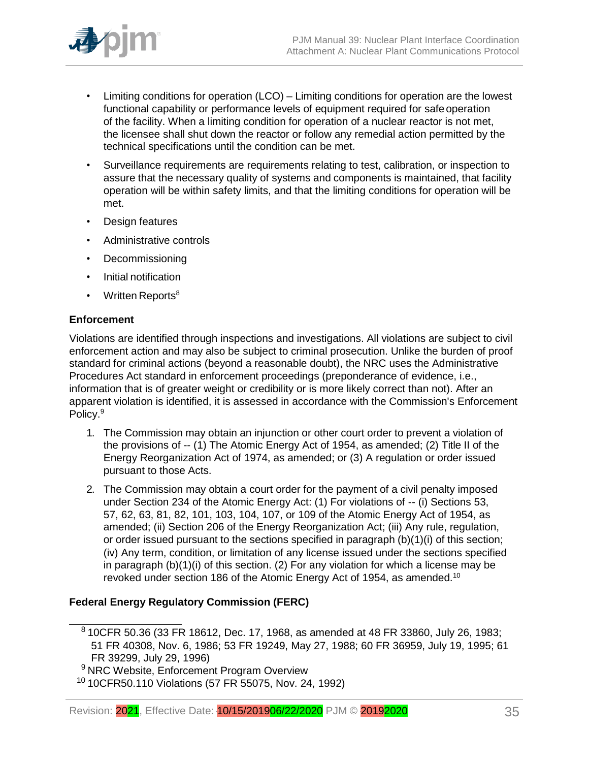- Limiting conditions for operation (LCO) – Limiting conditions for operation are the lowest functional capability or performance levels of equipment required for safe operation of the facility. When a limiting condition for operation of a nuclear reactor is not met, the licensee shall shut down the reactor or follow any remedial action permitted by the technical specifications until the condition can be met.
- Surveillance requirements are requirements relating to test, calibration, or inspection to assure that the necessary quality of systems and components is maintained, that facility operation will be within safety limits, and that the limiting conditions for operation will be met.
- Design features
- Administrative controls
- Decommissioning
- Initial notification
- Written Reports[8]

**Enforcement**

Violations are identified through inspections and investigations. All violations are subject to civil enforcement action and may also be subject to criminal prosecution. Unlike the burden of proof standard for criminal actions (beyond a reasonable doubt), the NRC uses the Administrative Procedures Act standard in enforcement proceedings (preponderance of evidence, i.e., information that is of greater weight or credibility or is more likely correct than not). After an apparent violation is identified, it is assessed in accordance with the Commission's Enforcement Policy.[9]

1. The Commission may obtain an injunction or other court order to prevent a violation of the provisions of -- (1) The Atomic Energy Act of 1954, as amended; (2) Title II of the Energy Reorganization Act of 1974, as amended; or (3) A regulation or order issued pursuant to those Acts.
2. The Commission may obtain a court order for the payment of a civil penalty imposed under Section 234 of the Atomic Energy Act: (1) For violations of -- (i) Sections 53, 57, 62, 63, 81, 82, 101, 103, 104, 107, or 109 of the Atomic Energy Act of 1954, as amended; (ii) Section 206 of the Energy Reorganization Act; (iii) Any rule, regulation, or order issued pursuant to the sections specified in paragraph (b)(1)(i) of this section; (iv) Any term, condition, or limitation of any license issued under the sections specified in paragraph (b)(1)(i) of this section. (2) For any violation for which a license may be revoked under section 186 of the Atomic Energy Act of 1954, as amended.[10]

**Federal Energy Regulatory Commission (FERC)**

---

[8] 10CFR 50.36 (33 FR 18612, Dec. 17, 1968, as amended at 48 FR 33860, July 26, 1983; 51 FR 40308, Nov. 6, 1986; 53 FR 19249, May 27, 1988; 60 FR 36959, July 19, 1995; 61 FR 39299, July 29, 1996)

[9] NRC Website, Enforcement Program Overview

[10] 10CFR50.110 Violations (57 FR 55075, Nov. 24, 1992)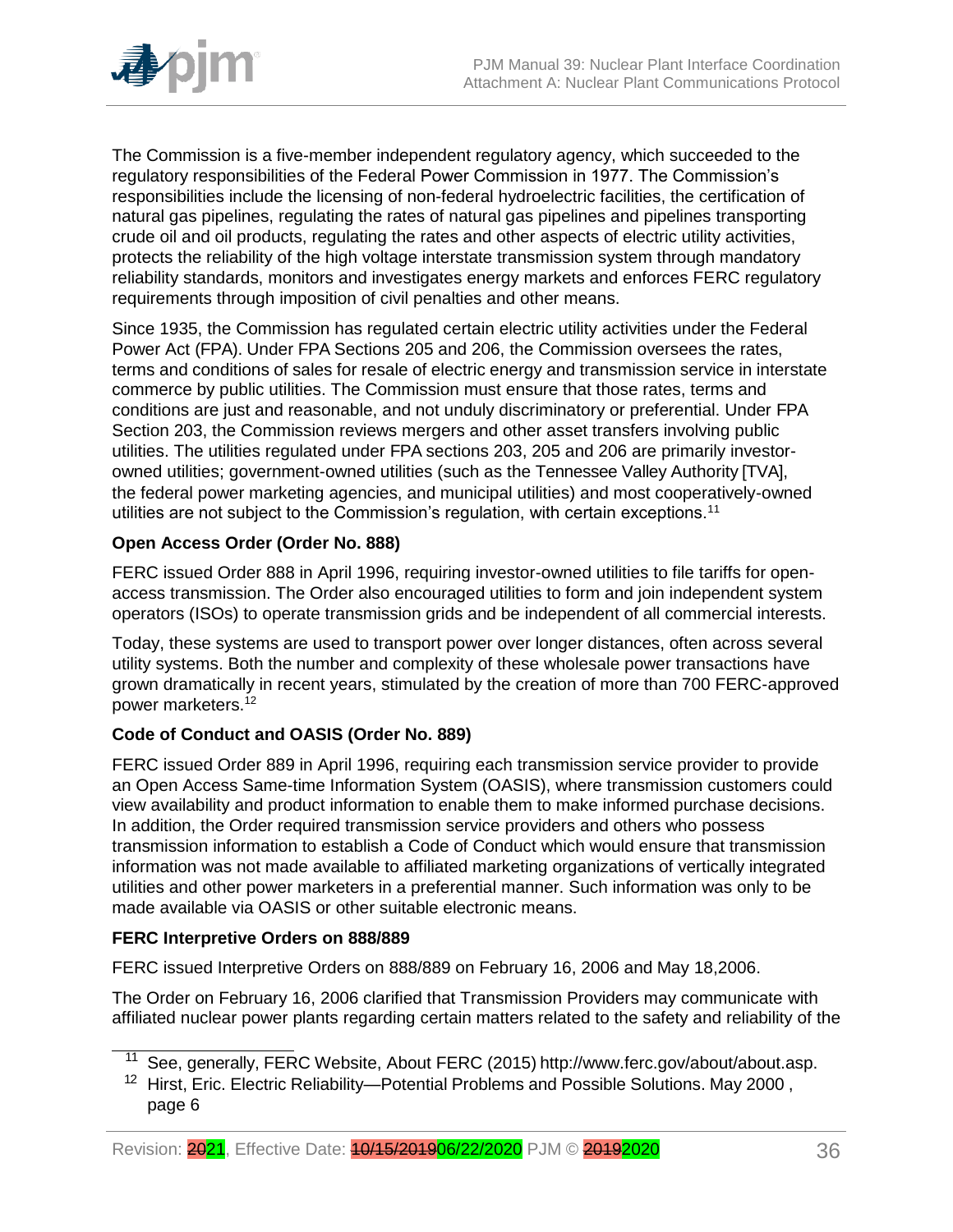The Commission is a five-member independent regulatory agency, which succeeded to the regulatory responsibilities of the Federal Power Commission in 1977. The Commission's responsibilities include the licensing of non-federal hydroelectric facilities, the certification of natural gas pipelines, regulating the rates of natural gas pipelines and pipelines transporting crude oil and oil products, regulating the rates and other aspects of electric utility activities, protects the reliability of the high voltage interstate transmission system through mandatory reliability standards, monitors and investigates energy markets and enforces FERC regulatory requirements through imposition of civil penalties and other means.

Since 1935, the Commission has regulated certain electric utility activities under the Federal Power Act (FPA). Under FPA Sections 205 and 206, the Commission oversees the rates, terms and conditions of sales for resale of electric energy and transmission service in interstate commerce by public utilities. The Commission must ensure that those rates, terms and conditions are just and reasonable, and not unduly discriminatory or preferential. Under FPA Section 203, the Commission reviews mergers and other asset transfers involving public utilities. The utilities regulated under FPA sections 203, 205 and 206 are primarily investor-owned utilities; government-owned utilities (such as the Tennessee Valley Authority [TVA], the federal power marketing agencies, and municipal utilities) and most cooperatively-owned utilities are not subject to the Commission's regulation, with certain exceptions.[11]

**Open Access Order (Order No. 888)**

FERC issued Order 888 in April 1996, requiring investor-owned utilities to file tariffs for open-access transmission. The Order also encouraged utilities to form and join independent system operators (ISOs) to operate transmission grids and be independent of all commercial interests.

Today, these systems are used to transport power over longer distances, often across several utility systems. Both the number and complexity of these wholesale power transactions have grown dramatically in recent years, stimulated by the creation of more than 700 FERC-approved power marketers.[12]

**Code of Conduct and OASIS (Order No. 889)**

FERC issued Order 889 in April 1996, requiring each transmission service provider to provide an Open Access Same-time Information System (OASIS), where transmission customers could view availability and product information to enable them to make informed purchase decisions. In addition, the Order required transmission service providers and others who possess transmission information to establish a Code of Conduct which would ensure that transmission information was not made available to affiliated marketing organizations of vertically integrated utilities and other power marketers in a preferential manner. Such information was only to be made available via OASIS or other suitable electronic means.

**FERC Interpretive Orders on 888/889**

FERC issued Interpretive Orders on 888/889 on February 16, 2006 and May 18,2006.

The Order on February 16, 2006 clarified that Transmission Providers may communicate with affiliated nuclear power plants regarding certain matters related to the safety and reliability of the

---

[11] See, generally, FERC Website, About FERC (2015) http://www.ferc.gov/about/about.asp.

[12] Hirst, Eric. Electric Reliability—Potential Problems and Possible Solutions. May 2000 , page 6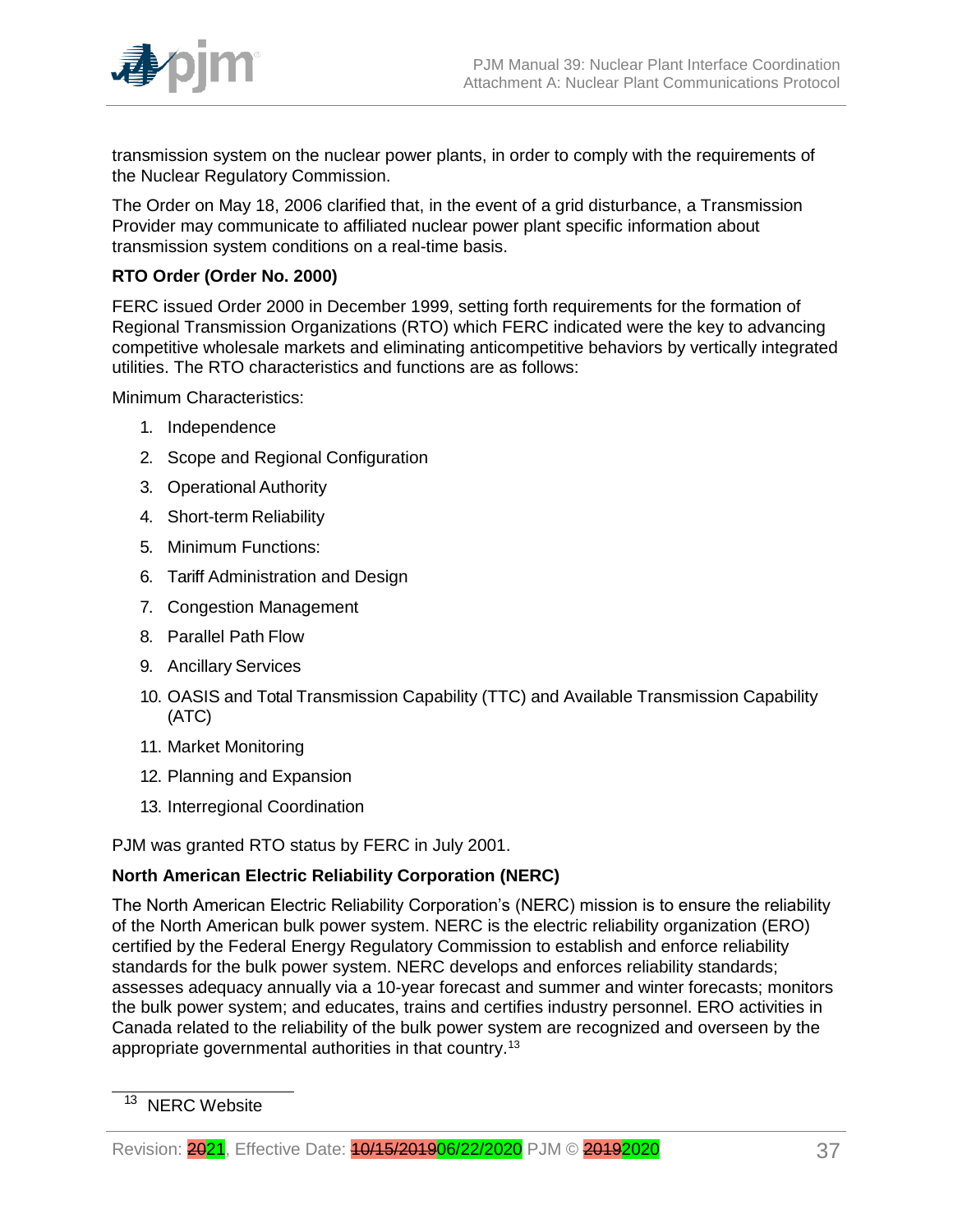transmission system on the nuclear power plants, in order to comply with the requirements of the Nuclear Regulatory Commission.

The Order on May 18, 2006 clarified that, in the event of a grid disturbance, a Transmission Provider may communicate to affiliated nuclear power plant specific information about transmission system conditions on a real-time basis.

**RTO Order (Order No. 2000)**

FERC issued Order 2000 in December 1999, setting forth requirements for the formation of Regional Transmission Organizations (RTO) which FERC indicated were the key to advancing competitive wholesale markets and eliminating anticompetitive behaviors by vertically integrated utilities. The RTO characteristics and functions are as follows:

Minimum Characteristics:

1. Independence
2. Scope and Regional Configuration
3. Operational Authority
4. Short-term Reliability
5. Minimum Functions:
6. Tariff Administration and Design
7. Congestion Management
8. Parallel Path Flow
9. Ancillary Services
10. OASIS and Total Transmission Capability (TTC) and Available Transmission Capability (ATC)
11. Market Monitoring
12. Planning and Expansion
13. Interregional Coordination

PJM was granted RTO status by FERC in July 2001.

**North American Electric Reliability Corporation (NERC)**

The North American Electric Reliability Corporation's (NERC) mission is to ensure the reliability of the North American bulk power system. NERC is the electric reliability organization (ERO) certified by the Federal Energy Regulatory Commission to establish and enforce reliability standards for the bulk power system. NERC develops and enforces reliability standards; assesses adequacy annually via a 10-year forecast and summer and winter forecasts; monitors the bulk power system; and educates, trains and certifies industry personnel. ERO activities in Canada related to the reliability of the bulk power system are recognized and overseen by the appropriate governmental authorities in that country.[13]

[13] NERC Website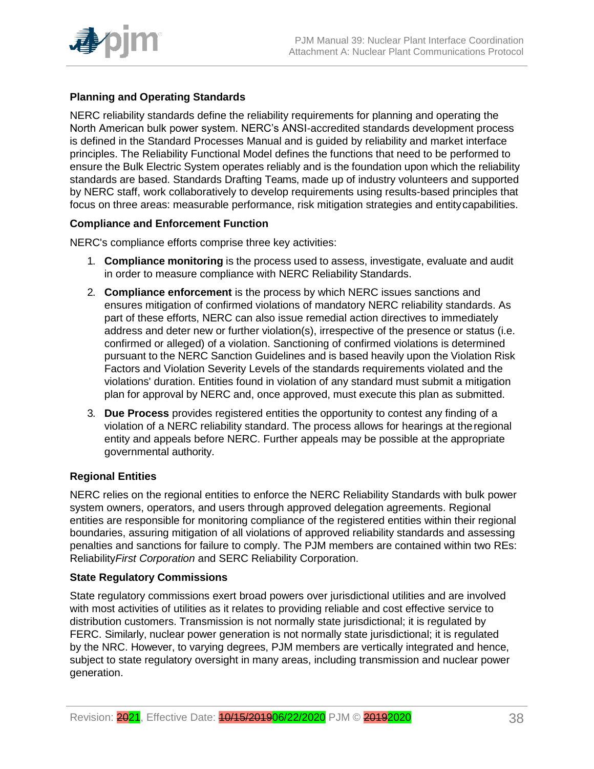### Planning and Operating Standards

NERC reliability standards define the reliability requirements for planning and operating the North American bulk power system. NERC's ANSI-accredited standards development process is defined in the Standard Processes Manual and is guided by reliability and market interface principles. The Reliability Functional Model defines the functions that need to be performed to ensure the Bulk Electric System operates reliably and is the foundation upon which the reliability standards are based. Standards Drafting Teams, made up of industry volunteers and supported by NERC staff, work collaboratively to develop requirements using results-based principles that focus on three areas: measurable performance, risk mitigation strategies and entity capabilities.

### Compliance and Enforcement Function

NERC's compliance efforts comprise three key activities:

1. **Compliance monitoring** is the process used to assess, investigate, evaluate and audit in order to measure compliance with NERC Reliability Standards.
2. **Compliance enforcement** is the process by which NERC issues sanctions and ensures mitigation of confirmed violations of mandatory NERC reliability standards. As part of these efforts, NERC can also issue remedial action directives to immediately address and deter new or further violation(s), irrespective of the presence or status (i.e. confirmed or alleged) of a violation. Sanctioning of confirmed violations is determined pursuant to the NERC Sanction Guidelines and is based heavily upon the Violation Risk Factors and Violation Severity Levels of the standards requirements violated and the violations' duration. Entities found in violation of any standard must submit a mitigation plan for approval by NERC and, once approved, must execute this plan as submitted.
3. **Due Process** provides registered entities the opportunity to contest any finding of a violation of a NERC reliability standard. The process allows for hearings at the regional entity and appeals before NERC. Further appeals may be possible at the appropriate governmental authority.

### Regional Entities

NERC relies on the regional entities to enforce the NERC Reliability Standards with bulk power system owners, operators, and users through approved delegation agreements. Regional entities are responsible for monitoring compliance of the registered entities within their regional boundaries, assuring mitigation of all violations of approved reliability standards and assessing penalties and sanctions for failure to comply. The PJM members are contained within two REs: Reliability*First Corporation* and SERC Reliability Corporation.

### State Regulatory Commissions

State regulatory commissions exert broad powers over jurisdictional utilities and are involved with most activities of utilities as it relates to providing reliable and cost effective service to distribution customers. Transmission is not normally state jurisdictional; it is regulated by FERC. Similarly, nuclear power generation is not normally state jurisdictional; it is regulated by the NRC. However, to varying degrees, PJM members are vertically integrated and hence, subject to state regulatory oversight in many areas, including transmission and nuclear power generation.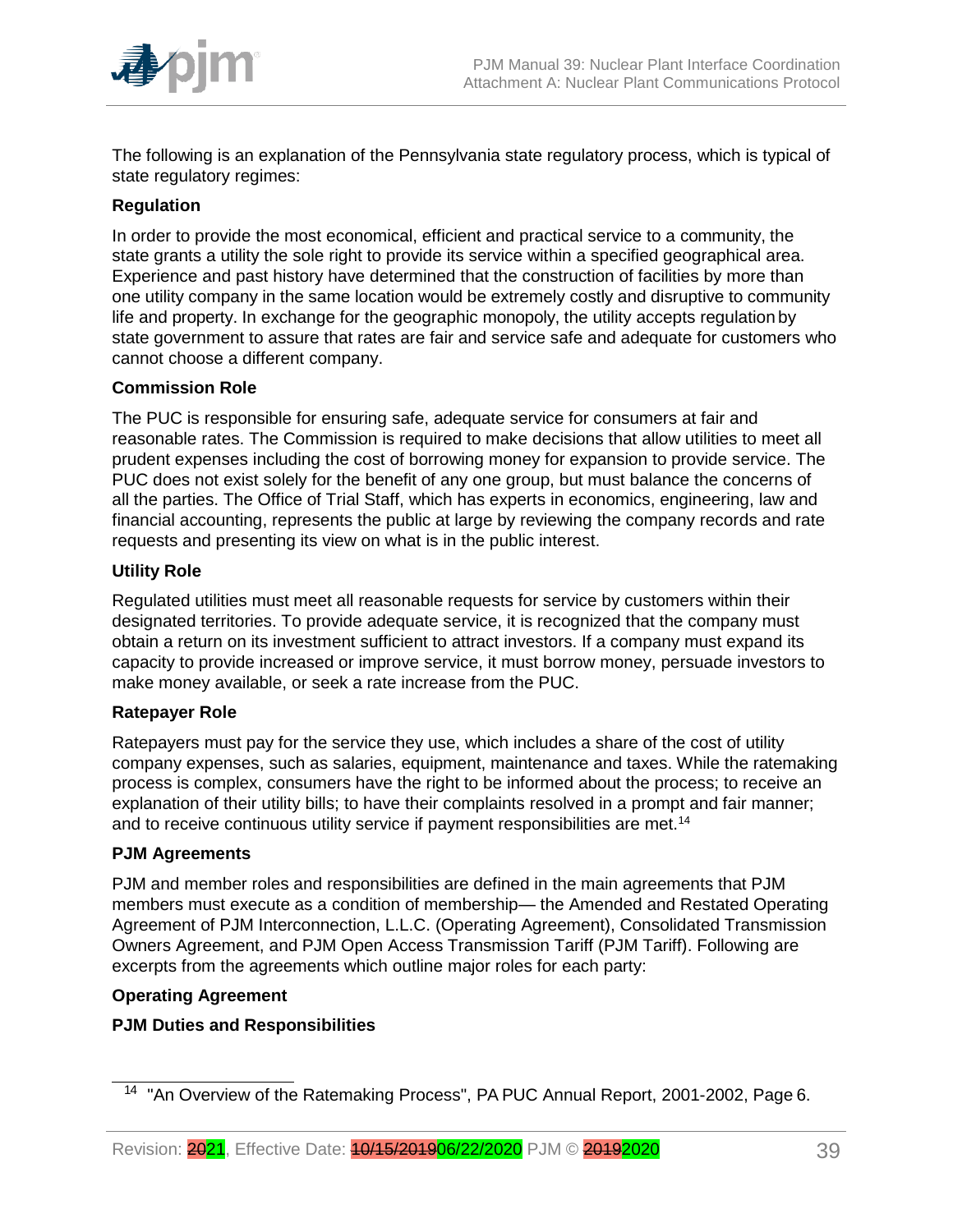The following is an explanation of the Pennsylvania state regulatory process, which is typical of state regulatory regimes:

**Regulation**

In order to provide the most economical, efficient and practical service to a community, the state grants a utility the sole right to provide its service within a specified geographical area. Experience and past history have determined that the construction of facilities by more than one utility company in the same location would be extremely costly and disruptive to community life and property. In exchange for the geographic monopoly, the utility accepts regulation by state government to assure that rates are fair and service safe and adequate for customers who cannot choose a different company.

**Commission Role**

The PUC is responsible for ensuring safe, adequate service for consumers at fair and reasonable rates. The Commission is required to make decisions that allow utilities to meet all prudent expenses including the cost of borrowing money for expansion to provide service. The PUC does not exist solely for the benefit of any one group, but must balance the concerns of all the parties. The Office of Trial Staff, which has experts in economics, engineering, law and financial accounting, represents the public at large by reviewing the company records and rate requests and presenting its view on what is in the public interest.

**Utility Role**

Regulated utilities must meet all reasonable requests for service by customers within their designated territories. To provide adequate service, it is recognized that the company must obtain a return on its investment sufficient to attract investors. If a company must expand its capacity to provide increased or improve service, it must borrow money, persuade investors to make money available, or seek a rate increase from the PUC.

**Ratepayer Role**

Ratepayers must pay for the service they use, which includes a share of the cost of utility company expenses, such as salaries, equipment, maintenance and taxes. While the ratemaking process is complex, consumers have the right to be informed about the process; to receive an explanation of their utility bills; to have their complaints resolved in a prompt and fair manner; and to receive continuous utility service if payment responsibilities are met.[14]

**PJM Agreements**

PJM and member roles and responsibilities are defined in the main agreements that PJM members must execute as a condition of membership— the Amended and Restated Operating Agreement of PJM Interconnection, L.L.C. (Operating Agreement), Consolidated Transmission Owners Agreement, and PJM Open Access Transmission Tariff (PJM Tariff). Following are excerpts from the agreements which outline major roles for each party:

**Operating Agreement**

**PJM Duties and Responsibilities**

[14] "An Overview of the Ratemaking Process", PA PUC Annual Report, 2001-2002, Page 6.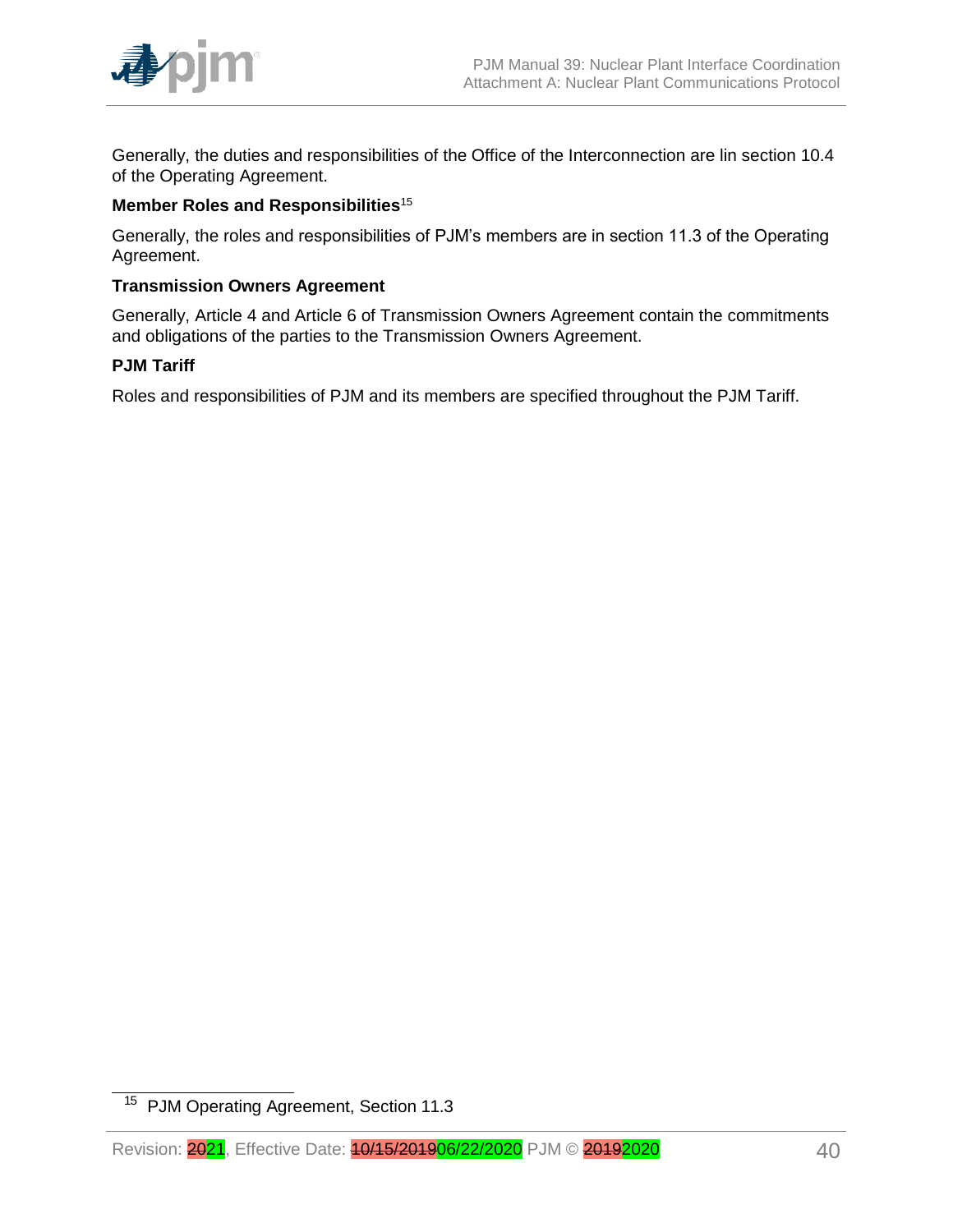Generally, the duties and responsibilities of the Office of the Interconnection are lin section 10.4 of the Operating Agreement.

**Member Roles and Responsibilities**[15]

Generally, the roles and responsibilities of PJM's members are in section 11.3 of the Operating Agreement.

**Transmission Owners Agreement**

Generally, Article 4 and Article 6 of Transmission Owners Agreement contain the commitments and obligations of the parties to the Transmission Owners Agreement.

**PJM Tariff**

Roles and responsibilities of PJM and its members are specified throughout the PJM Tariff.

[15] PJM Operating Agreement, Section 11.3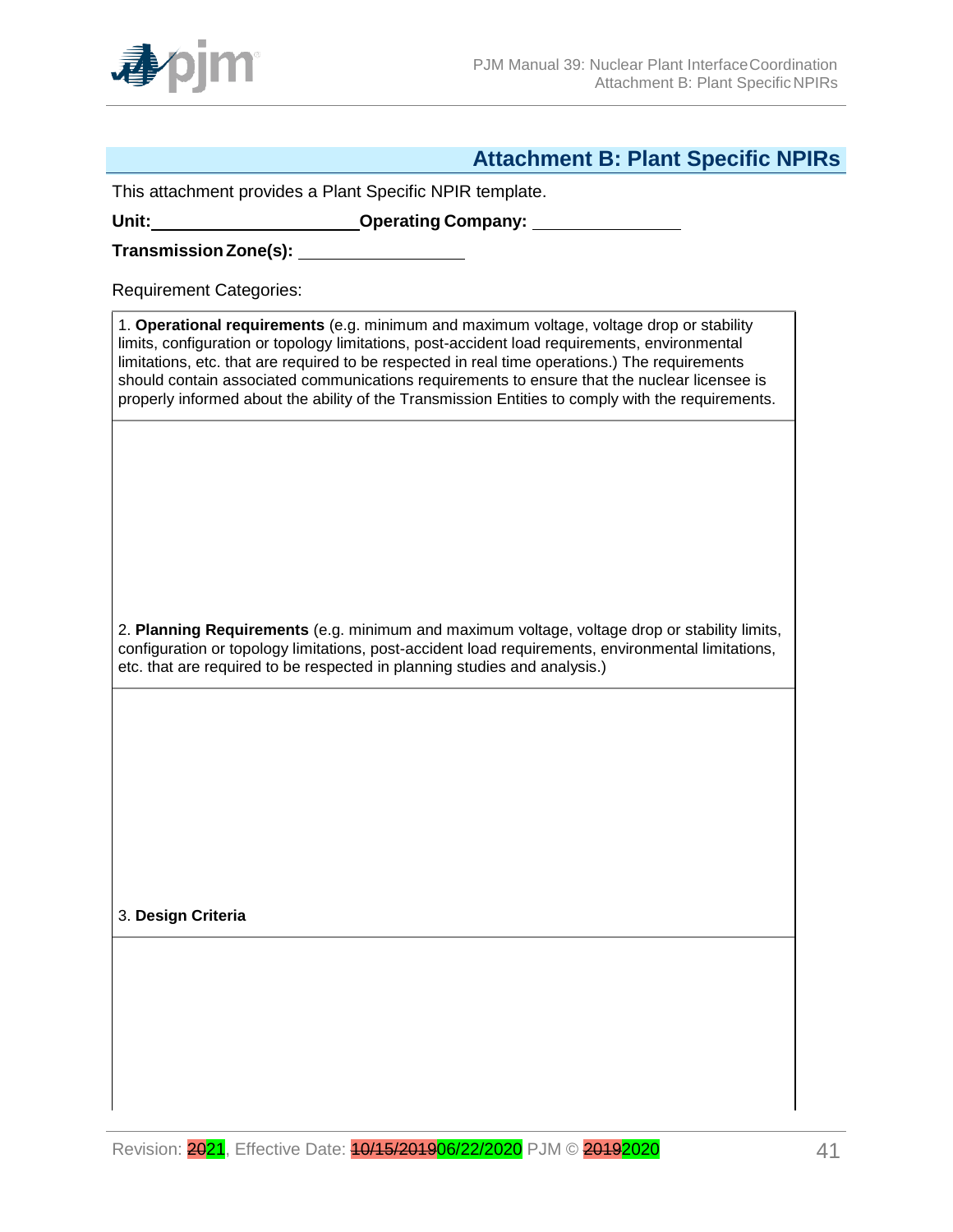## Attachment B: Plant Specific NPIRs

This attachment provides a Plant Specific NPIR template.

**Unit:** ______________________ **Operating Company:** ________________

**Transmission Zone(s):** __________________

Requirement Categories:

| 1. **Operational requirements** (e.g. minimum and maximum voltage, voltage drop or stability limits, configuration or topology limitations, post-accident load requirements, environmental limitations, etc. that are required to be respected in real time operations.) The requirements should contain associated communications requirements to ensure that the nuclear licensee is properly informed about the ability of the Transmission Entities to comply with the requirements. |
|---|
| |
| 2. **Planning Requirements** (e.g. minimum and maximum voltage, voltage drop or stability limits, configuration or topology limitations, post-accident load requirements, environmental limitations, etc. that are required to be respected in planning studies and analysis.) |
| |
| 3. **Design Criteria** |
| |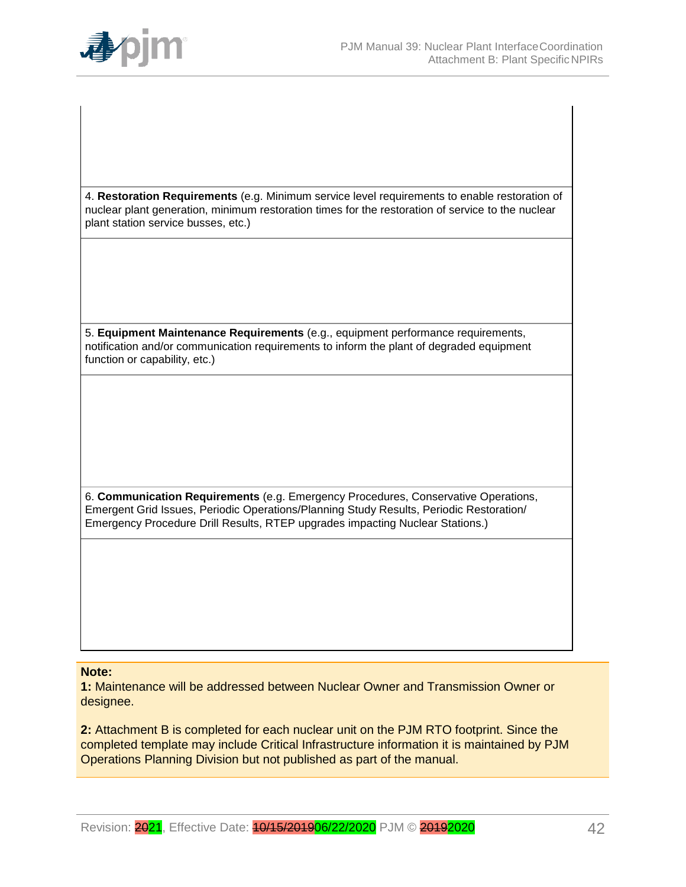| |
|---|
| |
| 4. **Restoration Requirements** (e.g. Minimum service level requirements to enable restoration of nuclear plant generation, minimum restoration times for the restoration of service to the nuclear plant station service busses, etc.) |
| |
| 5. **Equipment Maintenance Requirements** (e.g., equipment performance requirements, notification and/or communication requirements to inform the plant of degraded equipment function or capability, etc.) |
| |
| 6. **Communication Requirements** (e.g. Emergency Procedures, Conservative Operations, Emergent Grid Issues, Periodic Operations/Planning Study Results, Periodic Restoration/ Emergency Procedure Drill Results, RTEP upgrades impacting Nuclear Stations.) |
| |

**Note:**

**1:** Maintenance will be addressed between Nuclear Owner and Transmission Owner or designee.

**2:** Attachment B is completed for each nuclear unit on the PJM RTO footprint. Since the completed template may include Critical Infrastructure information it is maintained by PJM Operations Planning Division but not published as part of the manual.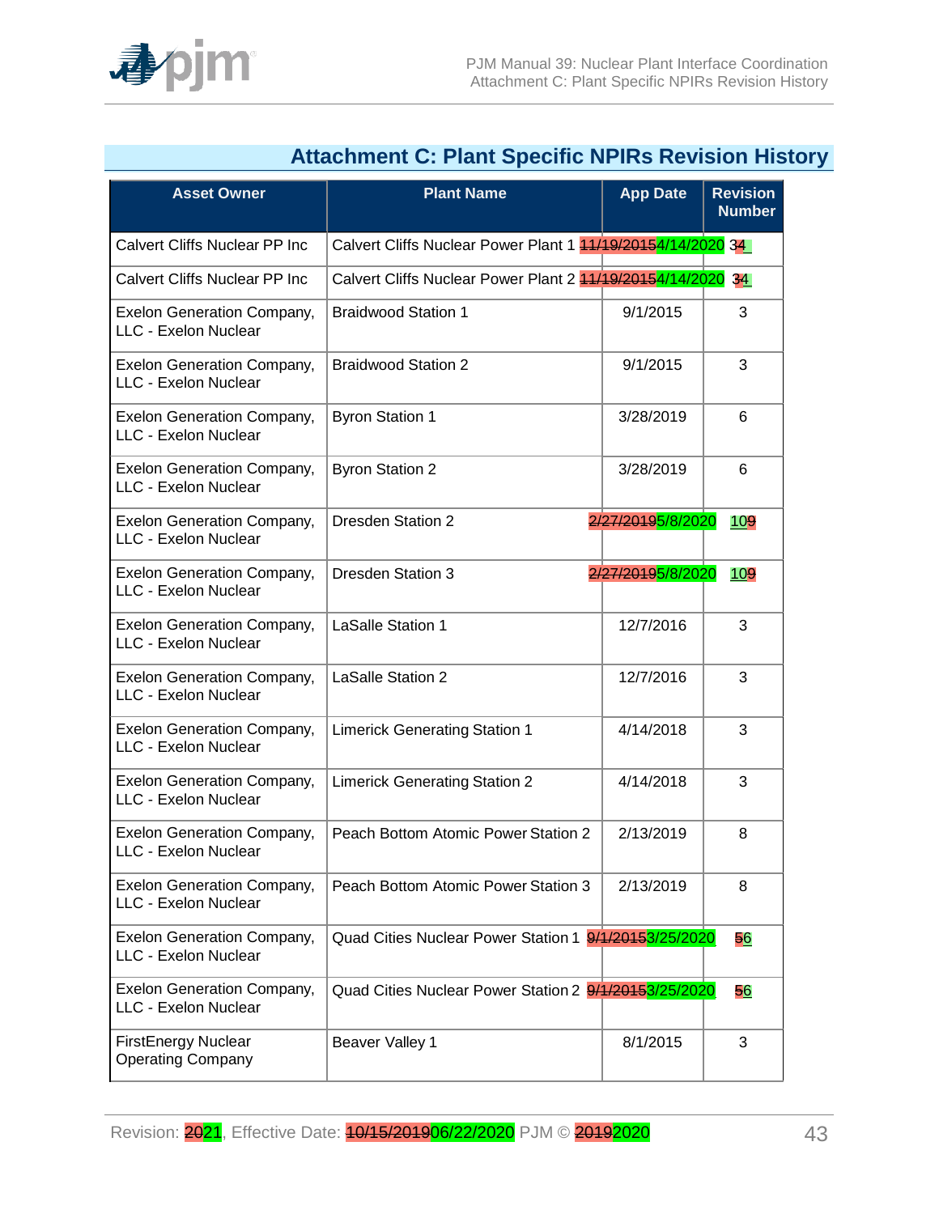## Attachment C: Plant Specific NPIRs Revision History

| Asset Owner | Plant Name | App Date | Revision Number |
|---|---|---|---|
| Calvert Cliffs Nuclear PP Inc | Calvert Cliffs Nuclear Power Plant 1 | ~~11/19/2015~~4/14/2020 | ~~3~~4 |
| Calvert Cliffs Nuclear PP Inc | Calvert Cliffs Nuclear Power Plant 2 | ~~11/19/2015~~4/14/2020 | ~~3~~4 |
| Exelon Generation Company, LLC - Exelon Nuclear | Braidwood Station 1 | 9/1/2015 | 3 |
| Exelon Generation Company, LLC - Exelon Nuclear | Braidwood Station 2 | 9/1/2015 | 3 |
| Exelon Generation Company, LLC - Exelon Nuclear | Byron Station 1 | 3/28/2019 | 6 |
| Exelon Generation Company, LLC - Exelon Nuclear | Byron Station 2 | 3/28/2019 | 6 |
| Exelon Generation Company, LLC - Exelon Nuclear | Dresden Station 2 | ~~2/27/2019~~5/8/2020 | 10~~9~~ |
| Exelon Generation Company, LLC - Exelon Nuclear | Dresden Station 3 | ~~2/27/2019~~5/8/2020 | 10~~9~~ |
| Exelon Generation Company, LLC - Exelon Nuclear | LaSalle Station 1 | 12/7/2016 | 3 |
| Exelon Generation Company, LLC - Exelon Nuclear | LaSalle Station 2 | 12/7/2016 | 3 |
| Exelon Generation Company, LLC - Exelon Nuclear | Limerick Generating Station 1 | 4/14/2018 | 3 |
| Exelon Generation Company, LLC - Exelon Nuclear | Limerick Generating Station 2 | 4/14/2018 | 3 |
| Exelon Generation Company, LLC - Exelon Nuclear | Peach Bottom Atomic Power Station 2 | 2/13/2019 | 8 |
| Exelon Generation Company, LLC - Exelon Nuclear | Peach Bottom Atomic Power Station 3 | 2/13/2019 | 8 |
| Exelon Generation Company, LLC - Exelon Nuclear | Quad Cities Nuclear Power Station 1 | ~~9/1/2015~~3/25/2020 | ~~5~~6 |
| Exelon Generation Company, LLC - Exelon Nuclear | Quad Cities Nuclear Power Station 2 | ~~9/1/2015~~3/25/2020 | ~~5~~6 |
| FirstEnergy Nuclear Operating Company | Beaver Valley 1 | 8/1/2015 | 3 |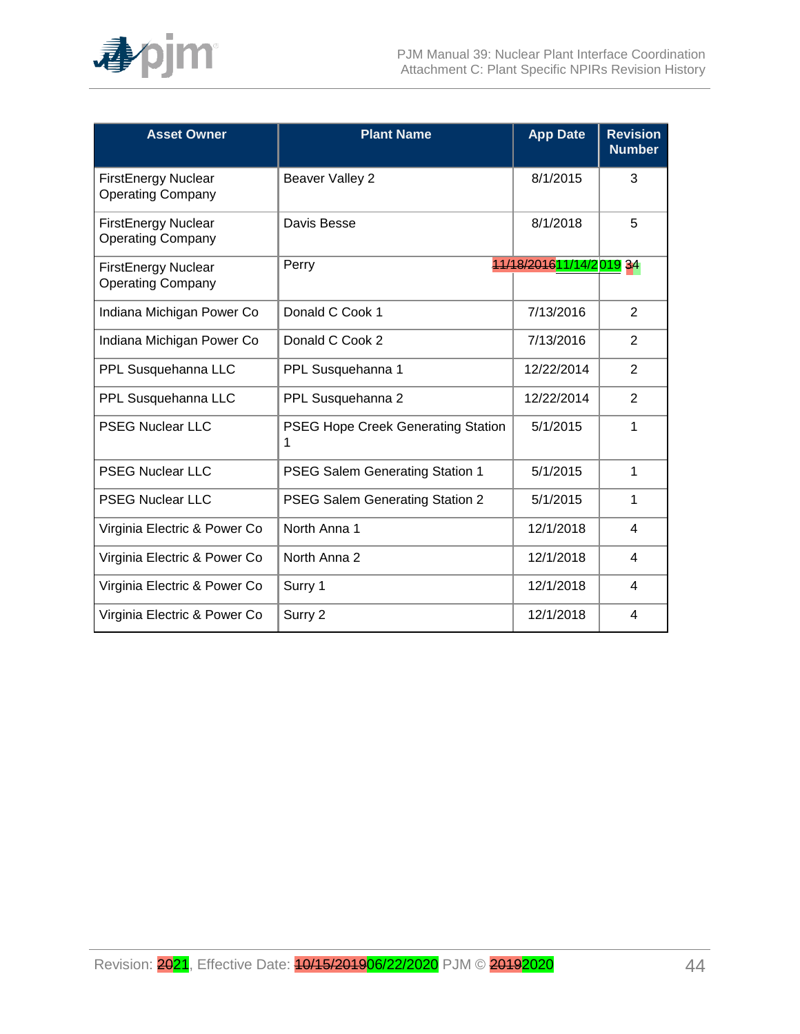| Asset Owner | Plant Name | App Date | Revision Number |
|---|---|---|---|
| FirstEnergy Nuclear Operating Company | Beaver Valley 2 | 8/1/2015 | 3 |
| FirstEnergy Nuclear Operating Company | Davis Besse | 8/1/2018 | 5 |
| FirstEnergy Nuclear Operating Company | Perry | ~~11/18/2016~~11/14/2019 | ~~3~~4 |
| Indiana Michigan Power Co | Donald C Cook 1 | 7/13/2016 | 2 |
| Indiana Michigan Power Co | Donald C Cook 2 | 7/13/2016 | 2 |
| PPL Susquehanna LLC | PPL Susquehanna 1 | 12/22/2014 | 2 |
| PPL Susquehanna LLC | PPL Susquehanna 2 | 12/22/2014 | 2 |
| PSEG Nuclear LLC | PSEG Hope Creek Generating Station 1 | 5/1/2015 | 1 |
| PSEG Nuclear LLC | PSEG Salem Generating Station 1 | 5/1/2015 | 1 |
| PSEG Nuclear LLC | PSEG Salem Generating Station 2 | 5/1/2015 | 1 |
| Virginia Electric & Power Co | North Anna 1 | 12/1/2018 | 4 |
| Virginia Electric & Power Co | North Anna 2 | 12/1/2018 | 4 |
| Virginia Electric & Power Co | Surry 1 | 12/1/2018 | 4 |
| Virginia Electric & Power Co | Surry 2 | 12/1/2018 | 4 |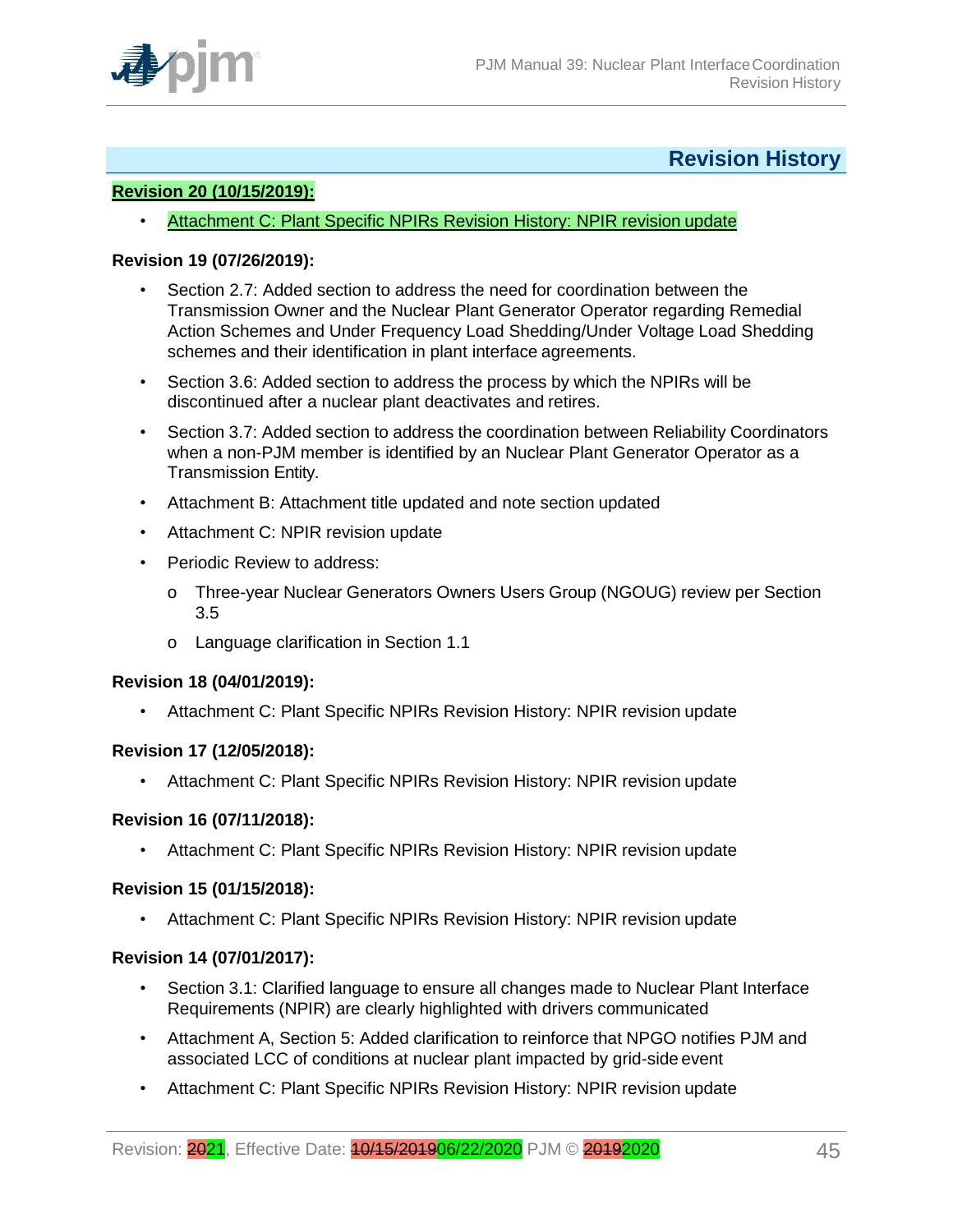## Revision History

**Revision 20 (10/15/2019):**

- Attachment C: Plant Specific NPIRs Revision History: NPIR revision update

**Revision 19 (07/26/2019):**

- Section 2.7: Added section to address the need for coordination between the Transmission Owner and the Nuclear Plant Generator Operator regarding Remedial Action Schemes and Under Frequency Load Shedding/Under Voltage Load Shedding schemes and their identification in plant interface agreements.
- Section 3.6: Added section to address the process by which the NPIRs will be discontinued after a nuclear plant deactivates and retires.
- Section 3.7: Added section to address the coordination between Reliability Coordinators when a non-PJM member is identified by an Nuclear Plant Generator Operator as a Transmission Entity.
- Attachment B: Attachment title updated and note section updated
- Attachment C: NPIR revision update
- Periodic Review to address:
  - Three-year Nuclear Generators Owners Users Group (NGOUG) review per Section 3.5
  - Language clarification in Section 1.1

**Revision 18 (04/01/2019):**

- Attachment C: Plant Specific NPIRs Revision History: NPIR revision update

**Revision 17 (12/05/2018):**

- Attachment C: Plant Specific NPIRs Revision History: NPIR revision update

**Revision 16 (07/11/2018):**

- Attachment C: Plant Specific NPIRs Revision History: NPIR revision update

**Revision 15 (01/15/2018):**

- Attachment C: Plant Specific NPIRs Revision History: NPIR revision update

**Revision 14 (07/01/2017):**

- Section 3.1: Clarified language to ensure all changes made to Nuclear Plant Interface Requirements (NPIR) are clearly highlighted with drivers communicated
- Attachment A, Section 5: Added clarification to reinforce that NPGO notifies PJM and associated LCC of conditions at nuclear plant impacted by grid-side event
- Attachment C: Plant Specific NPIRs Revision History: NPIR revision update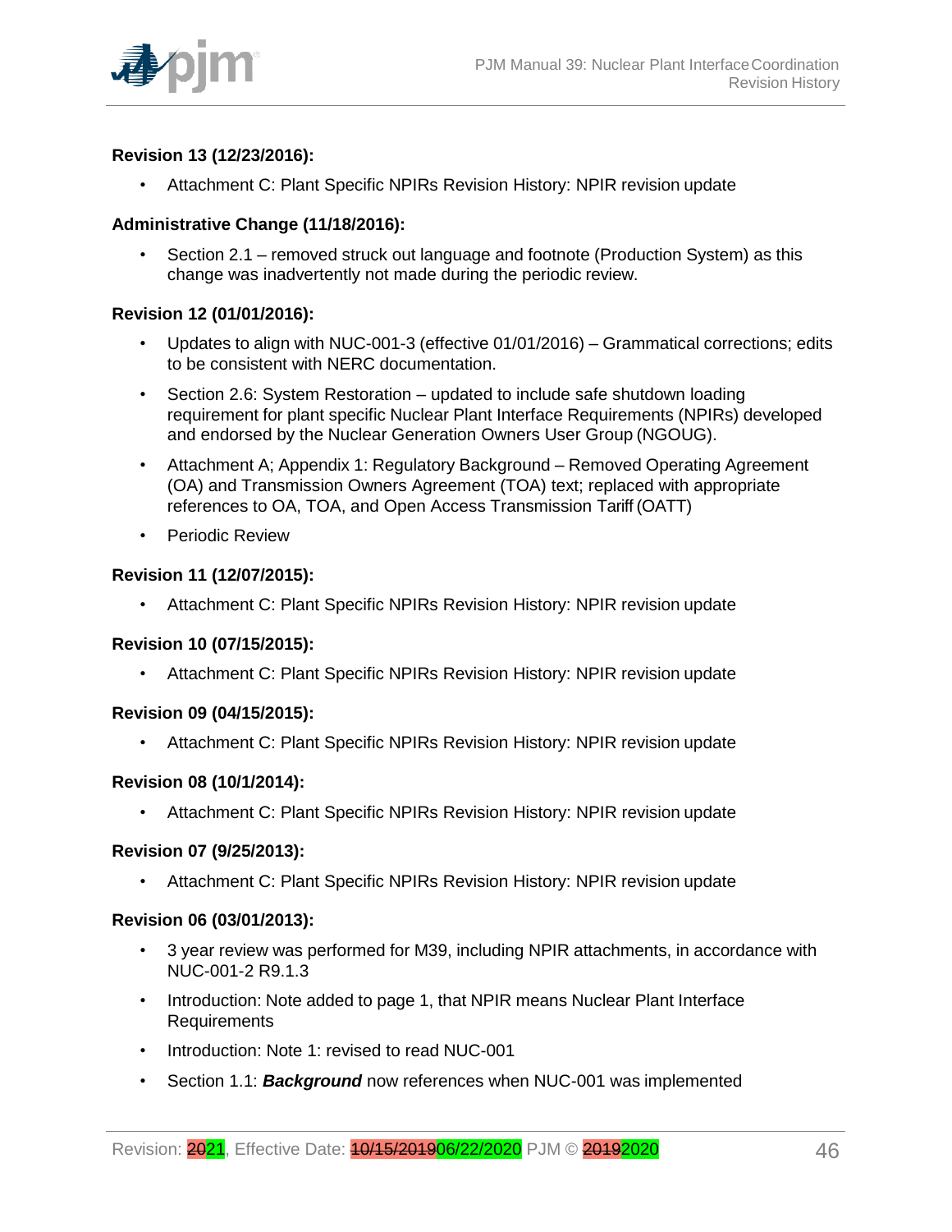**Revision 13 (12/23/2016):**

- Attachment C: Plant Specific NPIRs Revision History: NPIR revision update

**Administrative Change (11/18/2016):**

- Section 2.1 – removed struck out language and footnote (Production System) as this change was inadvertently not made during the periodic review.

**Revision 12 (01/01/2016):**

- Updates to align with NUC-001-3 (effective 01/01/2016) – Grammatical corrections; edits to be consistent with NERC documentation.
- Section 2.6: System Restoration – updated to include safe shutdown loading requirement for plant specific Nuclear Plant Interface Requirements (NPIRs) developed and endorsed by the Nuclear Generation Owners User Group (NGOUG).
- Attachment A; Appendix 1: Regulatory Background – Removed Operating Agreement (OA) and Transmission Owners Agreement (TOA) text; replaced with appropriate references to OA, TOA, and Open Access Transmission Tariff (OATT)
- Periodic Review

**Revision 11 (12/07/2015):**

- Attachment C: Plant Specific NPIRs Revision History: NPIR revision update

**Revision 10 (07/15/2015):**

- Attachment C: Plant Specific NPIRs Revision History: NPIR revision update

**Revision 09 (04/15/2015):**

- Attachment C: Plant Specific NPIRs Revision History: NPIR revision update

**Revision 08 (10/1/2014):**

- Attachment C: Plant Specific NPIRs Revision History: NPIR revision update

**Revision 07 (9/25/2013):**

- Attachment C: Plant Specific NPIRs Revision History: NPIR revision update

**Revision 06 (03/01/2013):**

- 3 year review was performed for M39, including NPIR attachments, in accordance with NUC-001-2 R9.1.3
- Introduction: Note added to page 1, that NPIR means Nuclear Plant Interface Requirements
- Introduction: Note 1: revised to read NUC-001
- Section 1.1: ***Background*** now references when NUC-001 was implemented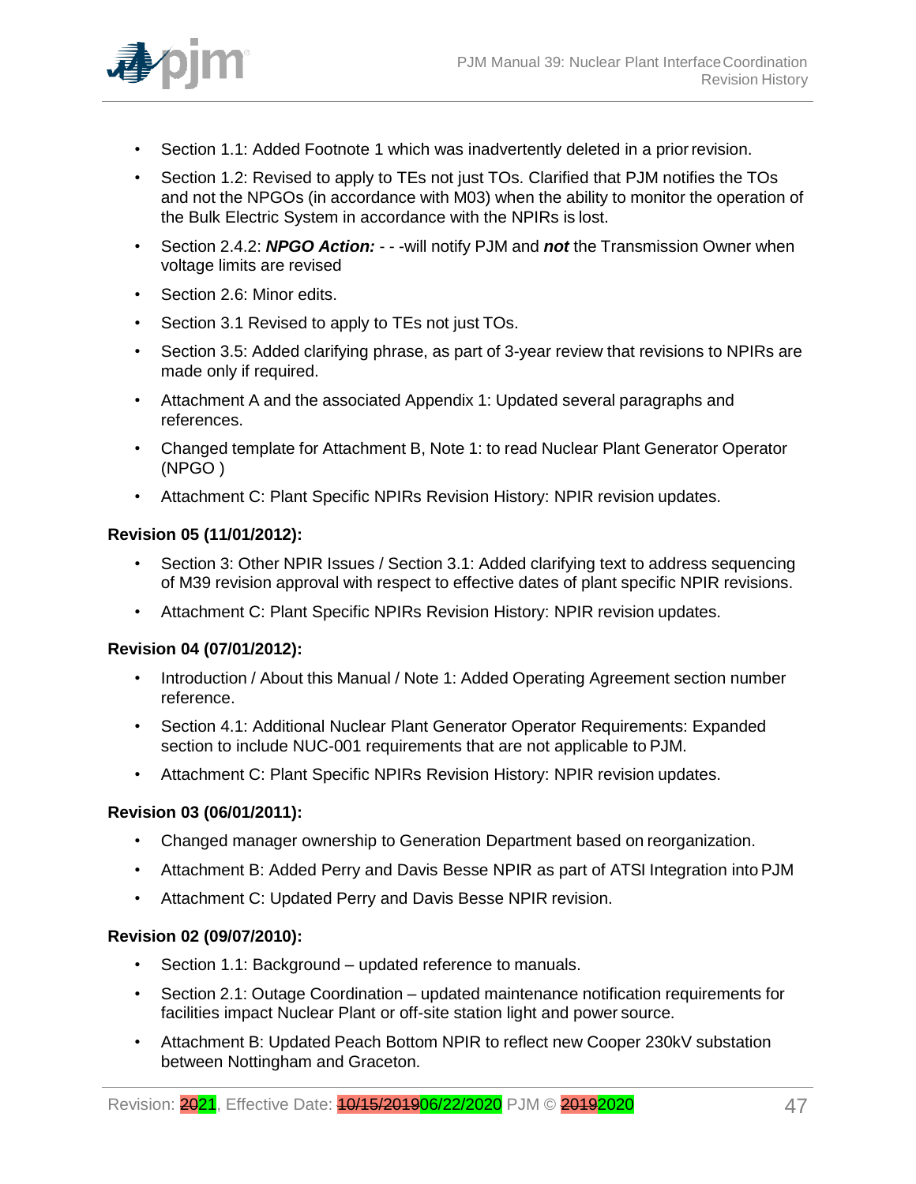- Section 1.1: Added Footnote 1 which was inadvertently deleted in a prior revision.
- Section 1.2: Revised to apply to TEs not just TOs. Clarified that PJM notifies the TOs and not the NPGOs (in accordance with M03) when the ability to monitor the operation of the Bulk Electric System in accordance with the NPIRs is lost.
- Section 2.4.2: ***NPGO Action:*** - - -will notify PJM and ***not*** the Transmission Owner when voltage limits are revised
- Section 2.6: Minor edits.
- Section 3.1 Revised to apply to TEs not just TOs.
- Section 3.5: Added clarifying phrase, as part of 3-year review that revisions to NPIRs are made only if required.
- Attachment A and the associated Appendix 1: Updated several paragraphs and references.
- Changed template for Attachment B, Note 1: to read Nuclear Plant Generator Operator (NPGO )
- Attachment C: Plant Specific NPIRs Revision History: NPIR revision updates.

**Revision 05 (11/01/2012):**

- Section 3: Other NPIR Issues / Section 3.1: Added clarifying text to address sequencing of M39 revision approval with respect to effective dates of plant specific NPIR revisions.
- Attachment C: Plant Specific NPIRs Revision History: NPIR revision updates.

**Revision 04 (07/01/2012):**

- Introduction / About this Manual / Note 1: Added Operating Agreement section number reference.
- Section 4.1: Additional Nuclear Plant Generator Operator Requirements: Expanded section to include NUC-001 requirements that are not applicable to PJM.
- Attachment C: Plant Specific NPIRs Revision History: NPIR revision updates.

**Revision 03 (06/01/2011):**

- Changed manager ownership to Generation Department based on reorganization.
- Attachment B: Added Perry and Davis Besse NPIR as part of ATSI Integration into PJM
- Attachment C: Updated Perry and Davis Besse NPIR revision.

**Revision 02 (09/07/2010):**

- Section 1.1: Background – updated reference to manuals.
- Section 2.1: Outage Coordination – updated maintenance notification requirements for facilities impact Nuclear Plant or off-site station light and power source.
- Attachment B: Updated Peach Bottom NPIR to reflect new Cooper 230kV substation between Nottingham and Graceton.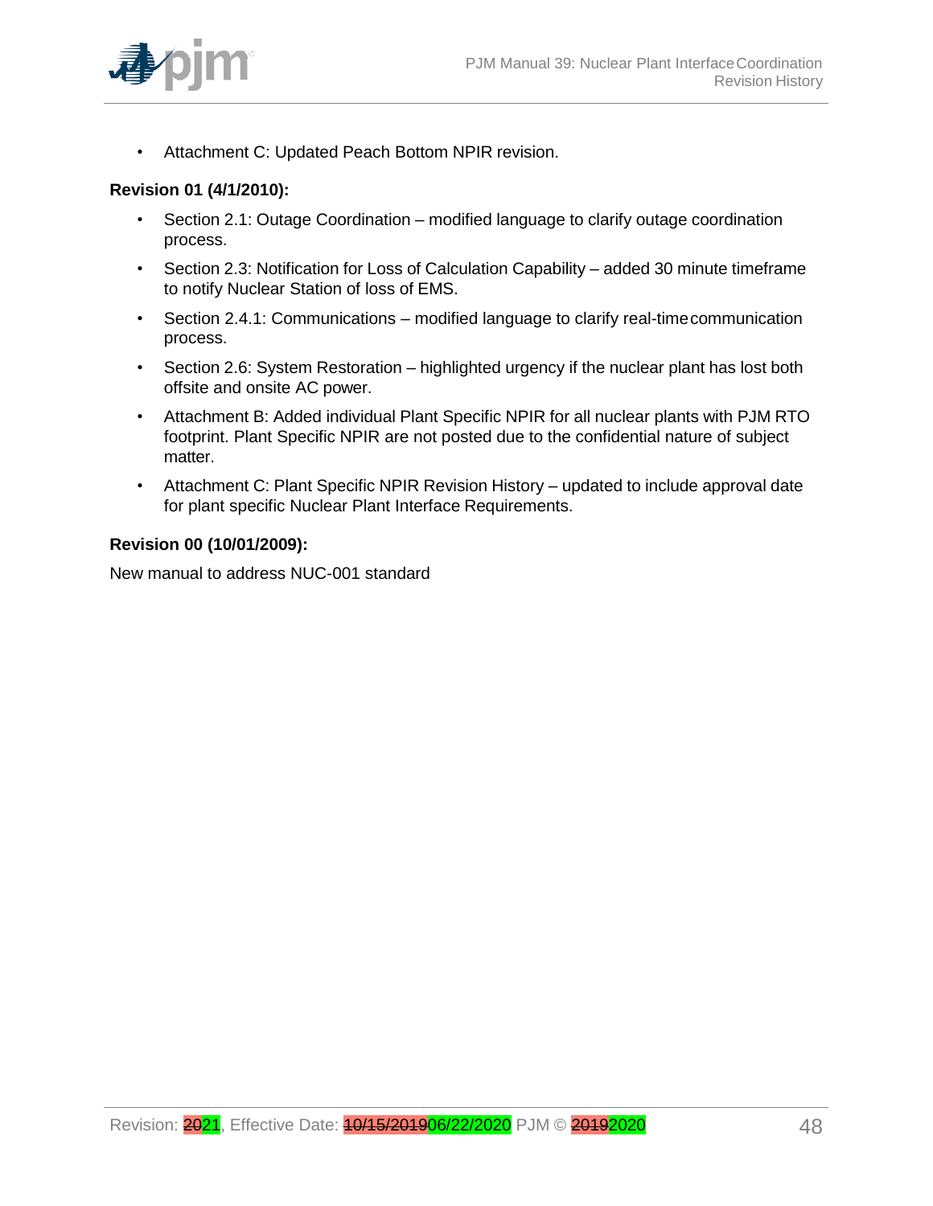- Attachment C: Updated Peach Bottom NPIR revision.

**Revision 01 (4/1/2010):**

- Section 2.1: Outage Coordination – modified language to clarify outage coordination process.
- Section 2.3: Notification for Loss of Calculation Capability – added 30 minute timeframe to notify Nuclear Station of loss of EMS.
- Section 2.4.1: Communications – modified language to clarify real-time communication process.
- Section 2.6: System Restoration – highlighted urgency if the nuclear plant has lost both offsite and onsite AC power.
- Attachment B: Added individual Plant Specific NPIR for all nuclear plants with PJM RTO footprint. Plant Specific NPIR are not posted due to the confidential nature of subject matter.
- Attachment C: Plant Specific NPIR Revision History – updated to include approval date for plant specific Nuclear Plant Interface Requirements.

**Revision 00 (10/01/2009):**

New manual to address NUC-001 standard